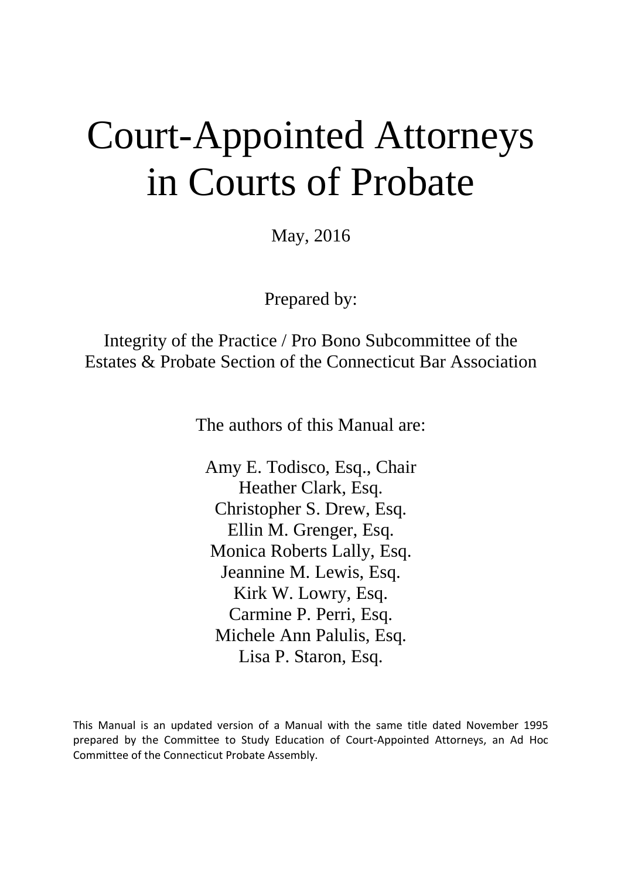# Court-Appointed Attorneys in Courts of Probate

May, 2016

Prepared by:

Integrity of the Practice / Pro Bono Subcommittee of the Estates & Probate Section of the Connecticut Bar Association

The authors of this Manual are:

Amy E. Todisco, Esq., Chair
Heather Clark, Esq.
Christopher S. Drew, Esq.
Ellin M. Grenger, Esq.
Monica Roberts Lally, Esq.
Jeannine M. Lewis, Esq.
Kirk W. Lowry, Esq.
Carmine P. Perri, Esq.
Michele Ann Palulis, Esq.
Lisa P. Staron, Esq.

This Manual is an updated version of a Manual with the same title dated November 1995 prepared by the Committee to Study Education of Court-Appointed Attorneys, an Ad Hoc Committee of the Connecticut Probate Assembly.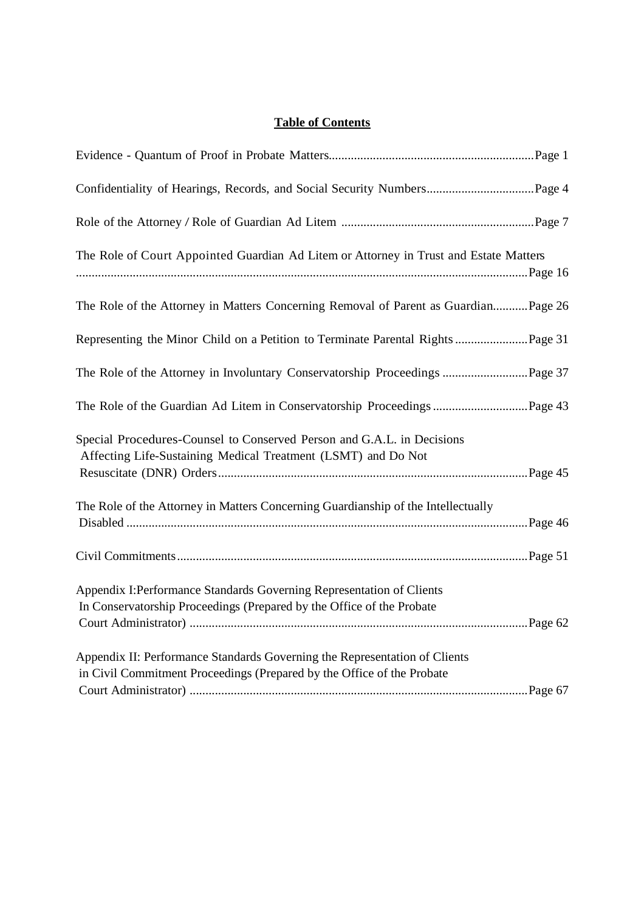# Table of Contents

Evidence - Quantum of Proof in Probate Matters....................................................................Page 1

Confidentiality of Hearings, Records, and Social Security Numbers..................................Page 4

Role of the Attorney / Role of Guardian Ad Litem ............................................................Page 7

The Role of Court Appointed Guardian Ad Litem or Attorney in Trust and Estate Matters .............................................................................................................................................Page 16

The Role of the Attorney in Matters Concerning Removal of Parent as Guardian...........Page 26

Representing the Minor Child on a Petition to Terminate Parental Rights.......................Page 31

The Role of the Attorney in Involuntary Conservatorship Proceedings ...........................Page 37

The Role of the Guardian Ad Litem in Conservatorship Proceedings..............................Page 43

Special Procedures-Counsel to Conserved Person and G.A.L. in Decisions Affecting Life-Sustaining Medical Treatment (LSMT) and Do Not Resuscitate (DNR) Orders.................................................................................................Page 45

The Role of the Attorney in Matters Concerning Guardianship of the Intellectually Disabled ..............................................................................................................................Page 46

Civil Commitments..............................................................................................................Page 51

Appendix I:Performance Standards Governing Representation of Clients In Conservatorship Proceedings (Prepared by the Office of the Probate Court Administrator) ..........................................................................................................Page 62

Appendix II: Performance Standards Governing the Representation of Clients in Civil Commitment Proceedings (Prepared by the Office of the Probate Court Administrator) ..........................................................................................................Page 67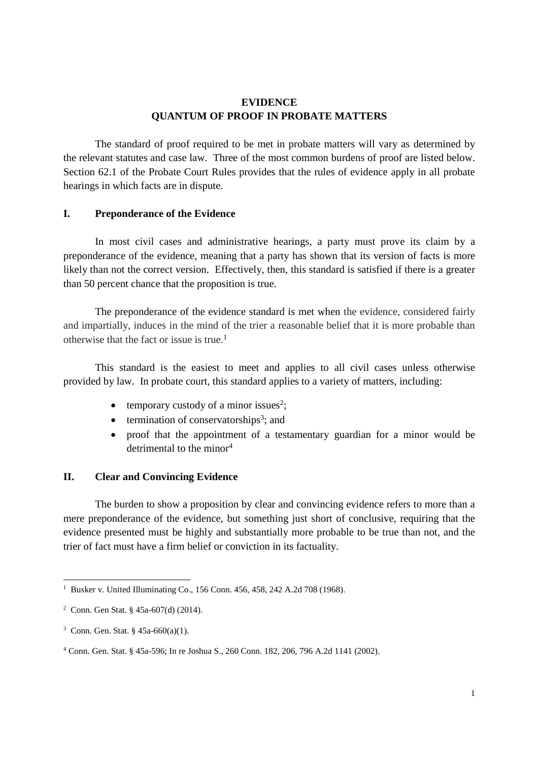**EVIDENCE**
**QUANTUM OF PROOF IN PROBATE MATTERS**

The standard of proof required to be met in probate matters will vary as determined by the relevant statutes and case law. Three of the most common burdens of proof are listed below. Section 62.1 of the Probate Court Rules provides that the rules of evidence apply in all probate hearings in which facts are in dispute.

## I. Preponderance of the Evidence

In most civil cases and administrative hearings, a party must prove its claim by a preponderance of the evidence, meaning that a party has shown that its version of facts is more likely than not the correct version. Effectively, then, this standard is satisfied if there is a greater than 50 percent chance that the proposition is true.

The preponderance of the evidence standard is met when the evidence, considered fairly and impartially, induces in the mind of the trier a reasonable belief that it is more probable than otherwise that the fact or issue is true.[1]

This standard is the easiest to meet and applies to all civil cases unless otherwise provided by law. In probate court, this standard applies to a variety of matters, including:

- temporary custody of a minor issues[2];
- termination of conservatorships[3]; and
- proof that the appointment of a testamentary guardian for a minor would be detrimental to the minor[4]

## II. Clear and Convincing Evidence

The burden to show a proposition by clear and convincing evidence refers to more than a mere preponderance of the evidence, but something just short of conclusive, requiring that the evidence presented must be highly and substantially more probable to be true than not, and the trier of fact must have a firm belief or conviction in its factuality.

---

[1] Busker v. United Illuminating Co., 156 Conn. 456, 458, 242 A.2d 708 (1968).

[2] Conn. Gen Stat. § 45a-607(d) (2014).

[3] Conn. Gen. Stat. § 45a-660(a)(1).

[4] Conn. Gen. Stat. § 45a-596; In re Joshua S., 260 Conn. 182, 206, 796 A.2d 1141 (2002).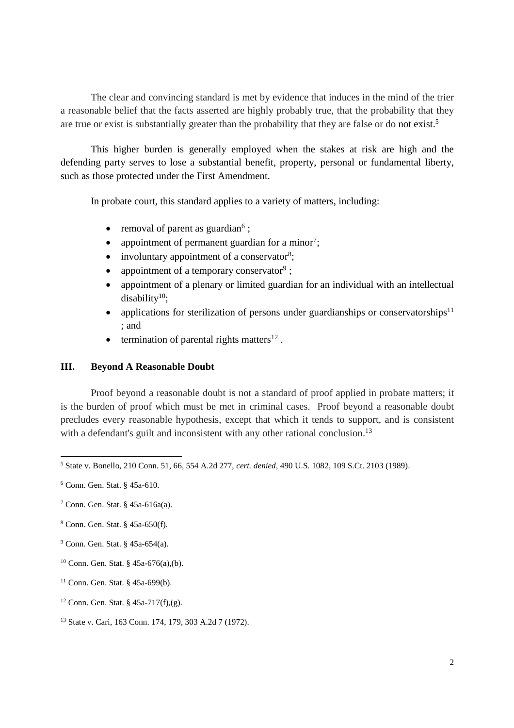The clear and convincing standard is met by evidence that induces in the mind of the trier a reasonable belief that the facts asserted are highly probably true, that the probability that they are true or exist is substantially greater than the probability that they are false or do not exist.[5]

This higher burden is generally employed when the stakes at risk are high and the defending party serves to lose a substantial benefit, property, personal or fundamental liberty, such as those protected under the First Amendment.

In probate court, this standard applies to a variety of matters, including:

- removal of parent as guardian[6] ;
- appointment of permanent guardian for a minor[7];
- involuntary appointment of a conservator[8];
- appointment of a temporary conservator[9] ;
- appointment of a plenary or limited guardian for an individual with an intellectual disability[10];
- applications for sterilization of persons under guardianships or conservatorships[11] ; and
- termination of parental rights matters[12] .

## III. Beyond A Reasonable Doubt

Proof beyond a reasonable doubt is not a standard of proof applied in probate matters; it is the burden of proof which must be met in criminal cases. Proof beyond a reasonable doubt precludes every reasonable hypothesis, except that which it tends to support, and is consistent with a defendant's guilt and inconsistent with any other rational conclusion.[13]

---

[5] State v. Bonello, 210 Conn. 51, 66, 554 A.2d 277, *cert. denied*, 490 U.S. 1082, 109 S.Ct. 2103 (1989).

[6] Conn. Gen. Stat. § 45a-610.

[7] Conn. Gen. Stat. § 45a-616a(a).

[8] Conn. Gen. Stat. § 45a-650(f).

[9] Conn. Gen. Stat. § 45a-654(a).

[10] Conn. Gen. Stat. § 45a-676(a),(b).

[11] Conn. Gen. Stat. § 45a-699(b).

[12] Conn. Gen. Stat. § 45a-717(f),(g).

[13] State v. Cari, 163 Conn. 174, 179, 303 A.2d 7 (1972).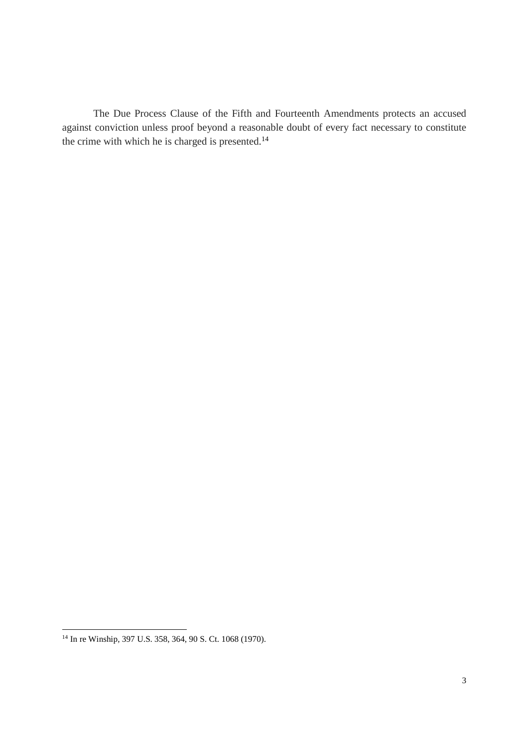The Due Process Clause of the Fifth and Fourteenth Amendments protects an accused against conviction unless proof beyond a reasonable doubt of every fact necessary to constitute the crime with which he is charged is presented.[14]

---

[14] In re Winship, 397 U.S. 358, 364, 90 S. Ct. 1068 (1970).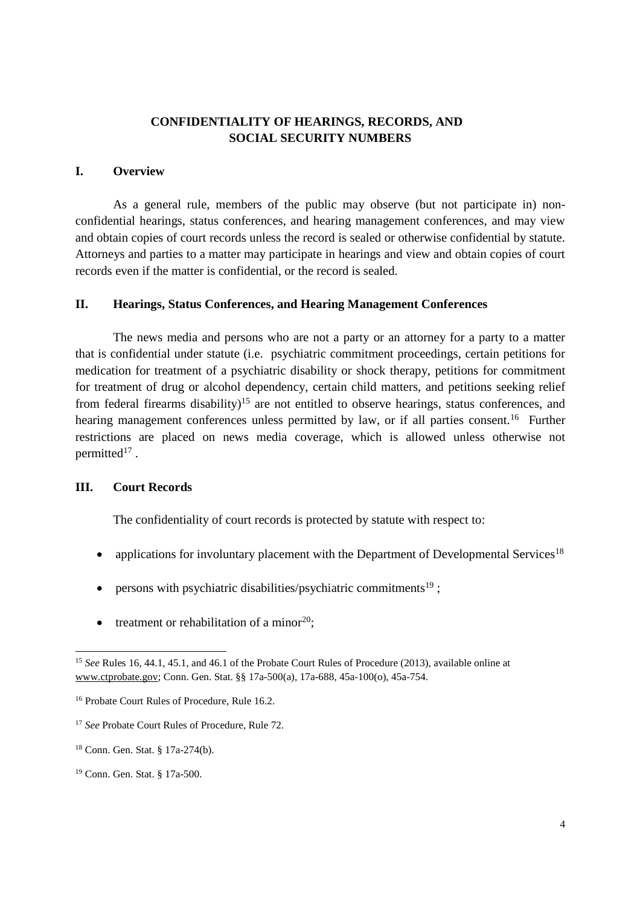## CONFIDENTIALITY OF HEARINGS, RECORDS, AND SOCIAL SECURITY NUMBERS

### I. Overview

As a general rule, members of the public may observe (but not participate in) non-confidential hearings, status conferences, and hearing management conferences, and may view and obtain copies of court records unless the record is sealed or otherwise confidential by statute. Attorneys and parties to a matter may participate in hearings and view and obtain copies of court records even if the matter is confidential, or the record is sealed.

### II. Hearings, Status Conferences, and Hearing Management Conferences

The news media and persons who are not a party or an attorney for a party to a matter that is confidential under statute (i.e. psychiatric commitment proceedings, certain petitions for medication for treatment of a psychiatric disability or shock therapy, petitions for commitment for treatment of drug or alcohol dependency, certain child matters, and petitions seeking relief from federal firearms disability)[15] are not entitled to observe hearings, status conferences, and hearing management conferences unless permitted by law, or if all parties consent.[16] Further restrictions are placed on news media coverage, which is allowed unless otherwise not permitted[17] .

### III. Court Records

The confidentiality of court records is protected by statute with respect to:

- applications for involuntary placement with the Department of Developmental Services[18]
- persons with psychiatric disabilities/psychiatric commitments[19] ;
- treatment or rehabilitation of a minor[20];

---

[15] *See* Rules 16, 44.1, 45.1, and 46.1 of the Probate Court Rules of Procedure (2013), available online at www.ctprobate.gov; Conn. Gen. Stat. §§ 17a-500(a), 17a-688, 45a-100(o), 45a-754.

[16] Probate Court Rules of Procedure, Rule 16.2.

[17] *See* Probate Court Rules of Procedure, Rule 72.

[18] Conn. Gen. Stat. § 17a-274(b).

[19] Conn. Gen. Stat. § 17a-500.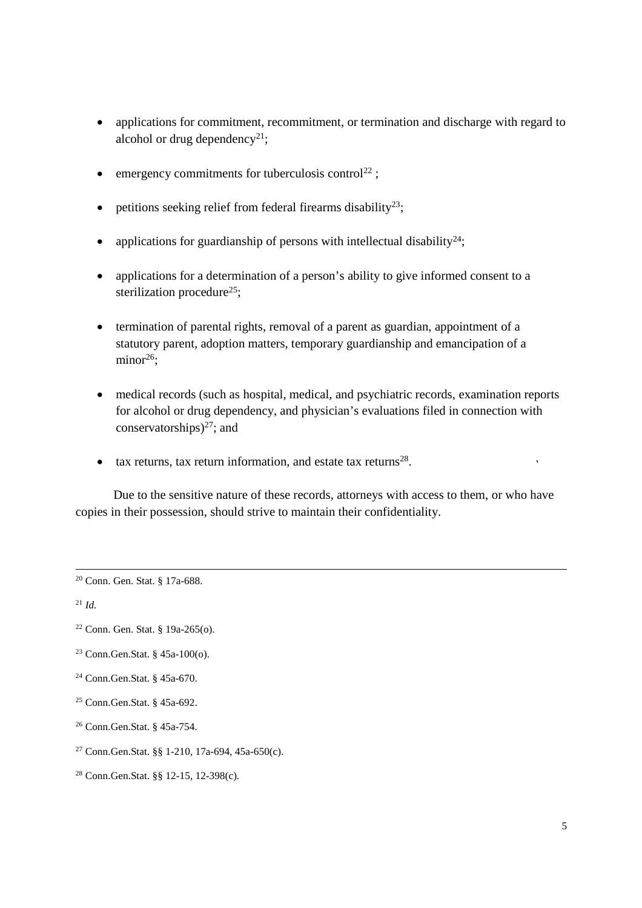- applications for commitment, recommitment, or termination and discharge with regard to alcohol or drug dependency[21];
- emergency commitments for tuberculosis control[22] ;
- petitions seeking relief from federal firearms disability[23];
- applications for guardianship of persons with intellectual disability[24];
- applications for a determination of a person's ability to give informed consent to a sterilization procedure[25];
- termination of parental rights, removal of a parent as guardian, appointment of a statutory parent, adoption matters, temporary guardianship and emancipation of a minor[26];
- medical records (such as hospital, medical, and psychiatric records, examination reports for alcohol or drug dependency, and physician's evaluations filed in connection with conservatorships)[27]; and
- tax returns, tax return information, and estate tax returns[28].

Due to the sensitive nature of these records, attorneys with access to them, or who have copies in their possession, should strive to maintain their confidentiality.

---

[20] Conn. Gen. Stat. § 17a-688.

[21] *Id.*

[22] Conn. Gen. Stat. § 19a-265(o).

[23] Conn.Gen.Stat. § 45a-100(o).

[24] Conn.Gen.Stat. § 45a-670.

[25] Conn.Gen.Stat. § 45a-692.

[26] Conn.Gen.Stat. § 45a-754.

[27] Conn.Gen.Stat. §§ 1-210, 17a-694, 45a-650(c).

[28] Conn.Gen.Stat. §§ 12-15, 12-398(c).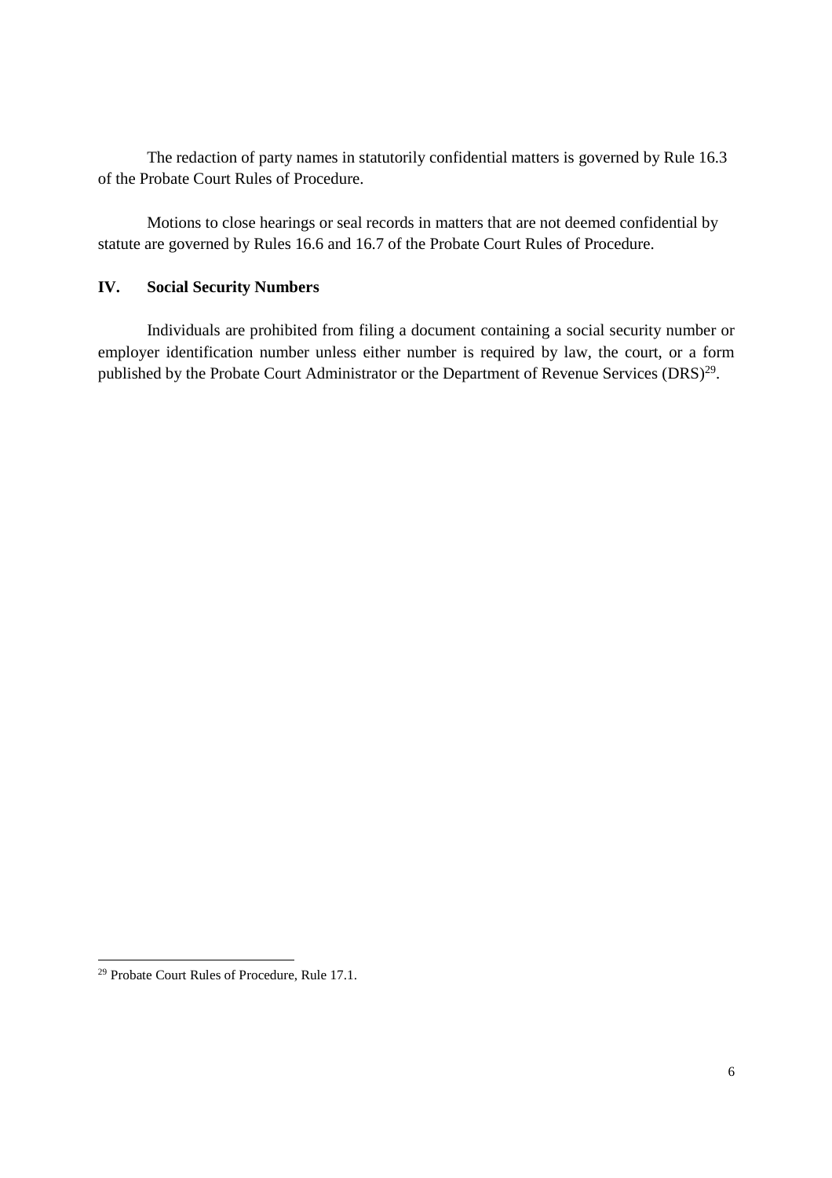The redaction of party names in statutorily confidential matters is governed by Rule 16.3 of the Probate Court Rules of Procedure.

Motions to close hearings or seal records in matters that are not deemed confidential by statute are governed by Rules 16.6 and 16.7 of the Probate Court Rules of Procedure.

## IV. Social Security Numbers

Individuals are prohibited from filing a document containing a social security number or employer identification number unless either number is required by law, the court, or a form published by the Probate Court Administrator or the Department of Revenue Services (DRS)[29].

[29] Probate Court Rules of Procedure, Rule 17.1.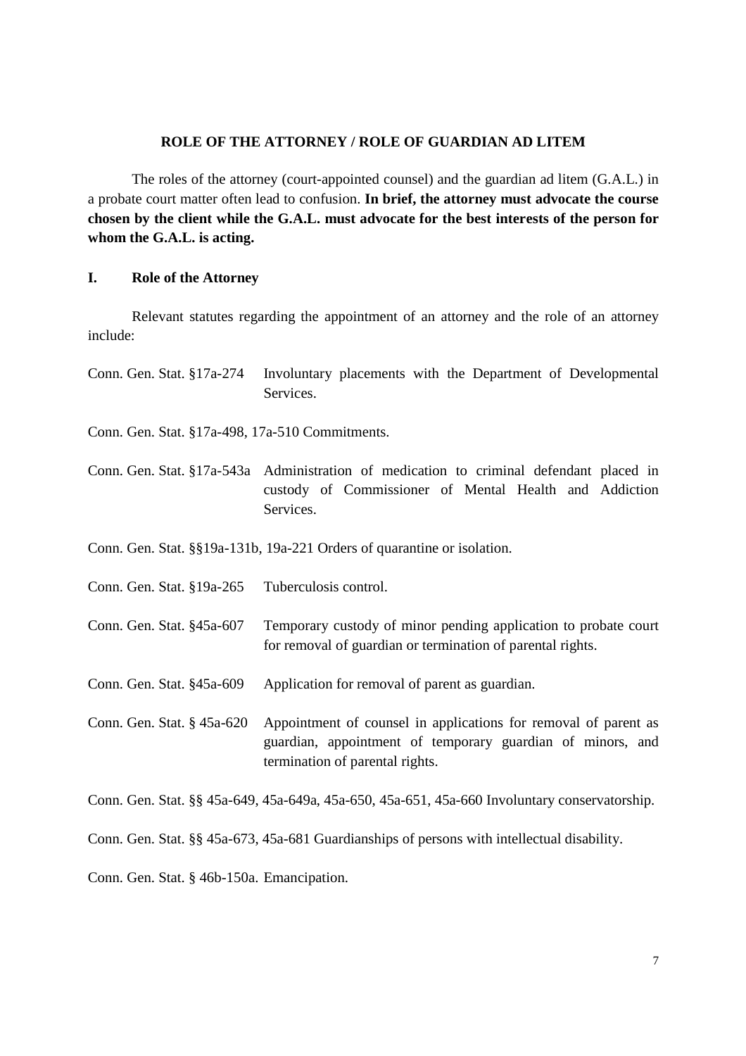## ROLE OF THE ATTORNEY / ROLE OF GUARDIAN AD LITEM

The roles of the attorney (court-appointed counsel) and the guardian ad litem (G.A.L.) in a probate court matter often lead to confusion. **In brief, the attorney must advocate the course chosen by the client while the G.A.L. must advocate for the best interests of the person for whom the G.A.L. is acting.**

### I. Role of the Attorney

Relevant statutes regarding the appointment of an attorney and the role of an attorney include:

Conn. Gen. Stat. §17a-274 Involuntary placements with the Department of Developmental Services.

Conn. Gen. Stat. §17a-498, 17a-510 Commitments.

Conn. Gen. Stat. §17a-543a Administration of medication to criminal defendant placed in custody of Commissioner of Mental Health and Addiction Services.

Conn. Gen. Stat. §§19a-131b, 19a-221 Orders of quarantine or isolation.

Conn. Gen. Stat. §19a-265 Tuberculosis control.

Conn. Gen. Stat. §45a-607 Temporary custody of minor pending application to probate court for removal of guardian or termination of parental rights.

Conn. Gen. Stat. §45a-609 Application for removal of parent as guardian.

Conn. Gen. Stat. § 45a-620 Appointment of counsel in applications for removal of parent as guardian, appointment of temporary guardian of minors, and termination of parental rights.

Conn. Gen. Stat. §§ 45a-649, 45a-649a, 45a-650, 45a-651, 45a-660 Involuntary conservatorship.

Conn. Gen. Stat. §§ 45a-673, 45a-681 Guardianships of persons with intellectual disability.

Conn. Gen. Stat. § 46b-150a. Emancipation.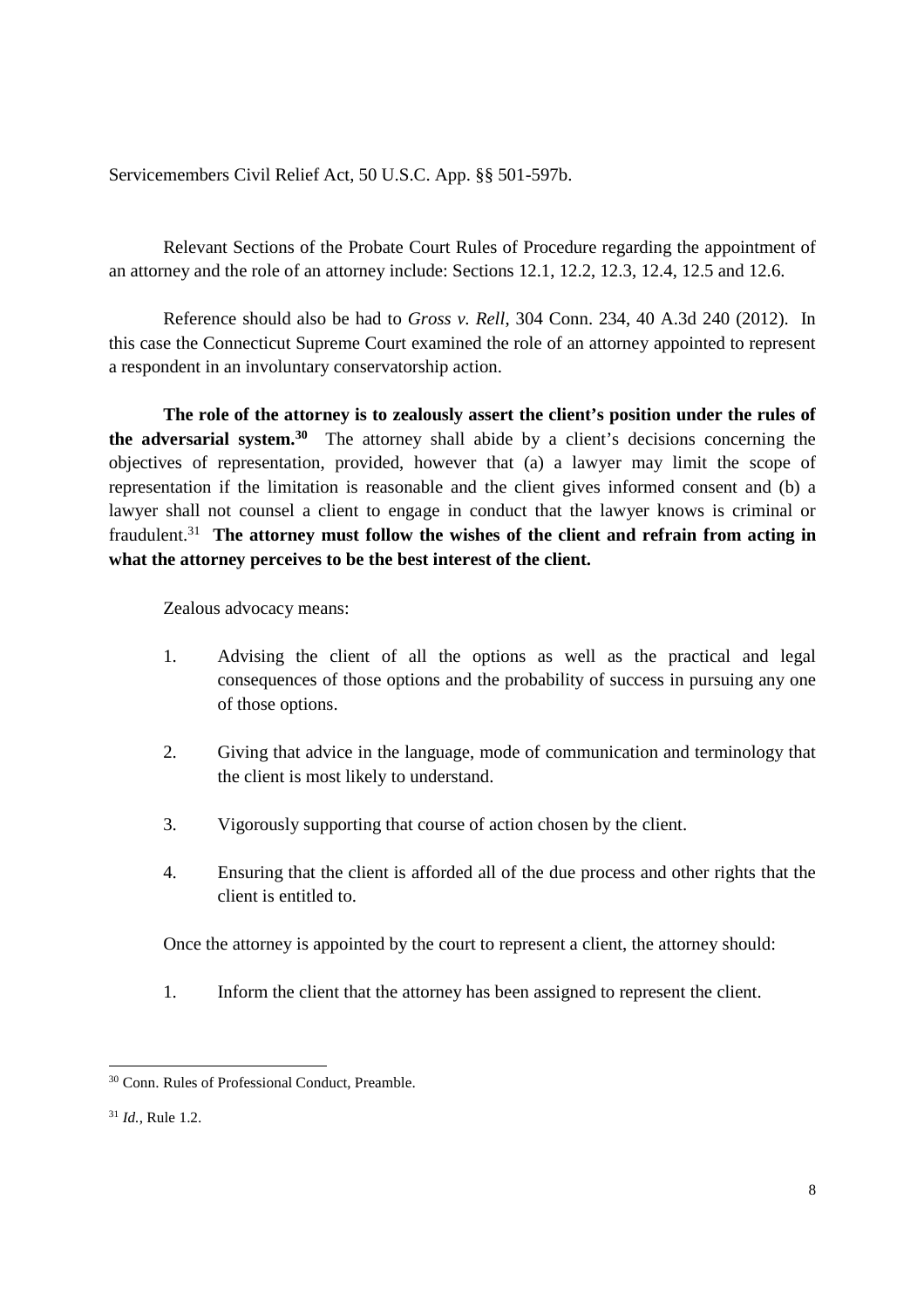Servicemembers Civil Relief Act, 50 U.S.C. App. §§ 501-597b.

Relevant Sections of the Probate Court Rules of Procedure regarding the appointment of an attorney and the role of an attorney include: Sections 12.1, 12.2, 12.3, 12.4, 12.5 and 12.6.

Reference should also be had to *Gross v. Rell*, 304 Conn. 234, 40 A.3d 240 (2012). In this case the Connecticut Supreme Court examined the role of an attorney appointed to represent a respondent in an involuntary conservatorship action.

**The role of the attorney is to zealously assert the client's position under the rules of the adversarial system.**[30] The attorney shall abide by a client's decisions concerning the objectives of representation, provided, however that (a) a lawyer may limit the scope of representation if the limitation is reasonable and the client gives informed consent and (b) a lawyer shall not counsel a client to engage in conduct that the lawyer knows is criminal or fraudulent.[31] **The attorney must follow the wishes of the client and refrain from acting in what the attorney perceives to be the best interest of the client.**

Zealous advocacy means:

1. Advising the client of all the options as well as the practical and legal consequences of those options and the probability of success in pursuing any one of those options.

2. Giving that advice in the language, mode of communication and terminology that the client is most likely to understand.

3. Vigorously supporting that course of action chosen by the client.

4. Ensuring that the client is afforded all of the due process and other rights that the client is entitled to.

Once the attorney is appointed by the court to represent a client, the attorney should:

1. Inform the client that the attorney has been assigned to represent the client.

---

[30] Conn. Rules of Professional Conduct, Preamble.

[31] *Id.*, Rule 1.2.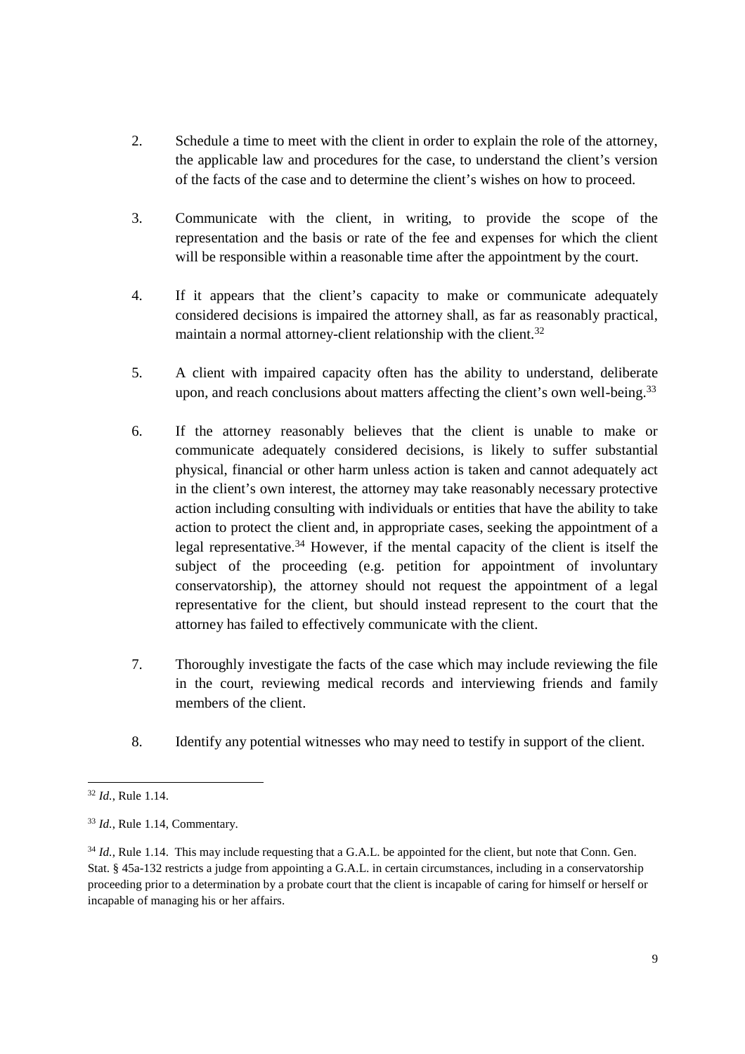2. Schedule a time to meet with the client in order to explain the role of the attorney, the applicable law and procedures for the case, to understand the client's version of the facts of the case and to determine the client's wishes on how to proceed.

3. Communicate with the client, in writing, to provide the scope of the representation and the basis or rate of the fee and expenses for which the client will be responsible within a reasonable time after the appointment by the court.

4. If it appears that the client's capacity to make or communicate adequately considered decisions is impaired the attorney shall, as far as reasonably practical, maintain a normal attorney-client relationship with the client.[32]

5. A client with impaired capacity often has the ability to understand, deliberate upon, and reach conclusions about matters affecting the client's own well-being.[33]

6. If the attorney reasonably believes that the client is unable to make or communicate adequately considered decisions, is likely to suffer substantial physical, financial or other harm unless action is taken and cannot adequately act in the client's own interest, the attorney may take reasonably necessary protective action including consulting with individuals or entities that have the ability to take action to protect the client and, in appropriate cases, seeking the appointment of a legal representative.[34] However, if the mental capacity of the client is itself the subject of the proceeding (e.g. petition for appointment of involuntary conservatorship), the attorney should not request the appointment of a legal representative for the client, but should instead represent to the court that the attorney has failed to effectively communicate with the client.

7. Thoroughly investigate the facts of the case which may include reviewing the file in the court, reviewing medical records and interviewing friends and family members of the client.

8. Identify any potential witnesses who may need to testify in support of the client.

---

[32] *Id.*, Rule 1.14.

[33] *Id.*, Rule 1.14, Commentary.

[34] *Id.*, Rule 1.14. This may include requesting that a G.A.L. be appointed for the client, but note that Conn. Gen. Stat. § 45a-132 restricts a judge from appointing a G.A.L. in certain circumstances, including in a conservatorship proceeding prior to a determination by a probate court that the client is incapable of caring for himself or herself or incapable of managing his or her affairs.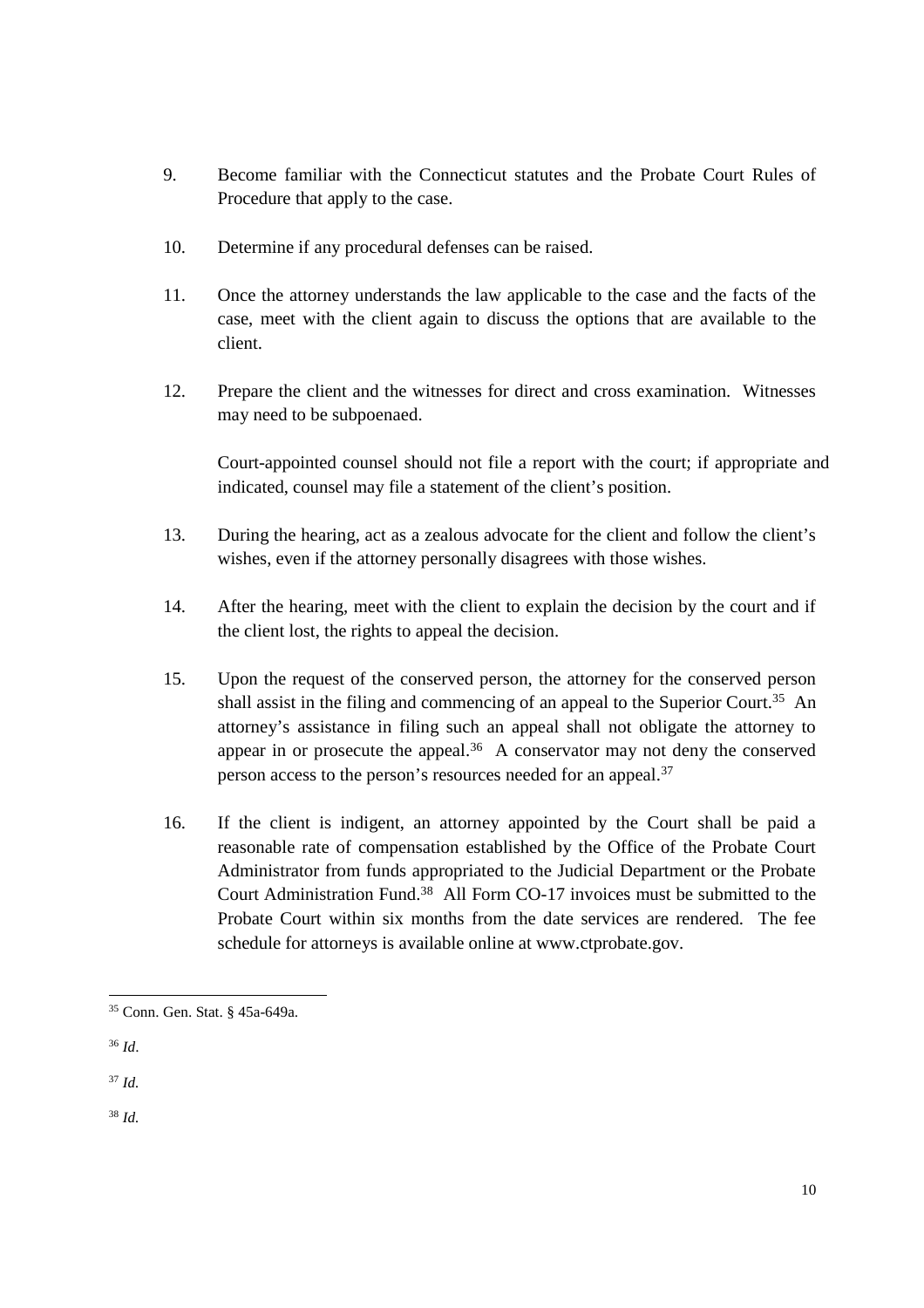9. Become familiar with the Connecticut statutes and the Probate Court Rules of Procedure that apply to the case.

10. Determine if any procedural defenses can be raised.

11. Once the attorney understands the law applicable to the case and the facts of the case, meet with the client again to discuss the options that are available to the client.

12. Prepare the client and the witnesses for direct and cross examination. Witnesses may need to be subpoenaed.

    Court-appointed counsel should not file a report with the court; if appropriate and indicated, counsel may file a statement of the client's position.

13. During the hearing, act as a zealous advocate for the client and follow the client's wishes, even if the attorney personally disagrees with those wishes.

14. After the hearing, meet with the client to explain the decision by the court and if the client lost, the rights to appeal the decision.

15. Upon the request of the conserved person, the attorney for the conserved person shall assist in the filing and commencing of an appeal to the Superior Court.[35] An attorney's assistance in filing such an appeal shall not obligate the attorney to appear in or prosecute the appeal.[36] A conservator may not deny the conserved person access to the person's resources needed for an appeal.[37]

16. If the client is indigent, an attorney appointed by the Court shall be paid a reasonable rate of compensation established by the Office of the Probate Court Administrator from funds appropriated to the Judicial Department or the Probate Court Administration Fund.[38] All Form CO-17 invoices must be submitted to the Probate Court within six months from the date services are rendered. The fee schedule for attorneys is available online at www.ctprobate.gov.

---

[35] Conn. Gen. Stat. § 45a-649a.

[36] *Id*.

[37] *Id.*

[38] *Id.*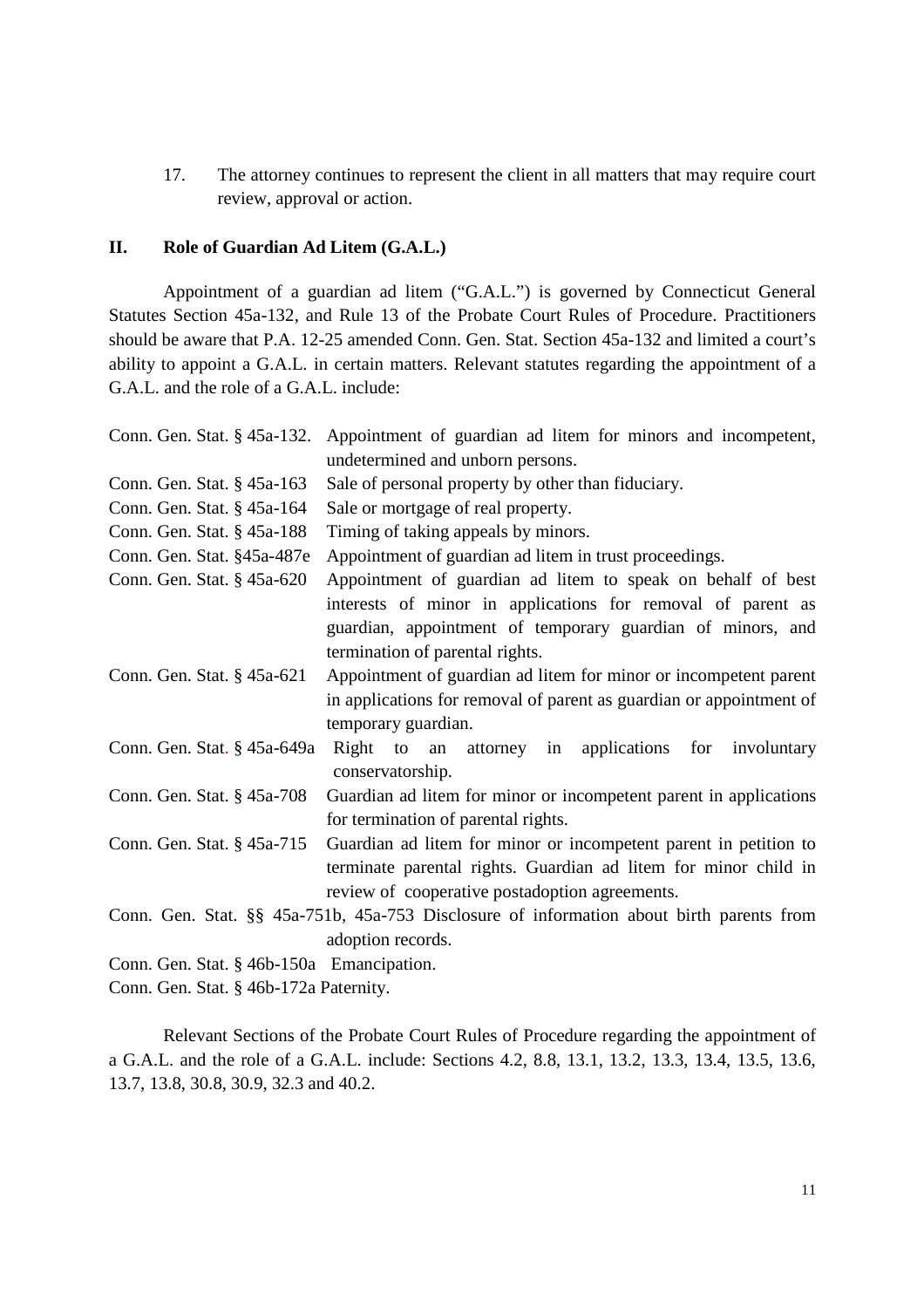17. The attorney continues to represent the client in all matters that may require court review, approval or action.

## II. Role of Guardian Ad Litem (G.A.L.)

Appointment of a guardian ad litem ("G.A.L.") is governed by Connecticut General Statutes Section 45a-132, and Rule 13 of the Probate Court Rules of Procedure. Practitioners should be aware that P.A. 12-25 amended Conn. Gen. Stat. Section 45a-132 and limited a court's ability to appoint a G.A.L. in certain matters. Relevant statutes regarding the appointment of a G.A.L. and the role of a G.A.L. include:

| | |
|---|---|
| Conn. Gen. Stat. § 45a-132. | Appointment of guardian ad litem for minors and incompetent, undetermined and unborn persons. |
| Conn. Gen. Stat. § 45a-163 | Sale of personal property by other than fiduciary. |
| Conn. Gen. Stat. § 45a-164 | Sale or mortgage of real property. |
| Conn. Gen. Stat. § 45a-188 | Timing of taking appeals by minors. |
| Conn. Gen. Stat. §45a-487e | Appointment of guardian ad litem in trust proceedings. |
| Conn. Gen. Stat. § 45a-620 | Appointment of guardian ad litem to speak on behalf of best interests of minor in applications for removal of parent as guardian, appointment of temporary guardian of minors, and termination of parental rights. |
| Conn. Gen. Stat. § 45a-621 | Appointment of guardian ad litem for minor or incompetent parent in applications for removal of parent as guardian or appointment of temporary guardian. |
| Conn. Gen. Stat. § 45a-649a | Right to an attorney in applications for involuntary conservatorship. |
| Conn. Gen. Stat. § 45a-708 | Guardian ad litem for minor or incompetent parent in applications for termination of parental rights. |
| Conn. Gen. Stat. § 45a-715 | Guardian ad litem for minor or incompetent parent in petition to terminate parental rights. Guardian ad litem for minor child in review of cooperative postadoption agreements. |
| Conn. Gen. Stat. §§ 45a-751b, 45a-753 | Disclosure of information about birth parents from adoption records. |
| Conn. Gen. Stat. § 46b-150a | Emancipation. |
| Conn. Gen. Stat. § 46b-172a | Paternity. |

Relevant Sections of the Probate Court Rules of Procedure regarding the appointment of a G.A.L. and the role of a G.A.L. include: Sections 4.2, 8.8, 13.1, 13.2, 13.3, 13.4, 13.5, 13.6, 13.7, 13.8, 30.8, 30.9, 32.3 and 40.2.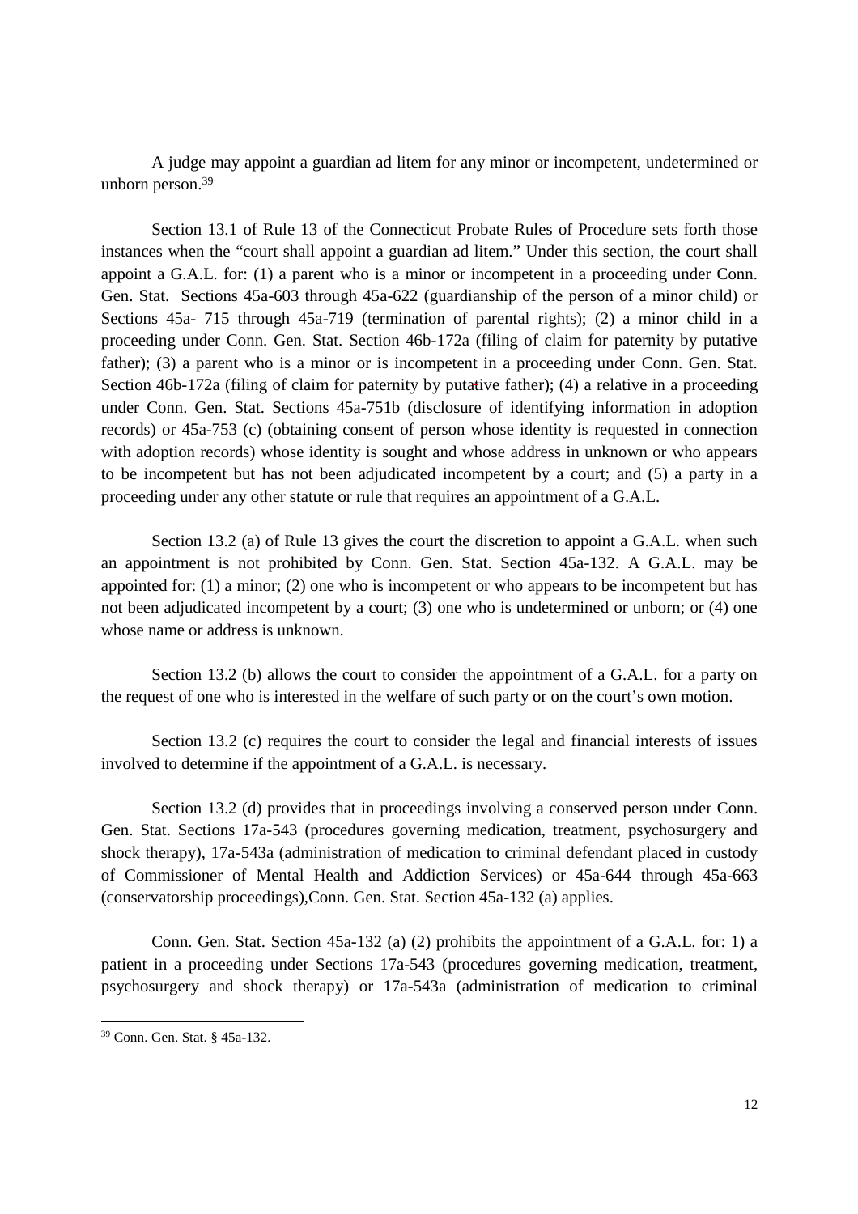A judge may appoint a guardian ad litem for any minor or incompetent, undetermined or unborn person.[39]

Section 13.1 of Rule 13 of the Connecticut Probate Rules of Procedure sets forth those instances when the "court shall appoint a guardian ad litem." Under this section, the court shall appoint a G.A.L. for: (1) a parent who is a minor or incompetent in a proceeding under Conn. Gen. Stat. Sections 45a-603 through 45a-622 (guardianship of the person of a minor child) or Sections 45a- 715 through 45a-719 (termination of parental rights); (2) a minor child in a proceeding under Conn. Gen. Stat. Section 46b-172a (filing of claim for paternity by putative father); (3) a parent who is a minor or is incompetent in a proceeding under Conn. Gen. Stat. Section 46b-172a (filing of claim for paternity by putative father); (4) a relative in a proceeding under Conn. Gen. Stat. Sections 45a-751b (disclosure of identifying information in adoption records) or 45a-753 (c) (obtaining consent of person whose identity is requested in connection with adoption records) whose identity is sought and whose address in unknown or who appears to be incompetent but has not been adjudicated incompetent by a court; and (5) a party in a proceeding under any other statute or rule that requires an appointment of a G.A.L.

Section 13.2 (a) of Rule 13 gives the court the discretion to appoint a G.A.L. when such an appointment is not prohibited by Conn. Gen. Stat. Section 45a-132. A G.A.L. may be appointed for: (1) a minor; (2) one who is incompetent or who appears to be incompetent but has not been adjudicated incompetent by a court; (3) one who is undetermined or unborn; or (4) one whose name or address is unknown.

Section 13.2 (b) allows the court to consider the appointment of a G.A.L. for a party on the request of one who is interested in the welfare of such party or on the court's own motion.

Section 13.2 (c) requires the court to consider the legal and financial interests of issues involved to determine if the appointment of a G.A.L. is necessary.

Section 13.2 (d) provides that in proceedings involving a conserved person under Conn. Gen. Stat. Sections 17a-543 (procedures governing medication, treatment, psychosurgery and shock therapy), 17a-543a (administration of medication to criminal defendant placed in custody of Commissioner of Mental Health and Addiction Services) or 45a-644 through 45a-663 (conservatorship proceedings),Conn. Gen. Stat. Section 45a-132 (a) applies.

Conn. Gen. Stat. Section 45a-132 (a) (2) prohibits the appointment of a G.A.L. for: 1) a patient in a proceeding under Sections 17a-543 (procedures governing medication, treatment, psychosurgery and shock therapy) or 17a-543a (administration of medication to criminal

[39] Conn. Gen. Stat. § 45a-132.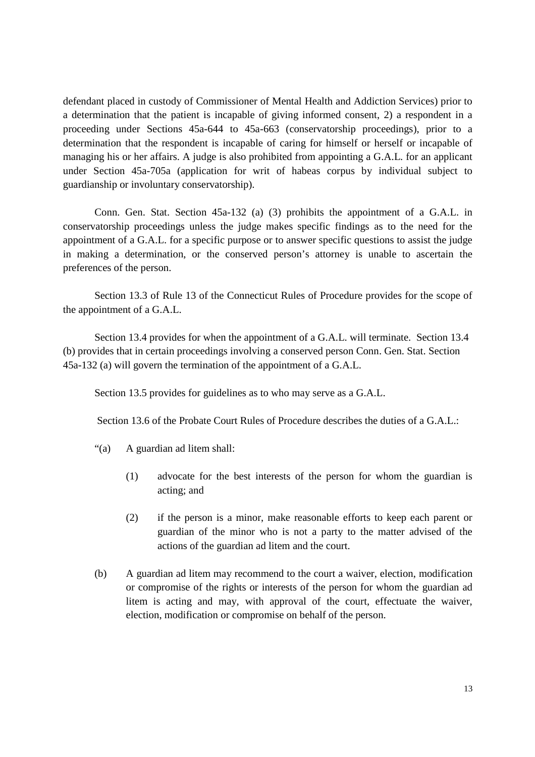defendant placed in custody of Commissioner of Mental Health and Addiction Services) prior to a determination that the patient is incapable of giving informed consent, 2) a respondent in a proceeding under Sections 45a-644 to 45a-663 (conservatorship proceedings), prior to a determination that the respondent is incapable of caring for himself or herself or incapable of managing his or her affairs. A judge is also prohibited from appointing a G.A.L. for an applicant under Section 45a-705a (application for writ of habeas corpus by individual subject to guardianship or involuntary conservatorship).

Conn. Gen. Stat. Section 45a-132 (a) (3) prohibits the appointment of a G.A.L. in conservatorship proceedings unless the judge makes specific findings as to the need for the appointment of a G.A.L. for a specific purpose or to answer specific questions to assist the judge in making a determination, or the conserved person's attorney is unable to ascertain the preferences of the person.

Section 13.3 of Rule 13 of the Connecticut Rules of Procedure provides for the scope of the appointment of a G.A.L.

Section 13.4 provides for when the appointment of a G.A.L. will terminate. Section 13.4 (b) provides that in certain proceedings involving a conserved person Conn. Gen. Stat. Section 45a-132 (a) will govern the termination of the appointment of a G.A.L.

Section 13.5 provides for guidelines as to who may serve as a G.A.L.

Section 13.6 of the Probate Court Rules of Procedure describes the duties of a G.A.L.:

"(a) A guardian ad litem shall:

(1) advocate for the best interests of the person for whom the guardian is acting; and

(2) if the person is a minor, make reasonable efforts to keep each parent or guardian of the minor who is not a party to the matter advised of the actions of the guardian ad litem and the court.

(b) A guardian ad litem may recommend to the court a waiver, election, modification or compromise of the rights or interests of the person for whom the guardian ad litem is acting and may, with approval of the court, effectuate the waiver, election, modification or compromise on behalf of the person.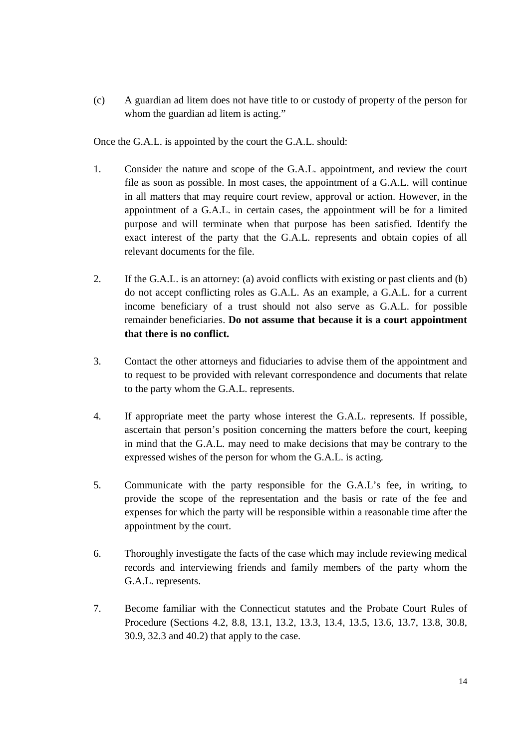(c) A guardian ad litem does not have title to or custody of property of the person for whom the guardian ad litem is acting."

Once the G.A.L. is appointed by the court the G.A.L. should:

1. Consider the nature and scope of the G.A.L. appointment, and review the court file as soon as possible. In most cases, the appointment of a G.A.L. will continue in all matters that may require court review, approval or action. However, in the appointment of a G.A.L. in certain cases, the appointment will be for a limited purpose and will terminate when that purpose has been satisfied. Identify the exact interest of the party that the G.A.L. represents and obtain copies of all relevant documents for the file.

2. If the G.A.L. is an attorney: (a) avoid conflicts with existing or past clients and (b) do not accept conflicting roles as G.A.L. As an example, a G.A.L. for a current income beneficiary of a trust should not also serve as G.A.L. for possible remainder beneficiaries. **Do not assume that because it is a court appointment that there is no conflict.**

3. Contact the other attorneys and fiduciaries to advise them of the appointment and to request to be provided with relevant correspondence and documents that relate to the party whom the G.A.L. represents.

4. If appropriate meet the party whose interest the G.A.L. represents. If possible, ascertain that person's position concerning the matters before the court, keeping in mind that the G.A.L. may need to make decisions that may be contrary to the expressed wishes of the person for whom the G.A.L. is acting.

5. Communicate with the party responsible for the G.A.L's fee, in writing, to provide the scope of the representation and the basis or rate of the fee and expenses for which the party will be responsible within a reasonable time after the appointment by the court.

6. Thoroughly investigate the facts of the case which may include reviewing medical records and interviewing friends and family members of the party whom the G.A.L. represents.

7. Become familiar with the Connecticut statutes and the Probate Court Rules of Procedure (Sections 4.2, 8.8, 13.1, 13.2, 13.3, 13.4, 13.5, 13.6, 13.7, 13.8, 30.8, 30.9, 32.3 and 40.2) that apply to the case.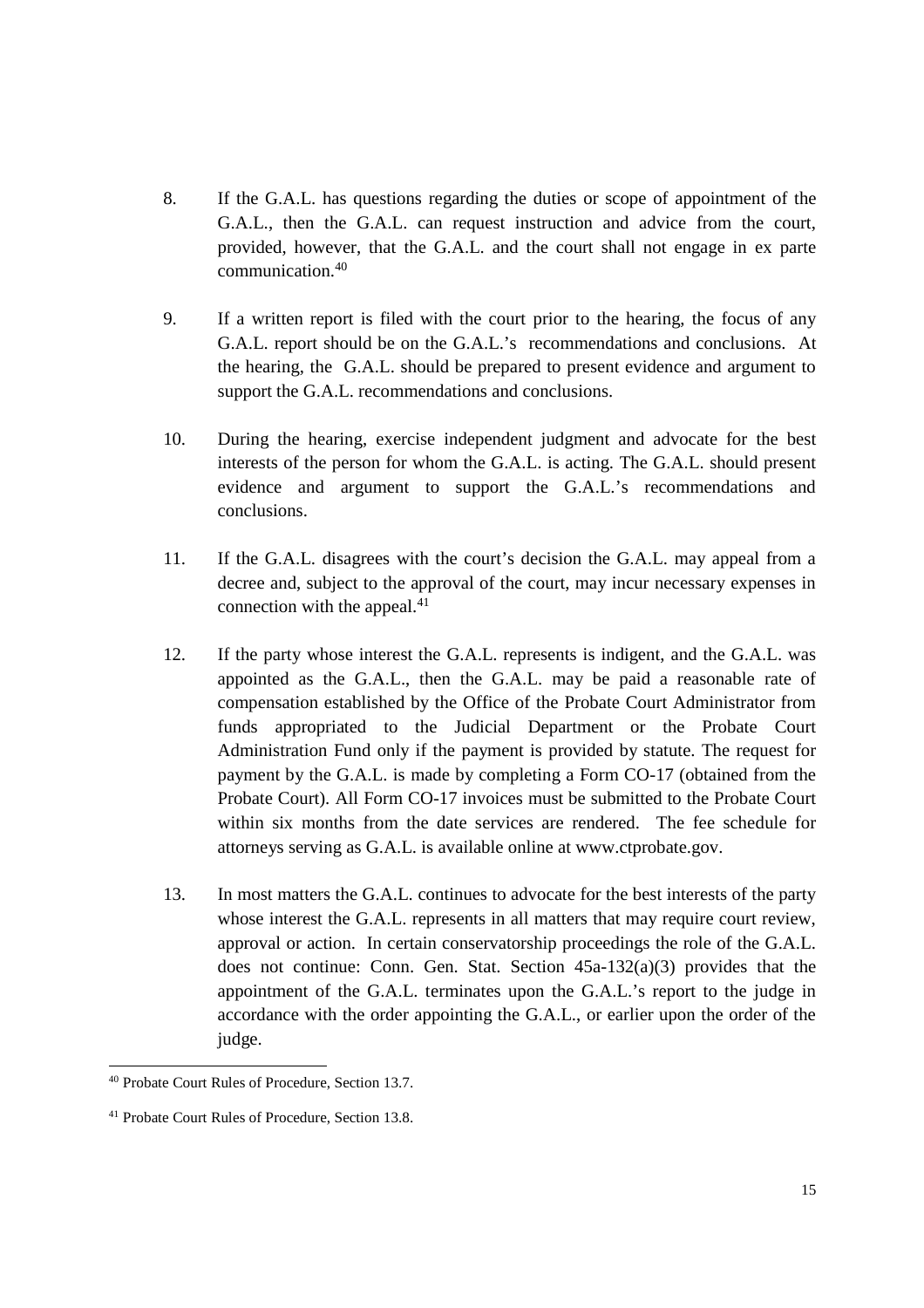8. If the G.A.L. has questions regarding the duties or scope of appointment of the G.A.L., then the G.A.L. can request instruction and advice from the court, provided, however, that the G.A.L. and the court shall not engage in ex parte communication.[40]

9. If a written report is filed with the court prior to the hearing, the focus of any G.A.L. report should be on the G.A.L.'s recommendations and conclusions. At the hearing, the G.A.L. should be prepared to present evidence and argument to support the G.A.L. recommendations and conclusions.

10. During the hearing, exercise independent judgment and advocate for the best interests of the person for whom the G.A.L. is acting. The G.A.L. should present evidence and argument to support the G.A.L.'s recommendations and conclusions.

11. If the G.A.L. disagrees with the court's decision the G.A.L. may appeal from a decree and, subject to the approval of the court, may incur necessary expenses in connection with the appeal.[41]

12. If the party whose interest the G.A.L. represents is indigent, and the G.A.L. was appointed as the G.A.L., then the G.A.L. may be paid a reasonable rate of compensation established by the Office of the Probate Court Administrator from funds appropriated to the Judicial Department or the Probate Court Administration Fund only if the payment is provided by statute. The request for payment by the G.A.L. is made by completing a Form CO-17 (obtained from the Probate Court). All Form CO-17 invoices must be submitted to the Probate Court within six months from the date services are rendered. The fee schedule for attorneys serving as G.A.L. is available online at www.ctprobate.gov.

13. In most matters the G.A.L. continues to advocate for the best interests of the party whose interest the G.A.L. represents in all matters that may require court review, approval or action. In certain conservatorship proceedings the role of the G.A.L. does not continue: Conn. Gen. Stat. Section 45a-132(a)(3) provides that the appointment of the G.A.L. terminates upon the G.A.L.'s report to the judge in accordance with the order appointing the G.A.L., or earlier upon the order of the judge.

[40] Probate Court Rules of Procedure, Section 13.7.

[41] Probate Court Rules of Procedure, Section 13.8.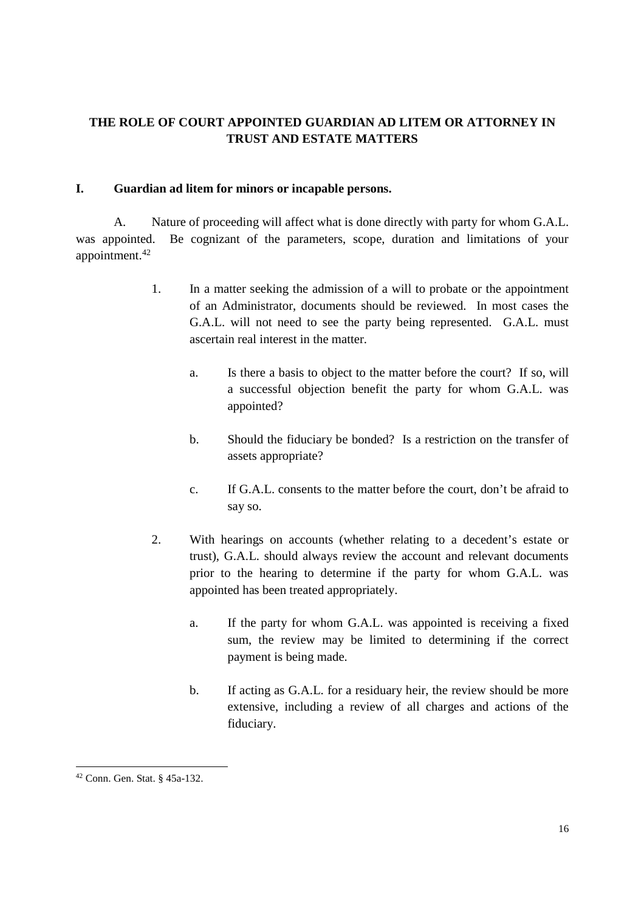# THE ROLE OF COURT APPOINTED GUARDIAN AD LITEM OR ATTORNEY IN TRUST AND ESTATE MATTERS

## I. Guardian ad litem for minors or incapable persons.

A. Nature of proceeding will affect what is done directly with party for whom G.A.L. was appointed. Be cognizant of the parameters, scope, duration and limitations of your appointment.[42]

1. In a matter seeking the admission of a will to probate or the appointment of an Administrator, documents should be reviewed. In most cases the G.A.L. will not need to see the party being represented. G.A.L. must ascertain real interest in the matter.

   a. Is there a basis to object to the matter before the court? If so, will a successful objection benefit the party for whom G.A.L. was appointed?

   b. Should the fiduciary be bonded? Is a restriction on the transfer of assets appropriate?

   c. If G.A.L. consents to the matter before the court, don't be afraid to say so.

2. With hearings on accounts (whether relating to a decedent's estate or trust), G.A.L. should always review the account and relevant documents prior to the hearing to determine if the party for whom G.A.L. was appointed has been treated appropriately.

   a. If the party for whom G.A.L. was appointed is receiving a fixed sum, the review may be limited to determining if the correct payment is being made.

   b. If acting as G.A.L. for a residuary heir, the review should be more extensive, including a review of all charges and actions of the fiduciary.

---

[42] Conn. Gen. Stat. § 45a-132.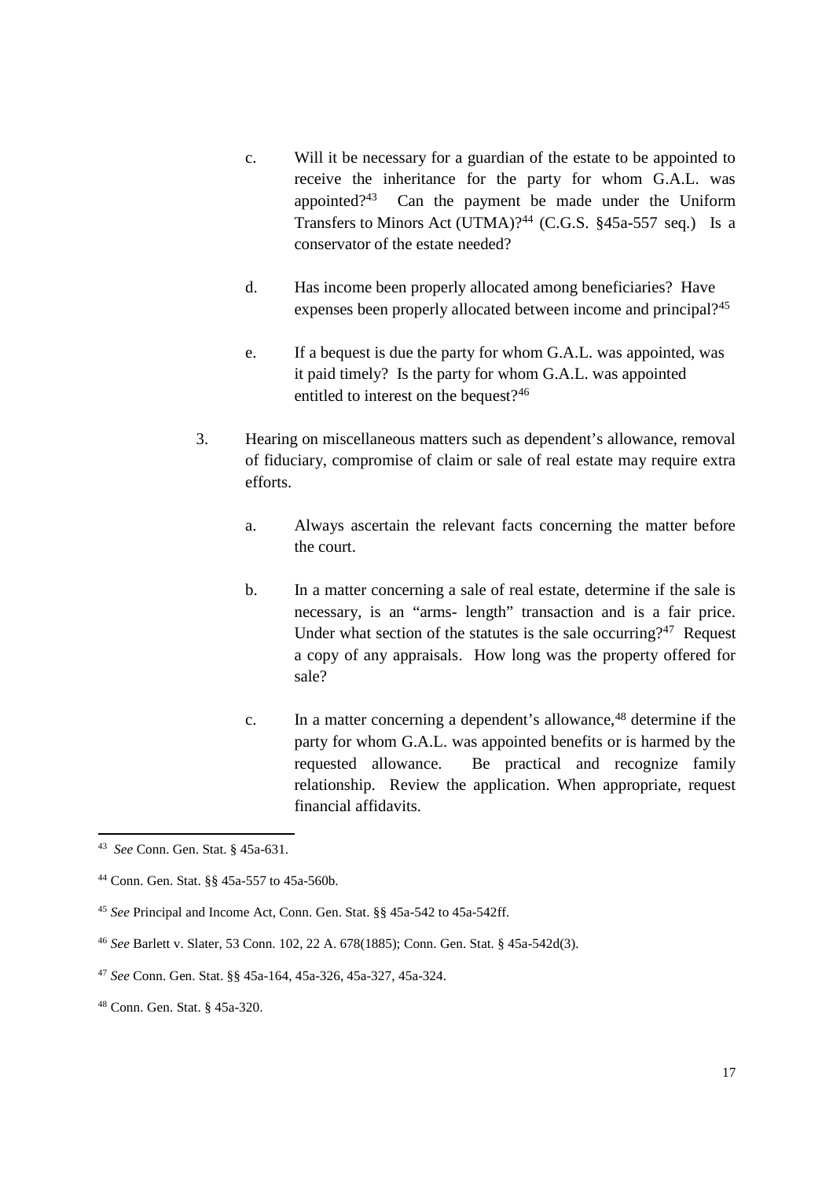c. Will it be necessary for a guardian of the estate to be appointed to receive the inheritance for the party for whom G.A.L. was appointed?[43] Can the payment be made under the Uniform Transfers to Minors Act (UTMA)?[44] (C.G.S. §45a-557 seq.) Is a conservator of the estate needed?

d. Has income been properly allocated among beneficiaries? Have expenses been properly allocated between income and principal?[45]

e. If a bequest is due the party for whom G.A.L. was appointed, was it paid timely? Is the party for whom G.A.L. was appointed entitled to interest on the bequest?[46]

3. Hearing on miscellaneous matters such as dependent's allowance, removal of fiduciary, compromise of claim or sale of real estate may require extra efforts.

   a. Always ascertain the relevant facts concerning the matter before the court.

   b. In a matter concerning a sale of real estate, determine if the sale is necessary, is an "arms- length" transaction and is a fair price. Under what section of the statutes is the sale occurring?[47] Request a copy of any appraisals. How long was the property offered for sale?

   c. In a matter concerning a dependent's allowance,[48] determine if the party for whom G.A.L. was appointed benefits or is harmed by the requested allowance. Be practical and recognize family relationship. Review the application. When appropriate, request financial affidavits.

---

[43] *See* Conn. Gen. Stat. § 45a-631.

[44] Conn. Gen. Stat. §§ 45a-557 to 45a-560b.

[45] *See* Principal and Income Act, Conn. Gen. Stat. §§ 45a-542 to 45a-542ff.

[46] *See* Barlett v. Slater, 53 Conn. 102, 22 A. 678(1885); Conn. Gen. Stat. § 45a-542d(3).

[47] *See* Conn. Gen. Stat. §§ 45a-164, 45a-326, 45a-327, 45a-324.

[48] Conn. Gen. Stat. § 45a-320.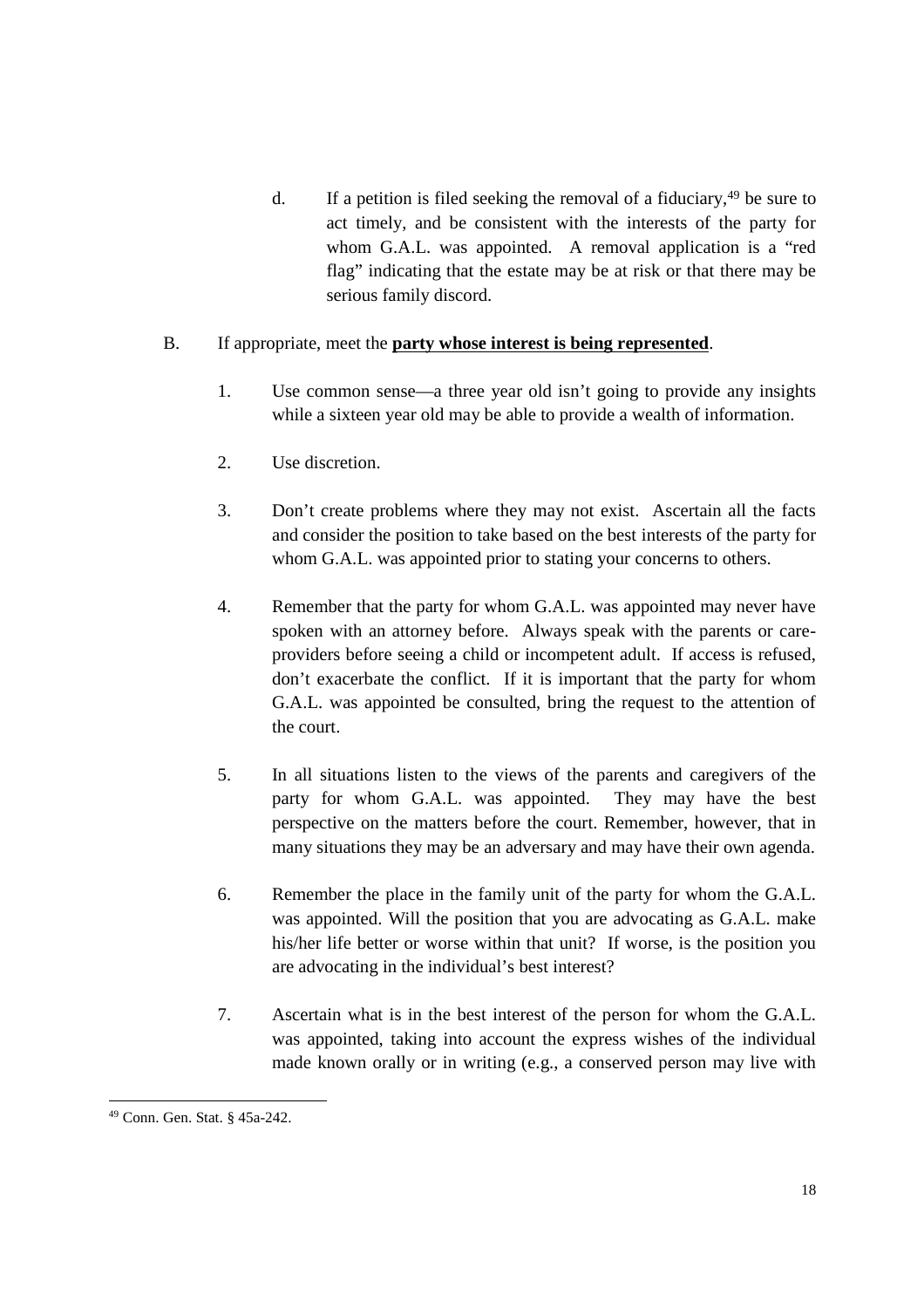d. If a petition is filed seeking the removal of a fiduciary,[49] be sure to act timely, and be consistent with the interests of the party for whom G.A.L. was appointed. A removal application is a "red flag" indicating that the estate may be at risk or that there may be serious family discord.

B. If appropriate, meet the **party whose interest is being represented**.

1. Use common sense—a three year old isn't going to provide any insights while a sixteen year old may be able to provide a wealth of information.

2. Use discretion.

3. Don't create problems where they may not exist. Ascertain all the facts and consider the position to take based on the best interests of the party for whom G.A.L. was appointed prior to stating your concerns to others.

4. Remember that the party for whom G.A.L. was appointed may never have spoken with an attorney before. Always speak with the parents or care-providers before seeing a child or incompetent adult. If access is refused, don't exacerbate the conflict. If it is important that the party for whom G.A.L. was appointed be consulted, bring the request to the attention of the court.

5. In all situations listen to the views of the parents and caregivers of the party for whom G.A.L. was appointed. They may have the best perspective on the matters before the court. Remember, however, that in many situations they may be an adversary and may have their own agenda.

6. Remember the place in the family unit of the party for whom the G.A.L. was appointed. Will the position that you are advocating as G.A.L. make his/her life better or worse within that unit? If worse, is the position you are advocating in the individual's best interest?

7. Ascertain what is in the best interest of the person for whom the G.A.L. was appointed, taking into account the express wishes of the individual made known orally or in writing (e.g., a conserved person may live with

[49] Conn. Gen. Stat. § 45a-242.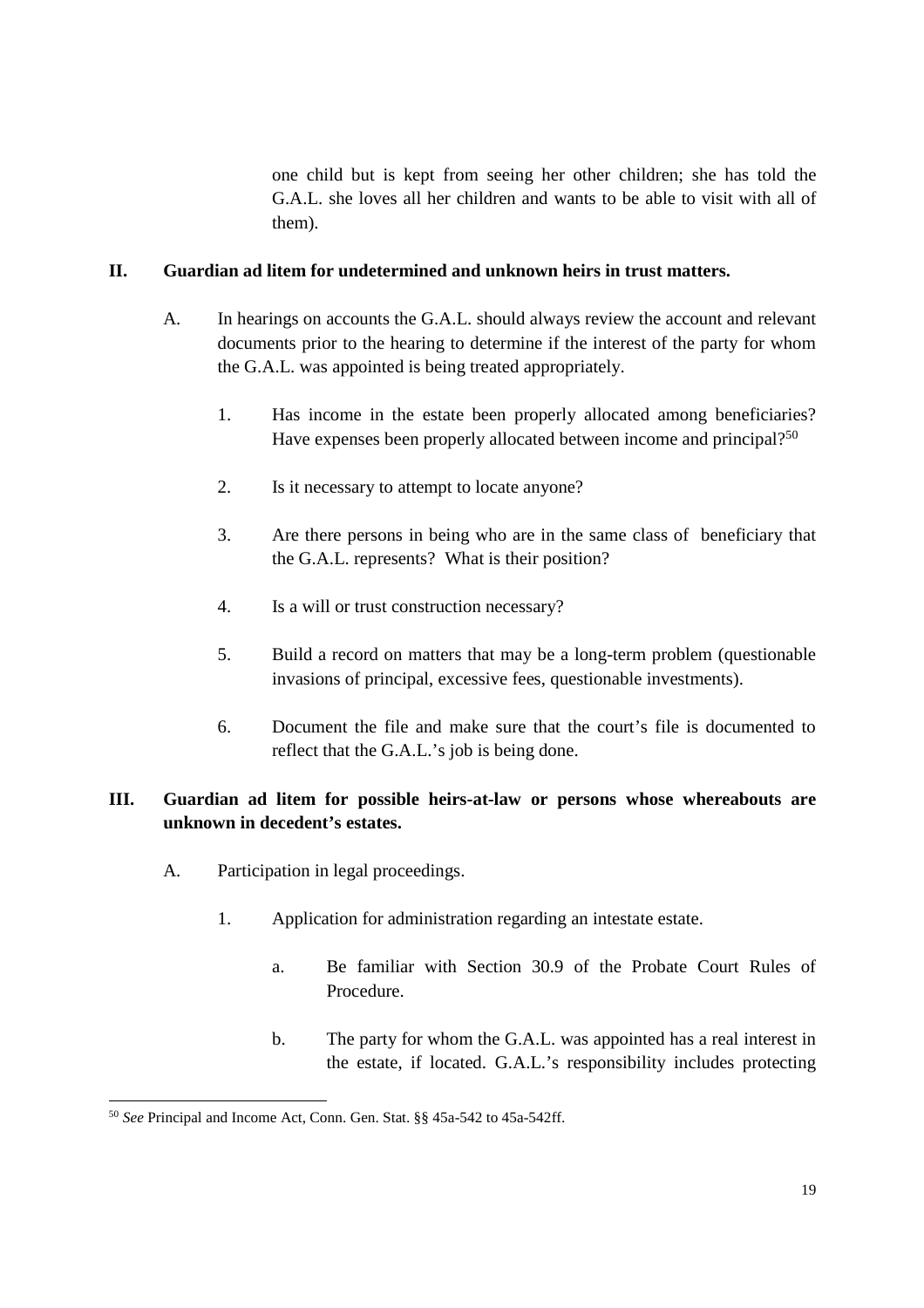one child but is kept from seeing her other children; she has told the G.A.L. she loves all her children and wants to be able to visit with all of them).

## II. Guardian ad litem for undetermined and unknown heirs in trust matters.

A. In hearings on accounts the G.A.L. should always review the account and relevant documents prior to the hearing to determine if the interest of the party for whom the G.A.L. was appointed is being treated appropriately.

1. Has income in the estate been properly allocated among beneficiaries? Have expenses been properly allocated between income and principal?[50]

2. Is it necessary to attempt to locate anyone?

3. Are there persons in being who are in the same class of beneficiary that the G.A.L. represents? What is their position?

4. Is a will or trust construction necessary?

5. Build a record on matters that may be a long-term problem (questionable invasions of principal, excessive fees, questionable investments).

6. Document the file and make sure that the court's file is documented to reflect that the G.A.L.'s job is being done.

## III. Guardian ad litem for possible heirs-at-law or persons whose whereabouts are unknown in decedent's estates.

A. Participation in legal proceedings.

1. Application for administration regarding an intestate estate.

   a. Be familiar with Section 30.9 of the Probate Court Rules of Procedure.

   b. The party for whom the G.A.L. was appointed has a real interest in the estate, if located. G.A.L.'s responsibility includes protecting

---

[50] *See* Principal and Income Act, Conn. Gen. Stat. §§ 45a-542 to 45a-542ff.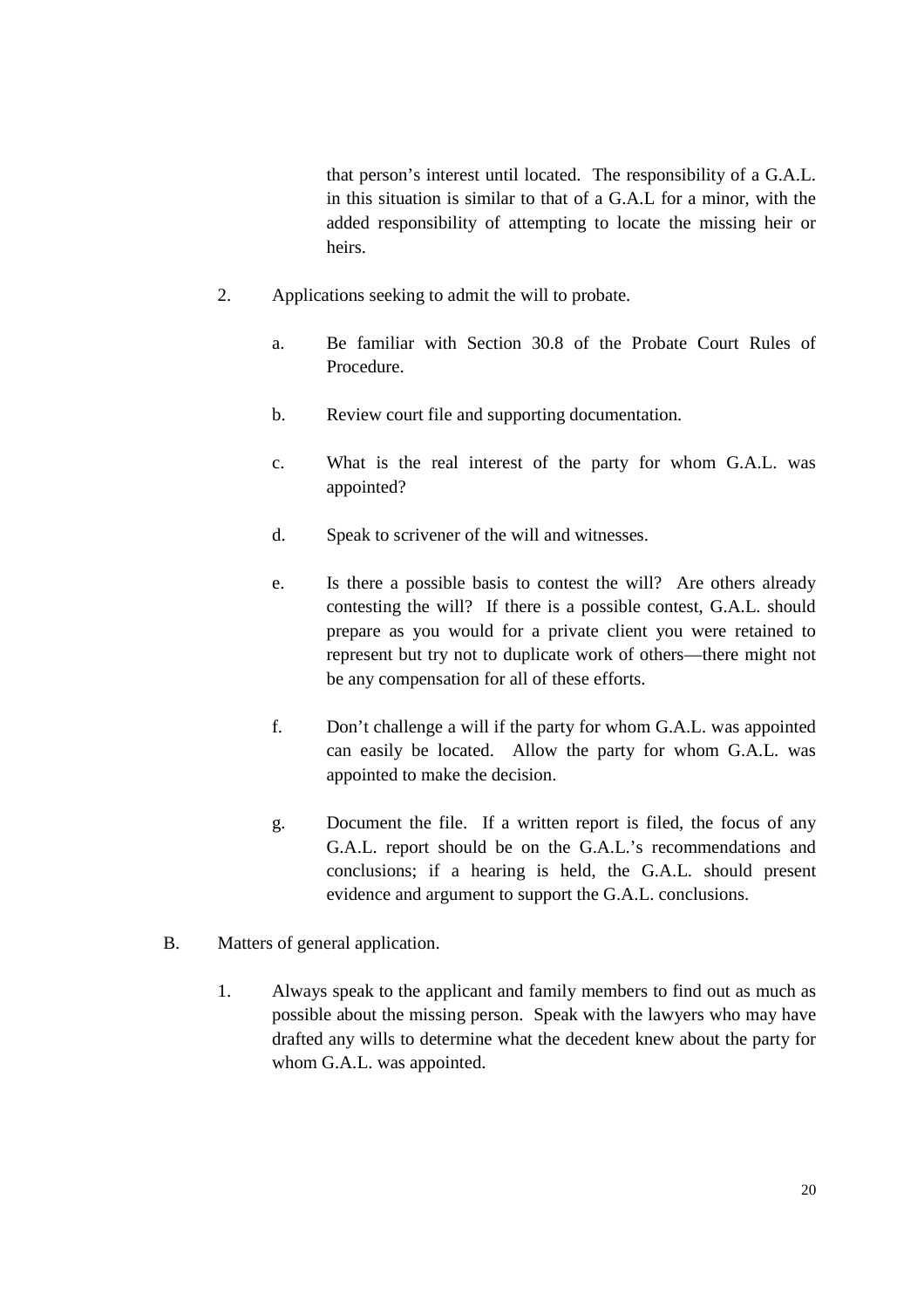that person's interest until located. The responsibility of a G.A.L. in this situation is similar to that of a G.A.L for a minor, with the added responsibility of attempting to locate the missing heir or heirs.

2. Applications seeking to admit the will to probate.

   a. Be familiar with Section 30.8 of the Probate Court Rules of Procedure.

   b. Review court file and supporting documentation.

   c. What is the real interest of the party for whom G.A.L. was appointed?

   d. Speak to scrivener of the will and witnesses.

   e. Is there a possible basis to contest the will? Are others already contesting the will? If there is a possible contest, G.A.L. should prepare as you would for a private client you were retained to represent but try not to duplicate work of others—there might not be any compensation for all of these efforts.

   f. Don't challenge a will if the party for whom G.A.L. was appointed can easily be located. Allow the party for whom G.A.L. was appointed to make the decision.

   g. Document the file. If a written report is filed, the focus of any G.A.L. report should be on the G.A.L.'s recommendations and conclusions; if a hearing is held, the G.A.L. should present evidence and argument to support the G.A.L. conclusions.

B. Matters of general application.

1. Always speak to the applicant and family members to find out as much as possible about the missing person. Speak with the lawyers who may have drafted any wills to determine what the decedent knew about the party for whom G.A.L. was appointed.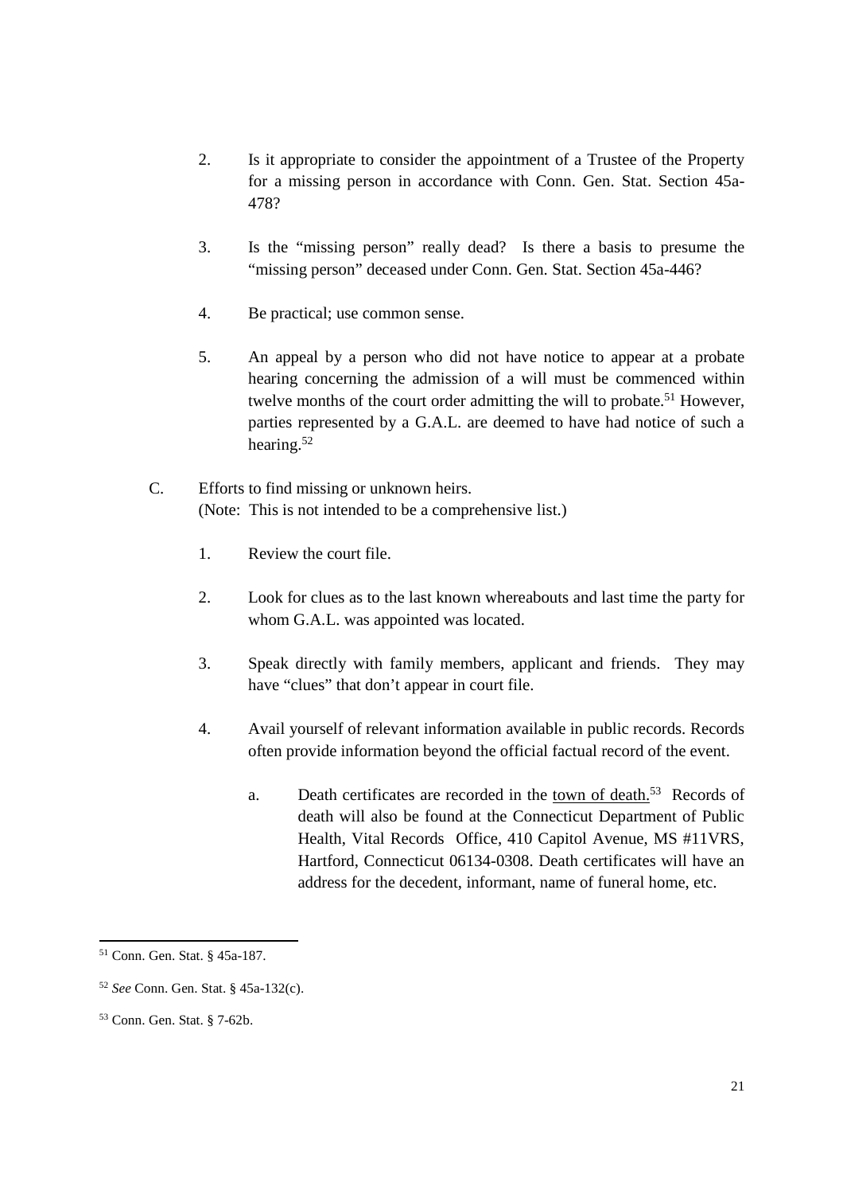2. Is it appropriate to consider the appointment of a Trustee of the Property for a missing person in accordance with Conn. Gen. Stat. Section 45a-478?

3. Is the "missing person" really dead? Is there a basis to presume the "missing person" deceased under Conn. Gen. Stat. Section 45a-446?

4. Be practical; use common sense.

5. An appeal by a person who did not have notice to appear at a probate hearing concerning the admission of a will must be commenced within twelve months of the court order admitting the will to probate.[51] However, parties represented by a G.A.L. are deemed to have had notice of such a hearing.[52]

C. Efforts to find missing or unknown heirs.
(Note: This is not intended to be a comprehensive list.)

1. Review the court file.

2. Look for clues as to the last known whereabouts and last time the party for whom G.A.L. was appointed was located.

3. Speak directly with family members, applicant and friends. They may have "clues" that don't appear in court file.

4. Avail yourself of relevant information available in public records. Records often provide information beyond the official factual record of the event.

   a. Death certificates are recorded in the <u>town of death.</u>[53] Records of death will also be found at the Connecticut Department of Public Health, Vital Records Office, 410 Capitol Avenue, MS #11VRS, Hartford, Connecticut 06134-0308. Death certificates will have an address for the decedent, informant, name of funeral home, etc.

---

[51] Conn. Gen. Stat. § 45a-187.

[52] *See* Conn. Gen. Stat. § 45a-132(c).

[53] Conn. Gen. Stat. § 7-62b.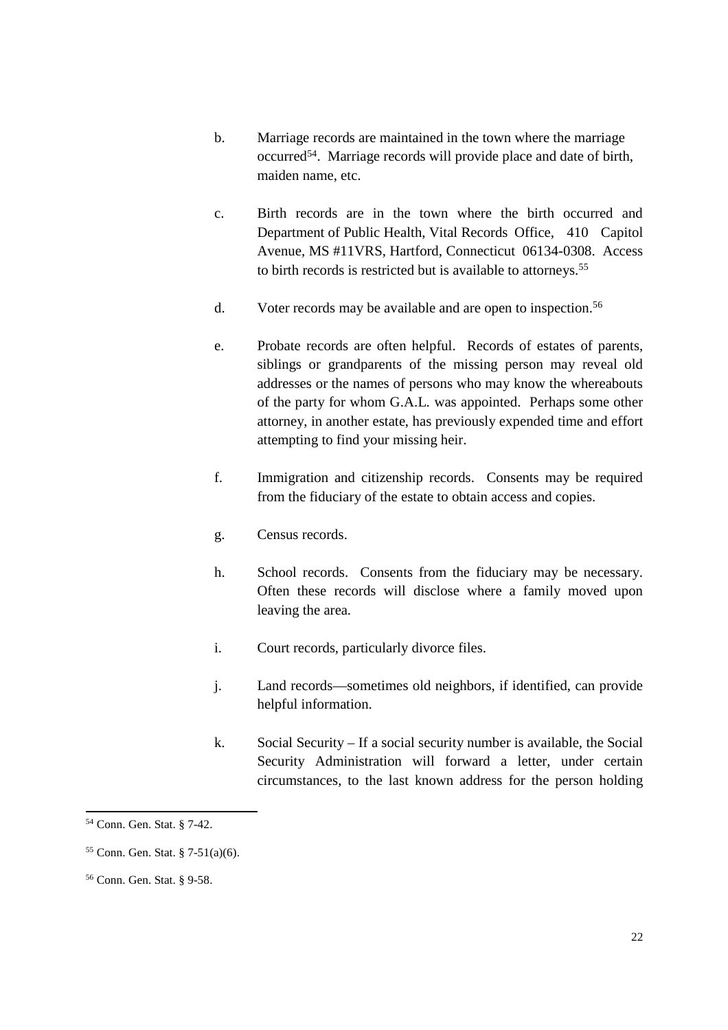b. Marriage records are maintained in the town where the marriage occurred[54]. Marriage records will provide place and date of birth, maiden name, etc.

c. Birth records are in the town where the birth occurred and Department of Public Health, Vital Records Office, 410 Capitol Avenue, MS #11VRS, Hartford, Connecticut 06134-0308. Access to birth records is restricted but is available to attorneys.[55]

d. Voter records may be available and are open to inspection.[56]

e. Probate records are often helpful. Records of estates of parents, siblings or grandparents of the missing person may reveal old addresses or the names of persons who may know the whereabouts of the party for whom G.A.L. was appointed. Perhaps some other attorney, in another estate, has previously expended time and effort attempting to find your missing heir.

f. Immigration and citizenship records. Consents may be required from the fiduciary of the estate to obtain access and copies.

g. Census records.

h. School records. Consents from the fiduciary may be necessary. Often these records will disclose where a family moved upon leaving the area.

i. Court records, particularly divorce files.

j. Land records—sometimes old neighbors, if identified, can provide helpful information.

k. Social Security – If a social security number is available, the Social Security Administration will forward a letter, under certain circumstances, to the last known address for the person holding

---

[54] Conn. Gen. Stat. § 7-42.

[55] Conn. Gen. Stat. § 7-51(a)(6).

[56] Conn. Gen. Stat. § 9-58.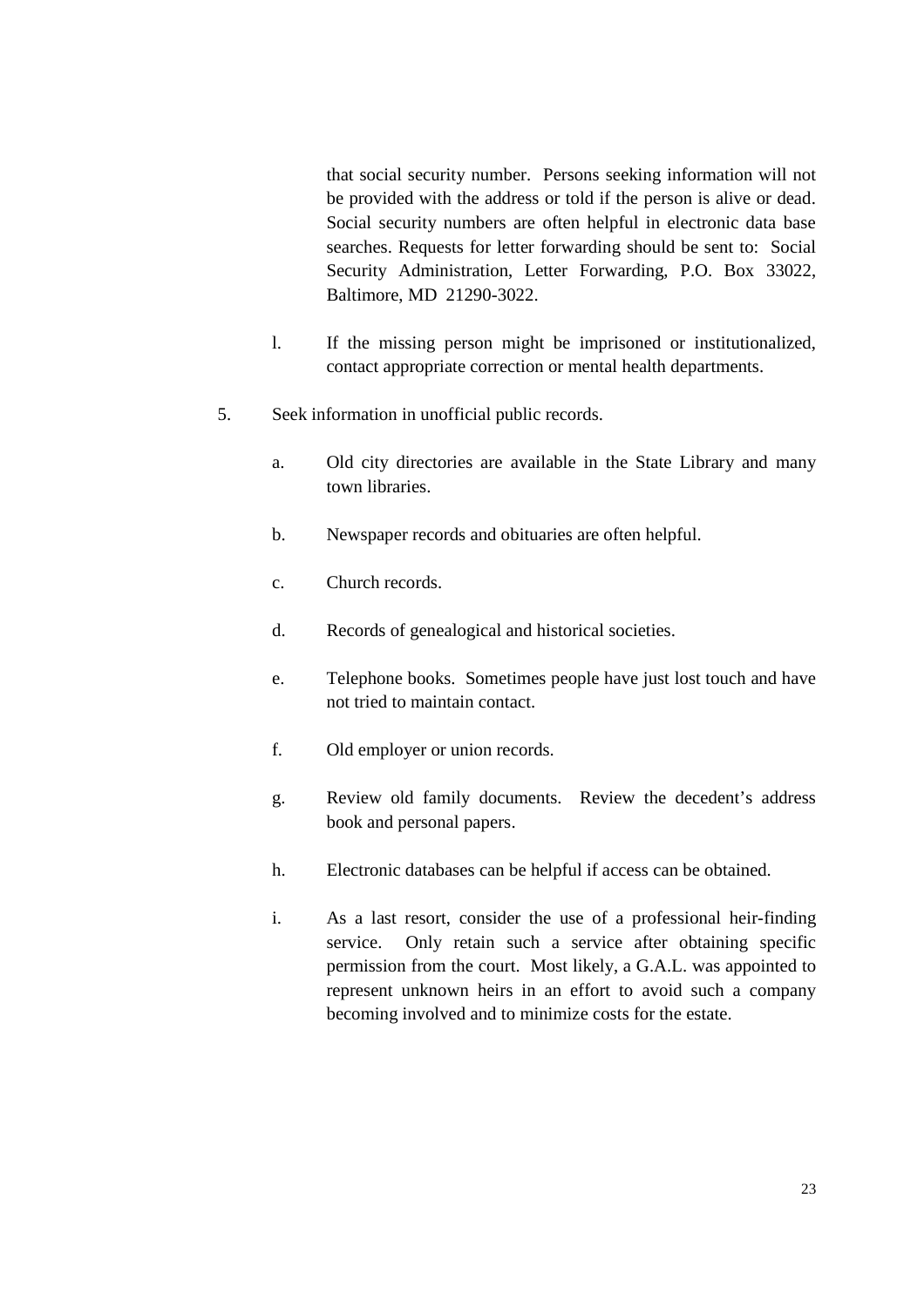that social security number. Persons seeking information will not be provided with the address or told if the person is alive or dead. Social security numbers are often helpful in electronic data base searches. Requests for letter forwarding should be sent to: Social Security Administration, Letter Forwarding, P.O. Box 33022, Baltimore, MD 21290-3022.

l. If the missing person might be imprisoned or institutionalized, contact appropriate correction or mental health departments.

5. Seek information in unofficial public records.

   a. Old city directories are available in the State Library and many town libraries.

   b. Newspaper records and obituaries are often helpful.

   c. Church records.

   d. Records of genealogical and historical societies.

   e. Telephone books. Sometimes people have just lost touch and have not tried to maintain contact.

   f. Old employer or union records.

   g. Review old family documents. Review the decedent's address book and personal papers.

   h. Electronic databases can be helpful if access can be obtained.

   i. As a last resort, consider the use of a professional heir-finding service. Only retain such a service after obtaining specific permission from the court. Most likely, a G.A.L. was appointed to represent unknown heirs in an effort to avoid such a company becoming involved and to minimize costs for the estate.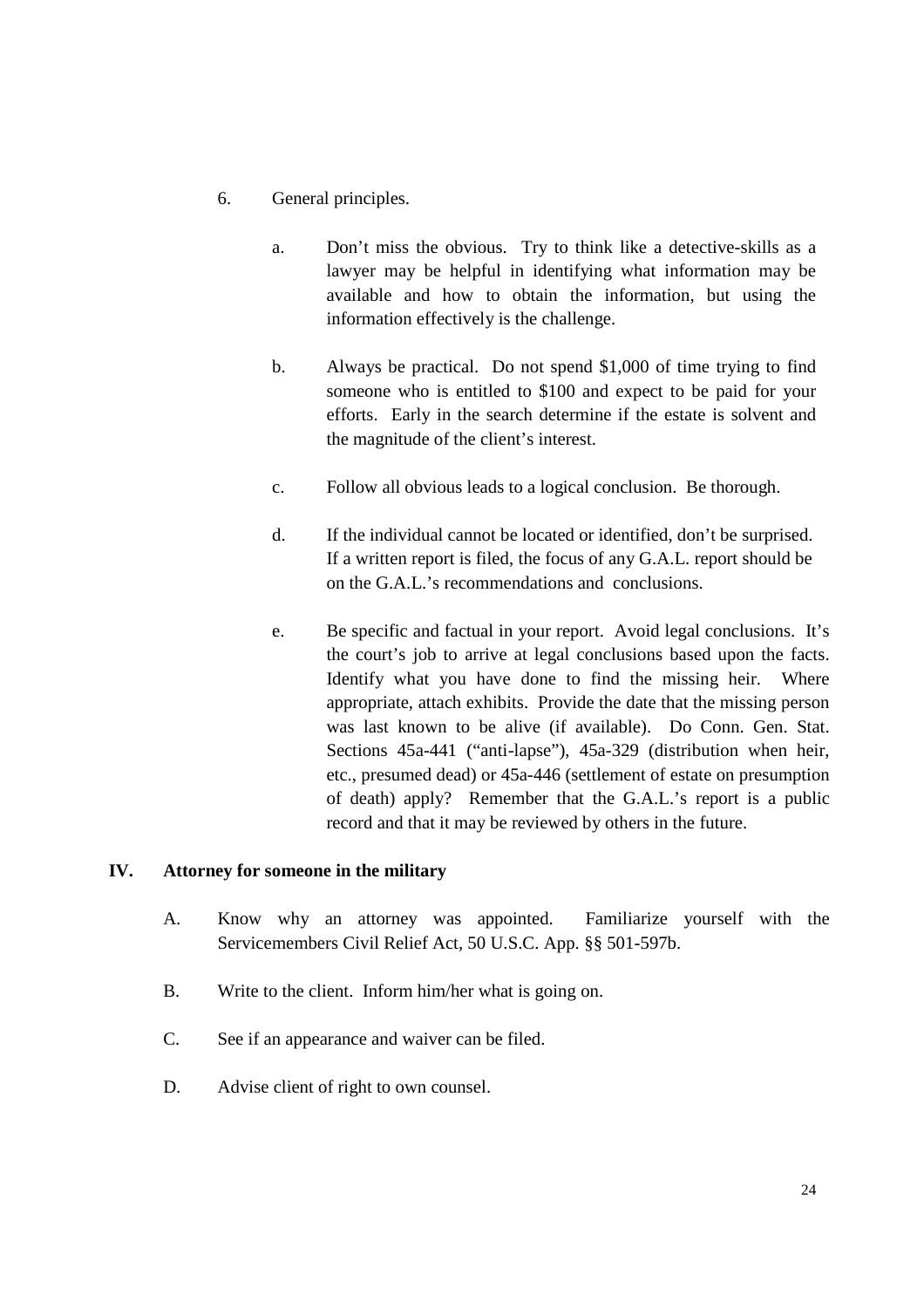6. General principles.

   a. Don't miss the obvious. Try to think like a detective-skills as a lawyer may be helpful in identifying what information may be available and how to obtain the information, but using the information effectively is the challenge.

   b. Always be practical. Do not spend $1,000 of time trying to find someone who is entitled to $100 and expect to be paid for your efforts. Early in the search determine if the estate is solvent and the magnitude of the client's interest.

   c. Follow all obvious leads to a logical conclusion. Be thorough.

   d. If the individual cannot be located or identified, don't be surprised. If a written report is filed, the focus of any G.A.L. report should be on the G.A.L.'s recommendations and conclusions.

   e. Be specific and factual in your report. Avoid legal conclusions. It's the court's job to arrive at legal conclusions based upon the facts. Identify what you have done to find the missing heir. Where appropriate, attach exhibits. Provide the date that the missing person was last known to be alive (if available). Do Conn. Gen. Stat. Sections 45a-441 ("anti-lapse"), 45a-329 (distribution when heir, etc., presumed dead) or 45a-446 (settlement of estate on presumption of death) apply? Remember that the G.A.L.'s report is a public record and that it may be reviewed by others in the future.

## IV. Attorney for someone in the military

A. Know why an attorney was appointed. Familiarize yourself with the Servicemembers Civil Relief Act, 50 U.S.C. App. §§ 501-597b.

B. Write to the client. Inform him/her what is going on.

C. See if an appearance and waiver can be filed.

D. Advise client of right to own counsel.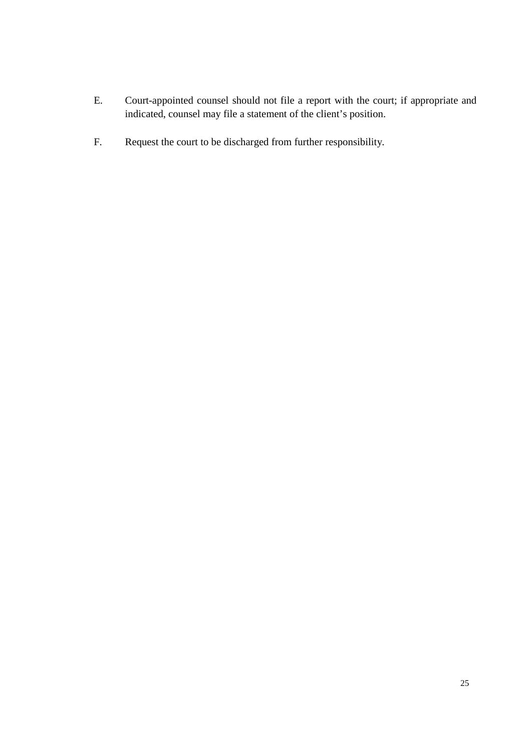E. Court-appointed counsel should not file a report with the court; if appropriate and indicated, counsel may file a statement of the client's position.

F. Request the court to be discharged from further responsibility.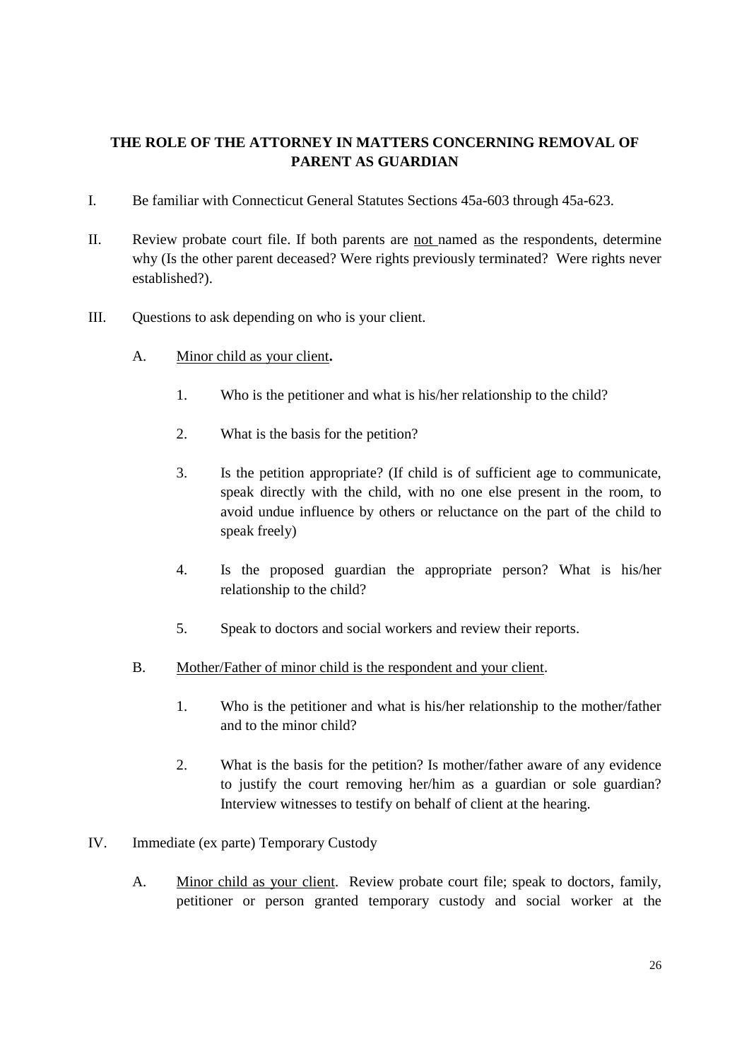## THE ROLE OF THE ATTORNEY IN MATTERS CONCERNING REMOVAL OF PARENT AS GUARDIAN

I. Be familiar with Connecticut General Statutes Sections 45a-603 through 45a-623.

II. Review probate court file. If both parents are <u>not</u> named as the respondents, determine why (Is the other parent deceased? Were rights previously terminated? Were rights never established?).

III. Questions to ask depending on who is your client.

  A. <u>Minor child as your client</u>**.**

    1. Who is the petitioner and what is his/her relationship to the child?

    2. What is the basis for the petition?

    3. Is the petition appropriate? (If child is of sufficient age to communicate, speak directly with the child, with no one else present in the room, to avoid undue influence by others or reluctance on the part of the child to speak freely)

    4. Is the proposed guardian the appropriate person? What is his/her relationship to the child?

    5. Speak to doctors and social workers and review their reports.

  B. <u>Mother/Father of minor child is the respondent and your client</u>.

    1. Who is the petitioner and what is his/her relationship to the mother/father and to the minor child?

    2. What is the basis for the petition? Is mother/father aware of any evidence to justify the court removing her/him as a guardian or sole guardian? Interview witnesses to testify on behalf of client at the hearing.

IV. Immediate (ex parte) Temporary Custody

  A. <u>Minor child as your client</u>. Review probate court file; speak to doctors, family, petitioner or person granted temporary custody and social worker at the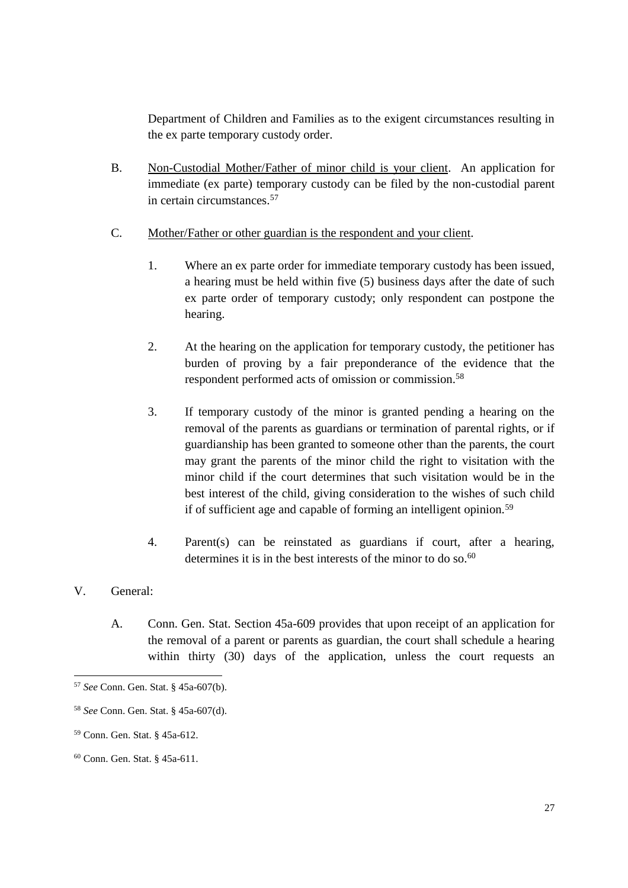Department of Children and Families as to the exigent circumstances resulting in the ex parte temporary custody order.

B. <u>Non-Custodial Mother/Father of minor child is your client</u>. An application for immediate (ex parte) temporary custody can be filed by the non-custodial parent in certain circumstances.[57]

C. <u>Mother/Father or other guardian is the respondent and your client</u>.

1. Where an ex parte order for immediate temporary custody has been issued, a hearing must be held within five (5) business days after the date of such ex parte order of temporary custody; only respondent can postpone the hearing.

2. At the hearing on the application for temporary custody, the petitioner has burden of proving by a fair preponderance of the evidence that the respondent performed acts of omission or commission.[58]

3. If temporary custody of the minor is granted pending a hearing on the removal of the parents as guardians or termination of parental rights, or if guardianship has been granted to someone other than the parents, the court may grant the parents of the minor child the right to visitation with the minor child if the court determines that such visitation would be in the best interest of the child, giving consideration to the wishes of such child if of sufficient age and capable of forming an intelligent opinion.[59]

4. Parent(s) can be reinstated as guardians if court, after a hearing, determines it is in the best interests of the minor to do so.[60]

V. General:

A. Conn. Gen. Stat. Section 45a-609 provides that upon receipt of an application for the removal of a parent or parents as guardian, the court shall schedule a hearing within thirty (30) days of the application, unless the court requests an

---

[57] *See* Conn. Gen. Stat. § 45a-607(b).

[58] *See* Conn. Gen. Stat. § 45a-607(d).

[59] Conn. Gen. Stat. § 45a-612.

[60] Conn. Gen. Stat. § 45a-611.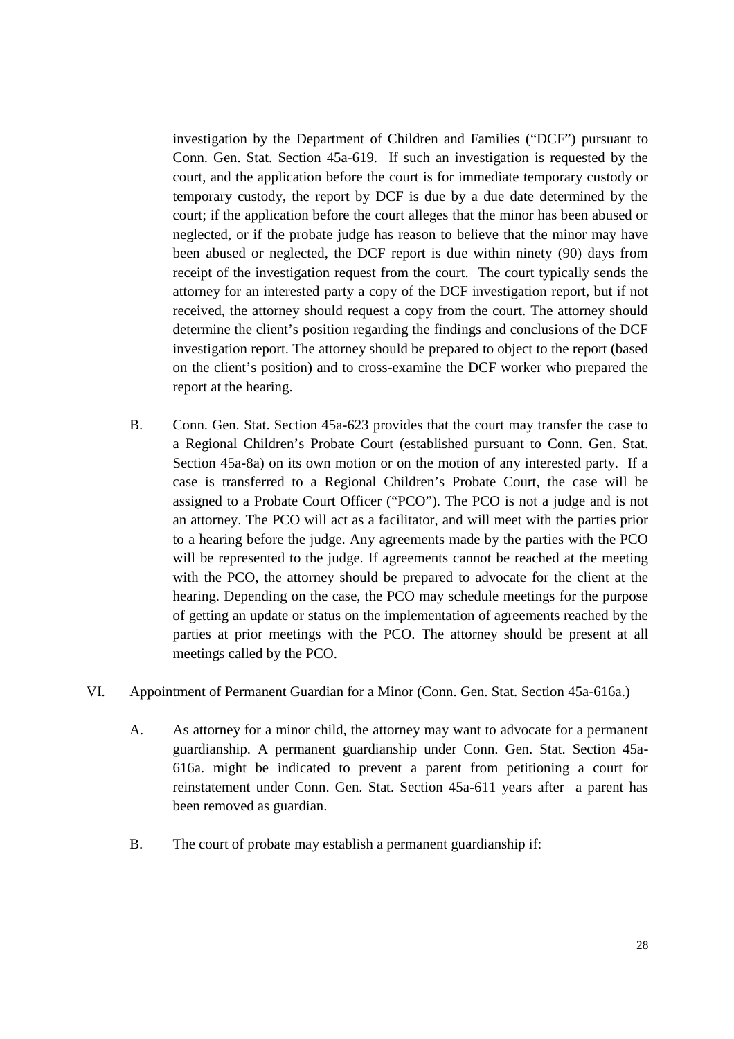investigation by the Department of Children and Families ("DCF") pursuant to Conn. Gen. Stat. Section 45a-619. If such an investigation is requested by the court, and the application before the court is for immediate temporary custody or temporary custody, the report by DCF is due by a due date determined by the court; if the application before the court alleges that the minor has been abused or neglected, or if the probate judge has reason to believe that the minor may have been abused or neglected, the DCF report is due within ninety (90) days from receipt of the investigation request from the court. The court typically sends the attorney for an interested party a copy of the DCF investigation report, but if not received, the attorney should request a copy from the court. The attorney should determine the client's position regarding the findings and conclusions of the DCF investigation report. The attorney should be prepared to object to the report (based on the client's position) and to cross-examine the DCF worker who prepared the report at the hearing.

B. Conn. Gen. Stat. Section 45a-623 provides that the court may transfer the case to a Regional Children's Probate Court (established pursuant to Conn. Gen. Stat. Section 45a-8a) on its own motion or on the motion of any interested party. If a case is transferred to a Regional Children's Probate Court, the case will be assigned to a Probate Court Officer ("PCO"). The PCO is not a judge and is not an attorney. The PCO will act as a facilitator, and will meet with the parties prior to a hearing before the judge. Any agreements made by the parties with the PCO will be represented to the judge. If agreements cannot be reached at the meeting with the PCO, the attorney should be prepared to advocate for the client at the hearing. Depending on the case, the PCO may schedule meetings for the purpose of getting an update or status on the implementation of agreements reached by the parties at prior meetings with the PCO. The attorney should be present at all meetings called by the PCO.

VI. Appointment of Permanent Guardian for a Minor (Conn. Gen. Stat. Section 45a-616a.)

A. As attorney for a minor child, the attorney may want to advocate for a permanent guardianship. A permanent guardianship under Conn. Gen. Stat. Section 45a-616a. might be indicated to prevent a parent from petitioning a court for reinstatement under Conn. Gen. Stat. Section 45a-611 years after a parent has been removed as guardian.

B. The court of probate may establish a permanent guardianship if: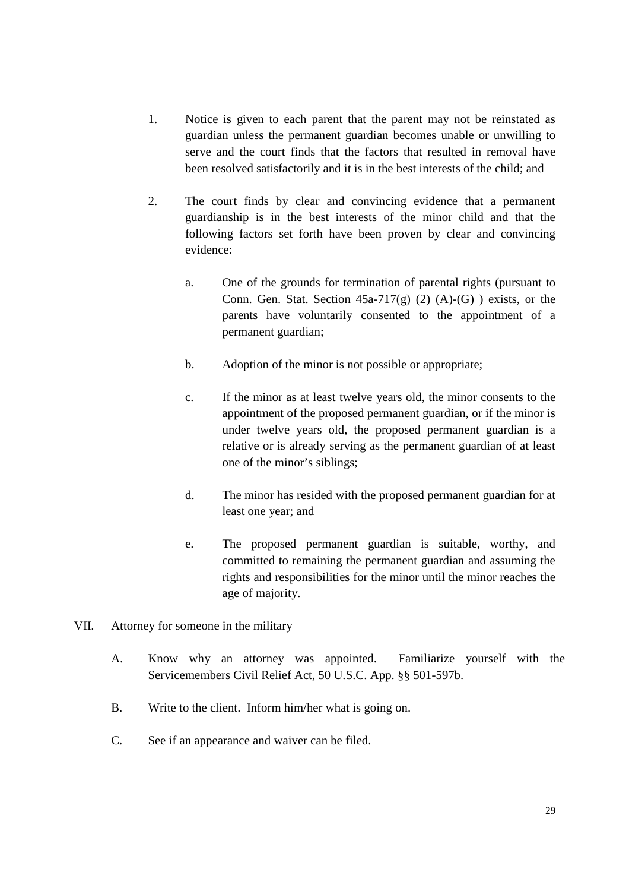1. Notice is given to each parent that the parent may not be reinstated as guardian unless the permanent guardian becomes unable or unwilling to serve and the court finds that the factors that resulted in removal have been resolved satisfactorily and it is in the best interests of the child; and

2. The court finds by clear and convincing evidence that a permanent guardianship is in the best interests of the minor child and that the following factors set forth have been proven by clear and convincing evidence:

   a. One of the grounds for termination of parental rights (pursuant to Conn. Gen. Stat. Section 45a-717(g) (2) (A)-(G) ) exists, or the parents have voluntarily consented to the appointment of a permanent guardian;

   b. Adoption of the minor is not possible or appropriate;

   c. If the minor as at least twelve years old, the minor consents to the appointment of the proposed permanent guardian, or if the minor is under twelve years old, the proposed permanent guardian is a relative or is already serving as the permanent guardian of at least one of the minor's siblings;

   d. The minor has resided with the proposed permanent guardian for at least one year; and

   e. The proposed permanent guardian is suitable, worthy, and committed to remaining the permanent guardian and assuming the rights and responsibilities for the minor until the minor reaches the age of majority.

VII. Attorney for someone in the military

   A. Know why an attorney was appointed. Familiarize yourself with the Servicemembers Civil Relief Act, 50 U.S.C. App. §§ 501-597b.

   B. Write to the client. Inform him/her what is going on.

   C. See if an appearance and waiver can be filed.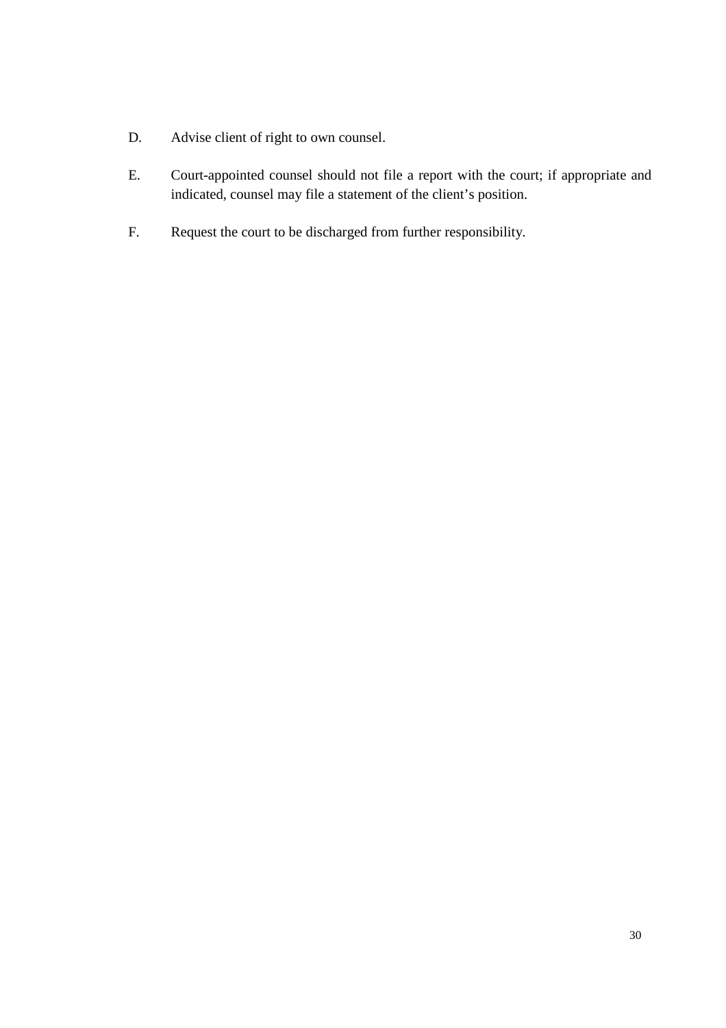D. Advise client of right to own counsel.

E. Court-appointed counsel should not file a report with the court; if appropriate and indicated, counsel may file a statement of the client's position.

F. Request the court to be discharged from further responsibility.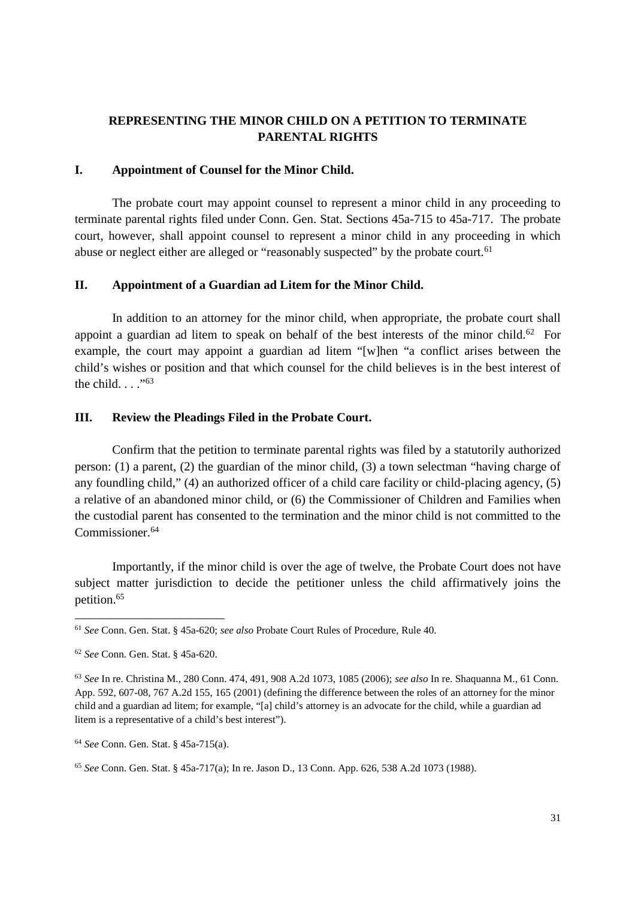## REPRESENTING THE MINOR CHILD ON A PETITION TO TERMINATE PARENTAL RIGHTS

### I. Appointment of Counsel for the Minor Child.

The probate court may appoint counsel to represent a minor child in any proceeding to terminate parental rights filed under Conn. Gen. Stat. Sections 45a-715 to 45a-717. The probate court, however, shall appoint counsel to represent a minor child in any proceeding in which abuse or neglect either are alleged or "reasonably suspected" by the probate court.[61]

### II. Appointment of a Guardian ad Litem for the Minor Child.

In addition to an attorney for the minor child, when appropriate, the probate court shall appoint a guardian ad litem to speak on behalf of the best interests of the minor child.[62] For example, the court may appoint a guardian ad litem "[w]hen "a conflict arises between the child's wishes or position and that which counsel for the child believes is in the best interest of the child. . . ."[63]

### III. Review the Pleadings Filed in the Probate Court.

Confirm that the petition to terminate parental rights was filed by a statutorily authorized person: (1) a parent, (2) the guardian of the minor child, (3) a town selectman "having charge of any foundling child," (4) an authorized officer of a child care facility or child-placing agency, (5) a relative of an abandoned minor child, or (6) the Commissioner of Children and Families when the custodial parent has consented to the termination and the minor child is not committed to the Commissioner.[64]

Importantly, if the minor child is over the age of twelve, the Probate Court does not have subject matter jurisdiction to decide the petitioner unless the child affirmatively joins the petition.[65]

---

[61] *See* Conn. Gen. Stat. § 45a-620; *see also* Probate Court Rules of Procedure, Rule 40.

[62] *See* Conn. Gen. Stat. § 45a-620.

[63] *See* In re. Christina M., 280 Conn. 474, 491, 908 A.2d 1073, 1085 (2006); *see also* In re. Shaquanna M., 61 Conn. App. 592, 607-08, 767 A.2d 155, 165 (2001) (defining the difference between the roles of an attorney for the minor child and a guardian ad litem; for example, "[a] child's attorney is an advocate for the child, while a guardian ad litem is a representative of a child's best interest").

[64] *See* Conn. Gen. Stat. § 45a-715(a).

[65] *See* Conn. Gen. Stat. § 45a-717(a); In re. Jason D., 13 Conn. App. 626, 538 A.2d 1073 (1988).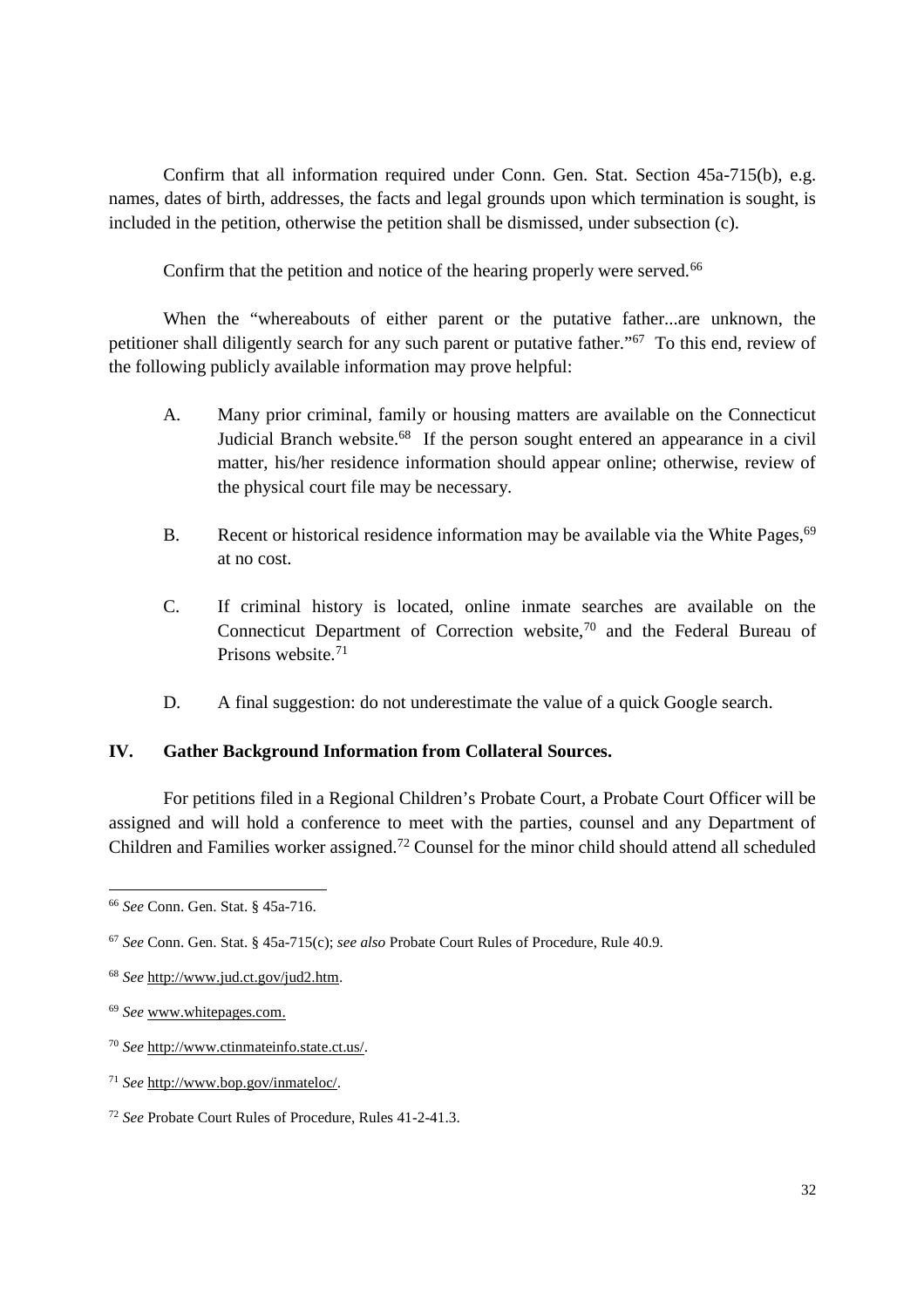Confirm that all information required under Conn. Gen. Stat. Section 45a-715(b), e.g. names, dates of birth, addresses, the facts and legal grounds upon which termination is sought, is included in the petition, otherwise the petition shall be dismissed, under subsection (c).

Confirm that the petition and notice of the hearing properly were served.[66]

When the "whereabouts of either parent or the putative father...are unknown, the petitioner shall diligently search for any such parent or putative father."[67] To this end, review of the following publicly available information may prove helpful:

A. Many prior criminal, family or housing matters are available on the Connecticut Judicial Branch website.[68] If the person sought entered an appearance in a civil matter, his/her residence information should appear online; otherwise, review of the physical court file may be necessary.

B. Recent or historical residence information may be available via the White Pages,[69] at no cost.

C. If criminal history is located, online inmate searches are available on the Connecticut Department of Correction website,[70] and the Federal Bureau of Prisons website.[71]

D. A final suggestion: do not underestimate the value of a quick Google search.

## IV. Gather Background Information from Collateral Sources.

For petitions filed in a Regional Children's Probate Court, a Probate Court Officer will be assigned and will hold a conference to meet with the parties, counsel and any Department of Children and Families worker assigned.[72] Counsel for the minor child should attend all scheduled

---

[66] *See* Conn. Gen. Stat. § 45a-716.

[67] *See* Conn. Gen. Stat. § 45a-715(c); *see also* Probate Court Rules of Procedure, Rule 40.9.

[68] *See* http://www.jud.ct.gov/jud2.htm.

[69] *See* www.whitepages.com.

[70] *See* http://www.ctinmateinfo.state.ct.us/.

[71] *See* http://www.bop.gov/inmateloc/.

[72] *See* Probate Court Rules of Procedure, Rules 41-2-41.3.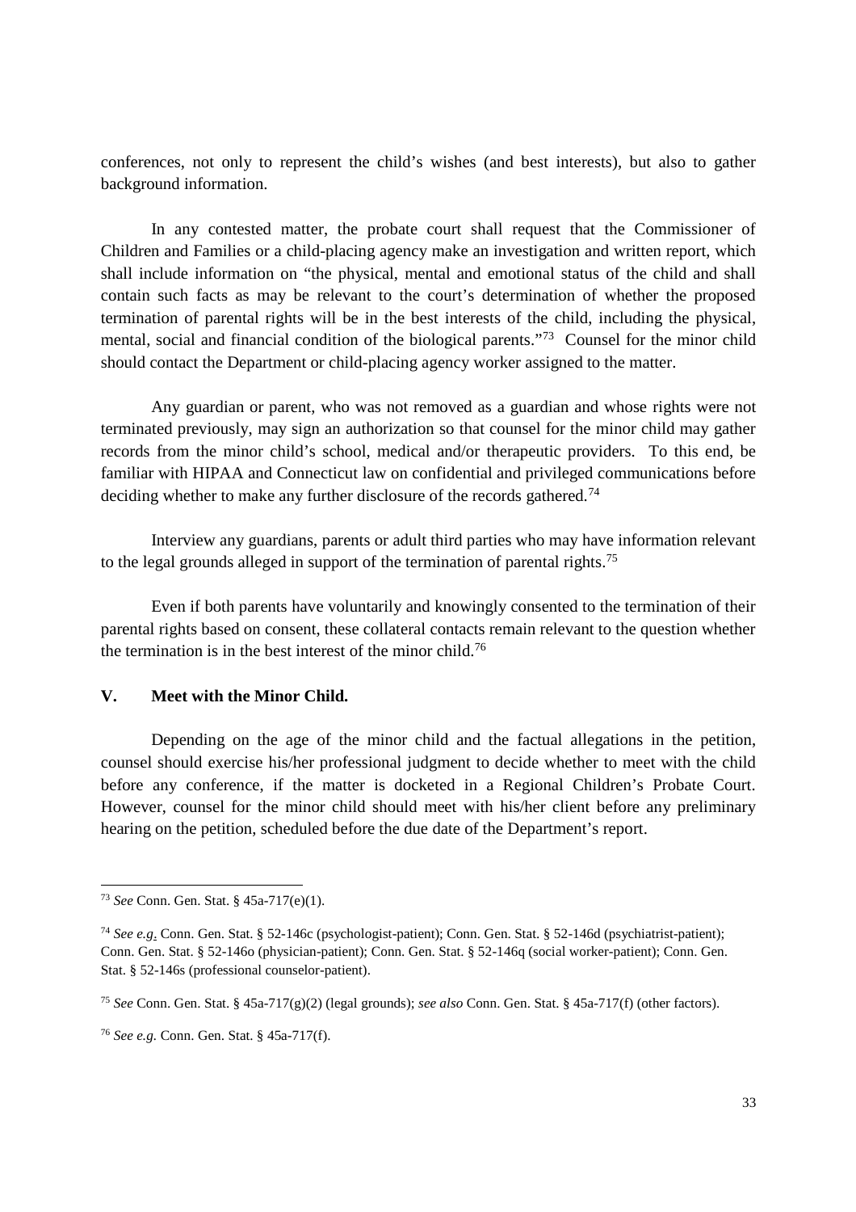conferences, not only to represent the child's wishes (and best interests), but also to gather background information.

In any contested matter, the probate court shall request that the Commissioner of Children and Families or a child-placing agency make an investigation and written report, which shall include information on "the physical, mental and emotional status of the child and shall contain such facts as may be relevant to the court's determination of whether the proposed termination of parental rights will be in the best interests of the child, including the physical, mental, social and financial condition of the biological parents."[73] Counsel for the minor child should contact the Department or child-placing agency worker assigned to the matter.

Any guardian or parent, who was not removed as a guardian and whose rights were not terminated previously, may sign an authorization so that counsel for the minor child may gather records from the minor child's school, medical and/or therapeutic providers. To this end, be familiar with HIPAA and Connecticut law on confidential and privileged communications before deciding whether to make any further disclosure of the records gathered.[74]

Interview any guardians, parents or adult third parties who may have information relevant to the legal grounds alleged in support of the termination of parental rights.[75]

Even if both parents have voluntarily and knowingly consented to the termination of their parental rights based on consent, these collateral contacts remain relevant to the question whether the termination is in the best interest of the minor child.[76]

## V. Meet with the Minor Child.

Depending on the age of the minor child and the factual allegations in the petition, counsel should exercise his/her professional judgment to decide whether to meet with the child before any conference, if the matter is docketed in a Regional Children's Probate Court. However, counsel for the minor child should meet with his/her client before any preliminary hearing on the petition, scheduled before the due date of the Department's report.

---

[73] *See* Conn. Gen. Stat. § 45a-717(e)(1).

[74] *See e.g*. Conn. Gen. Stat. § 52-146c (psychologist-patient); Conn. Gen. Stat. § 52-146d (psychiatrist-patient); Conn. Gen. Stat. § 52-146o (physician-patient); Conn. Gen. Stat. § 52-146q (social worker-patient); Conn. Gen. Stat. § 52-146s (professional counselor-patient).

[75] *See* Conn. Gen. Stat. § 45a-717(g)(2) (legal grounds); *see also* Conn. Gen. Stat. § 45a-717(f) (other factors).

[76] *See e.g.* Conn. Gen. Stat. § 45a-717(f).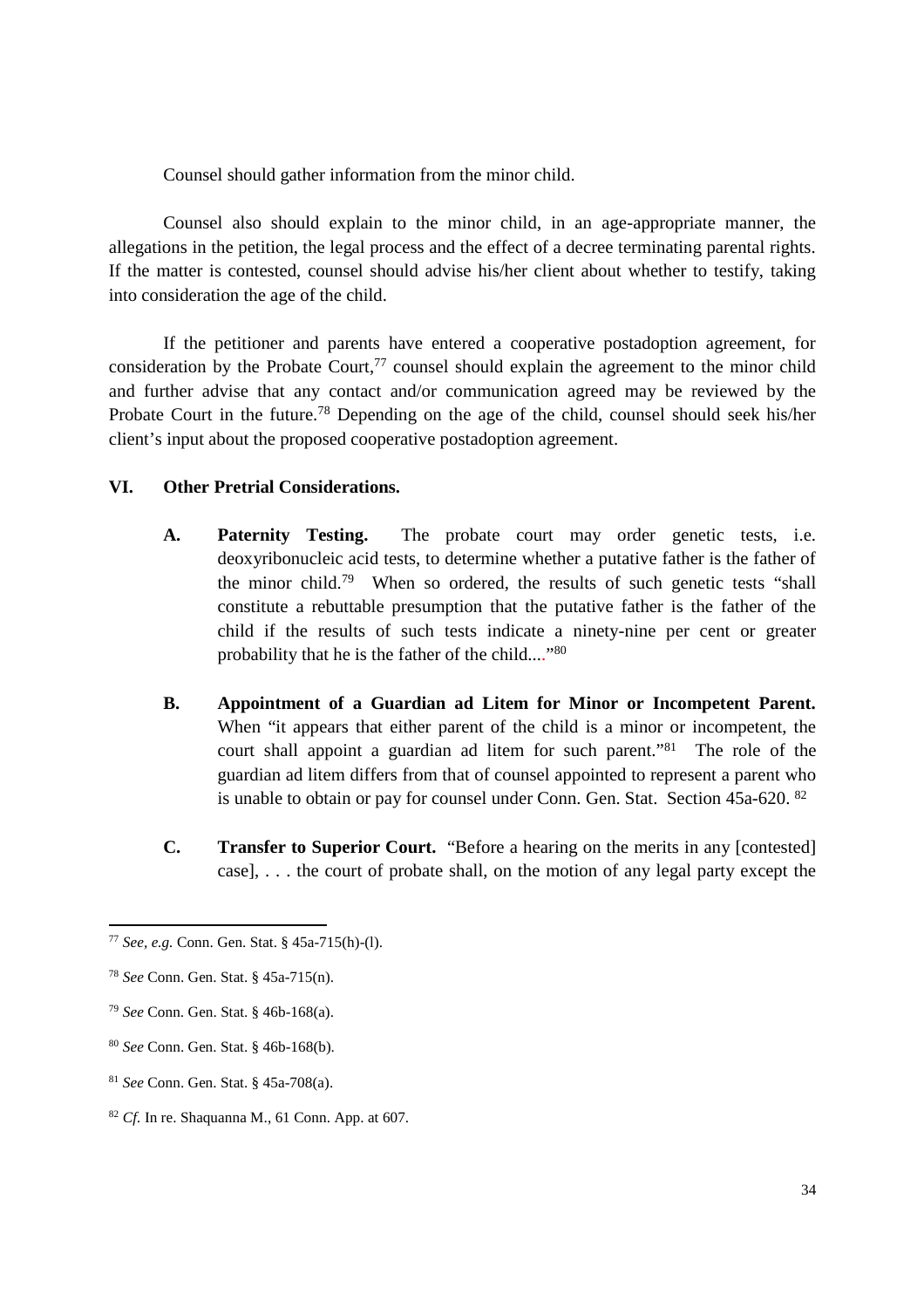Counsel should gather information from the minor child.

Counsel also should explain to the minor child, in an age-appropriate manner, the allegations in the petition, the legal process and the effect of a decree terminating parental rights. If the matter is contested, counsel should advise his/her client about whether to testify, taking into consideration the age of the child.

If the petitioner and parents have entered a cooperative postadoption agreement, for consideration by the Probate Court,[77] counsel should explain the agreement to the minor child and further advise that any contact and/or communication agreed may be reviewed by the Probate Court in the future.[78] Depending on the age of the child, counsel should seek his/her client's input about the proposed cooperative postadoption agreement.

## VI. Other Pretrial Considerations.

**A. Paternity Testing.** The probate court may order genetic tests, i.e. deoxyribonucleic acid tests, to determine whether a putative father is the father of the minor child.[79] When so ordered, the results of such genetic tests "shall constitute a rebuttable presumption that the putative father is the father of the child if the results of such tests indicate a ninety-nine per cent or greater probability that he is the father of the child...."[80]

**B. Appointment of a Guardian ad Litem for Minor or Incompetent Parent.** When "it appears that either parent of the child is a minor or incompetent, the court shall appoint a guardian ad litem for such parent."[81] The role of the guardian ad litem differs from that of counsel appointed to represent a parent who is unable to obtain or pay for counsel under Conn. Gen. Stat. Section 45a-620.[82]

**C. Transfer to Superior Court.** "Before a hearing on the merits in any [contested] case], . . . the court of probate shall, on the motion of any legal party except the

---

[77] *See, e.g.* Conn. Gen. Stat. § 45a-715(h)-(l).

[78] *See* Conn. Gen. Stat. § 45a-715(n).

[79] *See* Conn. Gen. Stat. § 46b-168(a).

[80] *See* Conn. Gen. Stat. § 46b-168(b).

[81] *See* Conn. Gen. Stat. § 45a-708(a).

[82] *Cf.* In re. Shaquanna M., 61 Conn. App. at 607.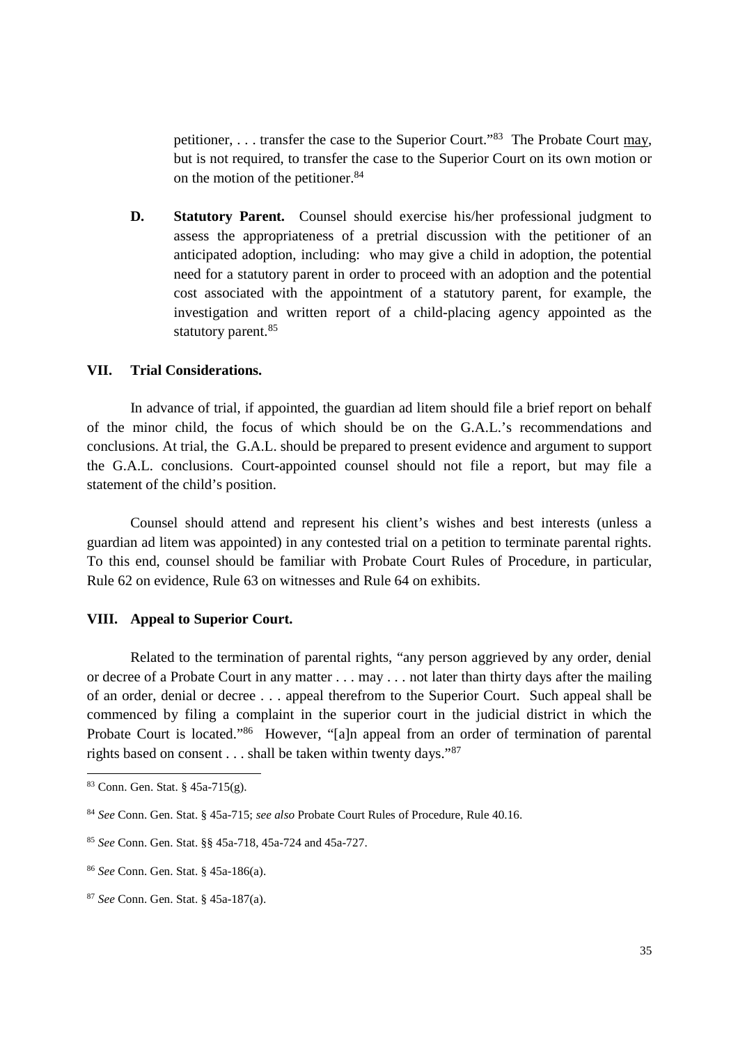petitioner, . . . transfer the case to the Superior Court."[83] The Probate Court may, but is not required, to transfer the case to the Superior Court on its own motion or on the motion of the petitioner.[84]

**D. Statutory Parent.** Counsel should exercise his/her professional judgment to assess the appropriateness of a pretrial discussion with the petitioner of an anticipated adoption, including: who may give a child in adoption, the potential need for a statutory parent in order to proceed with an adoption and the potential cost associated with the appointment of a statutory parent, for example, the investigation and written report of a child-placing agency appointed as the statutory parent.[85]

## VII. Trial Considerations.

In advance of trial, if appointed, the guardian ad litem should file a brief report on behalf of the minor child, the focus of which should be on the G.A.L.'s recommendations and conclusions. At trial, the G.A.L. should be prepared to present evidence and argument to support the G.A.L. conclusions. Court-appointed counsel should not file a report, but may file a statement of the child's position.

Counsel should attend and represent his client's wishes and best interests (unless a guardian ad litem was appointed) in any contested trial on a petition to terminate parental rights. To this end, counsel should be familiar with Probate Court Rules of Procedure, in particular, Rule 62 on evidence, Rule 63 on witnesses and Rule 64 on exhibits.

## VIII. Appeal to Superior Court.

Related to the termination of parental rights, "any person aggrieved by any order, denial or decree of a Probate Court in any matter . . . may . . . not later than thirty days after the mailing of an order, denial or decree . . . appeal therefrom to the Superior Court. Such appeal shall be commenced by filing a complaint in the superior court in the judicial district in which the Probate Court is located."[86] However, "[a]n appeal from an order of termination of parental rights based on consent . . . shall be taken within twenty days."[87]

---

[83] Conn. Gen. Stat. § 45a-715(g).

[84] *See* Conn. Gen. Stat. § 45a-715; *see also* Probate Court Rules of Procedure, Rule 40.16.

[85] *See* Conn. Gen. Stat. §§ 45a-718, 45a-724 and 45a-727.

[86] *See* Conn. Gen. Stat. § 45a-186(a).

[87] *See* Conn. Gen. Stat. § 45a-187(a).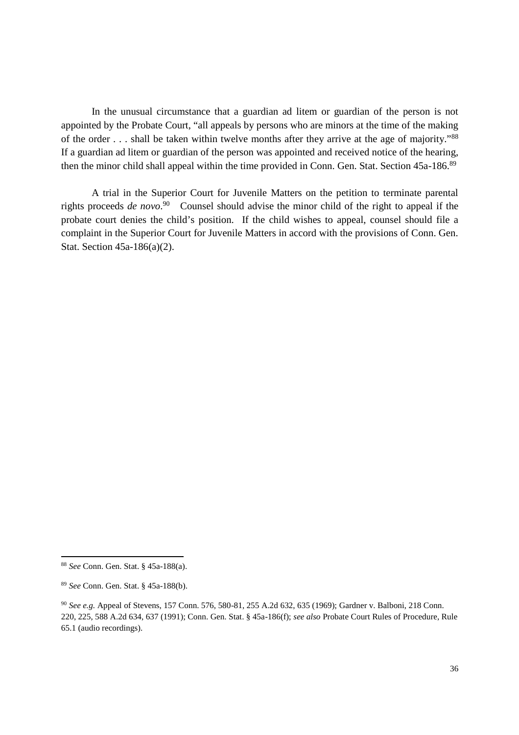In the unusual circumstance that a guardian ad litem or guardian of the person is not appointed by the Probate Court, "all appeals by persons who are minors at the time of the making of the order . . . shall be taken within twelve months after they arrive at the age of majority."[88] If a guardian ad litem or guardian of the person was appointed and received notice of the hearing, then the minor child shall appeal within the time provided in Conn. Gen. Stat. Section 45a-186.[89]

A trial in the Superior Court for Juvenile Matters on the petition to terminate parental rights proceeds *de novo*.[90] Counsel should advise the minor child of the right to appeal if the probate court denies the child's position. If the child wishes to appeal, counsel should file a complaint in the Superior Court for Juvenile Matters in accord with the provisions of Conn. Gen. Stat. Section 45a-186(a)(2).

---

[88] *See* Conn. Gen. Stat. § 45a-188(a).

[89] *See* Conn. Gen. Stat. § 45a-188(b).

[90] *See e.g.* Appeal of Stevens, 157 Conn. 576, 580-81, 255 A.2d 632, 635 (1969); Gardner v. Balboni, 218 Conn. 220, 225, 588 A.2d 634, 637 (1991); Conn. Gen. Stat. § 45a-186(f); *see also* Probate Court Rules of Procedure, Rule 65.1 (audio recordings).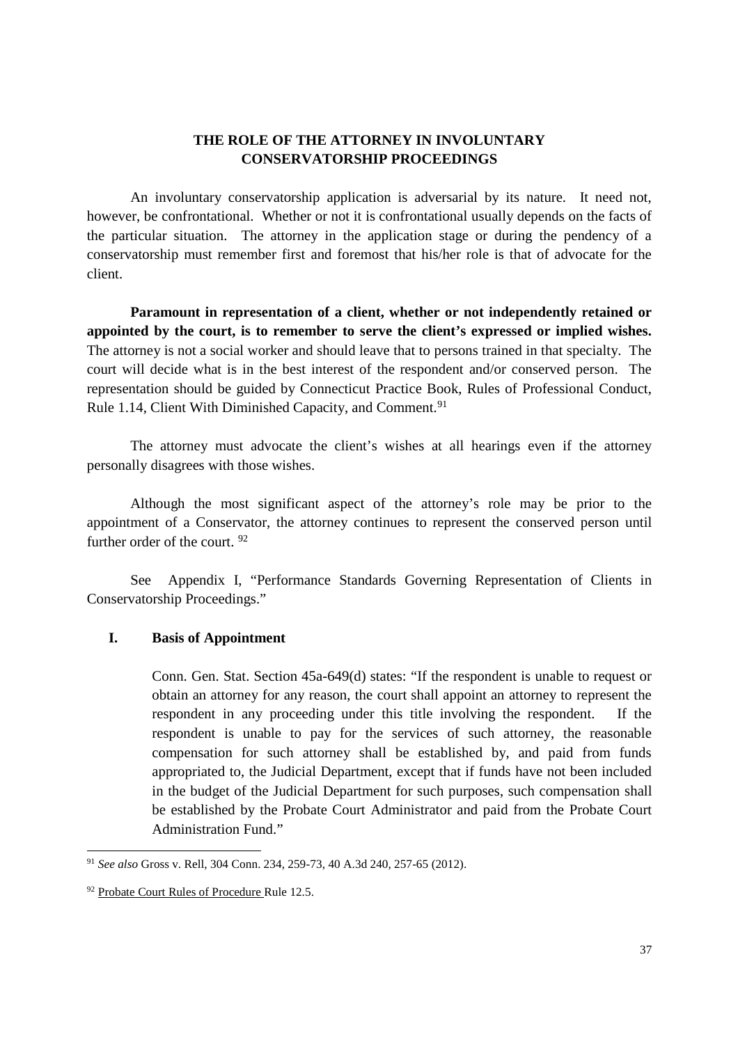# THE ROLE OF THE ATTORNEY IN INVOLUNTARY CONSERVATORSHIP PROCEEDINGS

An involuntary conservatorship application is adversarial by its nature. It need not, however, be confrontational. Whether or not it is confrontational usually depends on the facts of the particular situation. The attorney in the application stage or during the pendency of a conservatorship must remember first and foremost that his/her role is that of advocate for the client.

**Paramount in representation of a client, whether or not independently retained or appointed by the court, is to remember to serve the client's expressed or implied wishes.** The attorney is not a social worker and should leave that to persons trained in that specialty. The court will decide what is in the best interest of the respondent and/or conserved person. The representation should be guided by Connecticut Practice Book, Rules of Professional Conduct, Rule 1.14, Client With Diminished Capacity, and Comment.[91]

The attorney must advocate the client's wishes at all hearings even if the attorney personally disagrees with those wishes.

Although the most significant aspect of the attorney's role may be prior to the appointment of a Conservator, the attorney continues to represent the conserved person until further order of the court. [92]

See Appendix I, "Performance Standards Governing Representation of Clients in Conservatorship Proceedings."

## I. Basis of Appointment

Conn. Gen. Stat. Section 45a-649(d) states: "If the respondent is unable to request or obtain an attorney for any reason, the court shall appoint an attorney to represent the respondent in any proceeding under this title involving the respondent. If the respondent is unable to pay for the services of such attorney, the reasonable compensation for such attorney shall be established by, and paid from funds appropriated to, the Judicial Department, except that if funds have not been included in the budget of the Judicial Department for such purposes, such compensation shall be established by the Probate Court Administrator and paid from the Probate Court Administration Fund."

---

[91] *See also* Gross v. Rell, 304 Conn. 234, 259-73, 40 A.3d 240, 257-65 (2012).

[92] Probate Court Rules of Procedure Rule 12.5.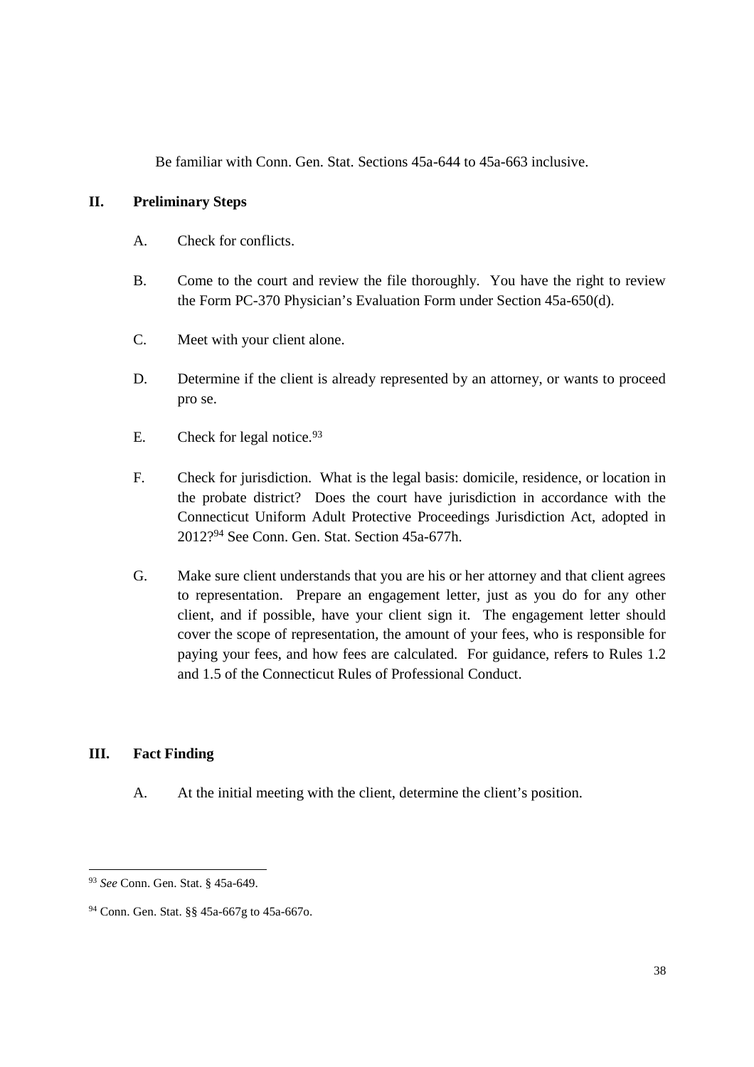Be familiar with Conn. Gen. Stat. Sections 45a-644 to 45a-663 inclusive.

## II. Preliminary Steps

A. Check for conflicts.

B. Come to the court and review the file thoroughly. You have the right to review the Form PC-370 Physician's Evaluation Form under Section 45a-650(d).

C. Meet with your client alone.

D. Determine if the client is already represented by an attorney, or wants to proceed pro se.

E. Check for legal notice.[93]

F. Check for jurisdiction. What is the legal basis: domicile, residence, or location in the probate district? Does the court have jurisdiction in accordance with the Connecticut Uniform Adult Protective Proceedings Jurisdiction Act, adopted in 2012?[94] See Conn. Gen. Stat. Section 45a-677h.

G. Make sure client understands that you are his or her attorney and that client agrees to representation. Prepare an engagement letter, just as you do for any other client, and if possible, have your client sign it. The engagement letter should cover the scope of representation, the amount of your fees, who is responsible for paying your fees, and how fees are calculated. For guidance, refers to Rules 1.2 and 1.5 of the Connecticut Rules of Professional Conduct.

## III. Fact Finding

A. At the initial meeting with the client, determine the client's position.

---

[93] *See* Conn. Gen. Stat. § 45a-649.

[94] Conn. Gen. Stat. §§ 45a-667g to 45a-667o.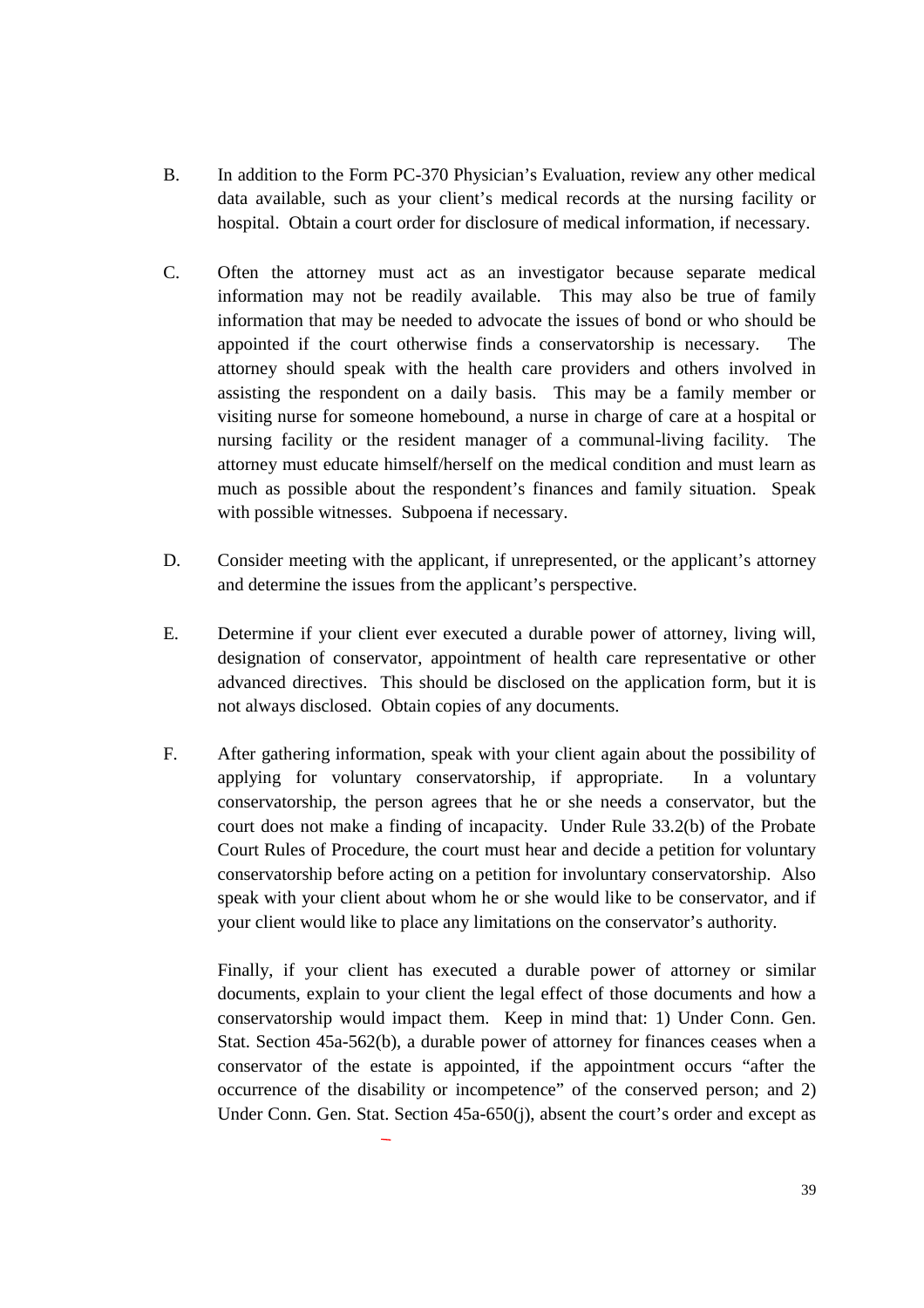B. In addition to the Form PC-370 Physician's Evaluation, review any other medical data available, such as your client's medical records at the nursing facility or hospital. Obtain a court order for disclosure of medical information, if necessary.

C. Often the attorney must act as an investigator because separate medical information may not be readily available. This may also be true of family information that may be needed to advocate the issues of bond or who should be appointed if the court otherwise finds a conservatorship is necessary. The attorney should speak with the health care providers and others involved in assisting the respondent on a daily basis. This may be a family member or visiting nurse for someone homebound, a nurse in charge of care at a hospital or nursing facility or the resident manager of a communal-living facility. The attorney must educate himself/herself on the medical condition and must learn as much as possible about the respondent's finances and family situation. Speak with possible witnesses. Subpoena if necessary.

D. Consider meeting with the applicant, if unrepresented, or the applicant's attorney and determine the issues from the applicant's perspective.

E. Determine if your client ever executed a durable power of attorney, living will, designation of conservator, appointment of health care representative or other advanced directives. This should be disclosed on the application form, but it is not always disclosed. Obtain copies of any documents.

F. After gathering information, speak with your client again about the possibility of applying for voluntary conservatorship, if appropriate. In a voluntary conservatorship, the person agrees that he or she needs a conservator, but the court does not make a finding of incapacity. Under Rule 33.2(b) of the Probate Court Rules of Procedure, the court must hear and decide a petition for voluntary conservatorship before acting on a petition for involuntary conservatorship. Also speak with your client about whom he or she would like to be conservator, and if your client would like to place any limitations on the conservator's authority.

   Finally, if your client has executed a durable power of attorney or similar documents, explain to your client the legal effect of those documents and how a conservatorship would impact them. Keep in mind that: 1) Under Conn. Gen. Stat. Section 45a-562(b), a durable power of attorney for finances ceases when a conservator of the estate is appointed, if the appointment occurs "after the occurrence of the disability or incompetence" of the conserved person; and 2) Under Conn. Gen. Stat. Section 45a-650(j), absent the court's order and except as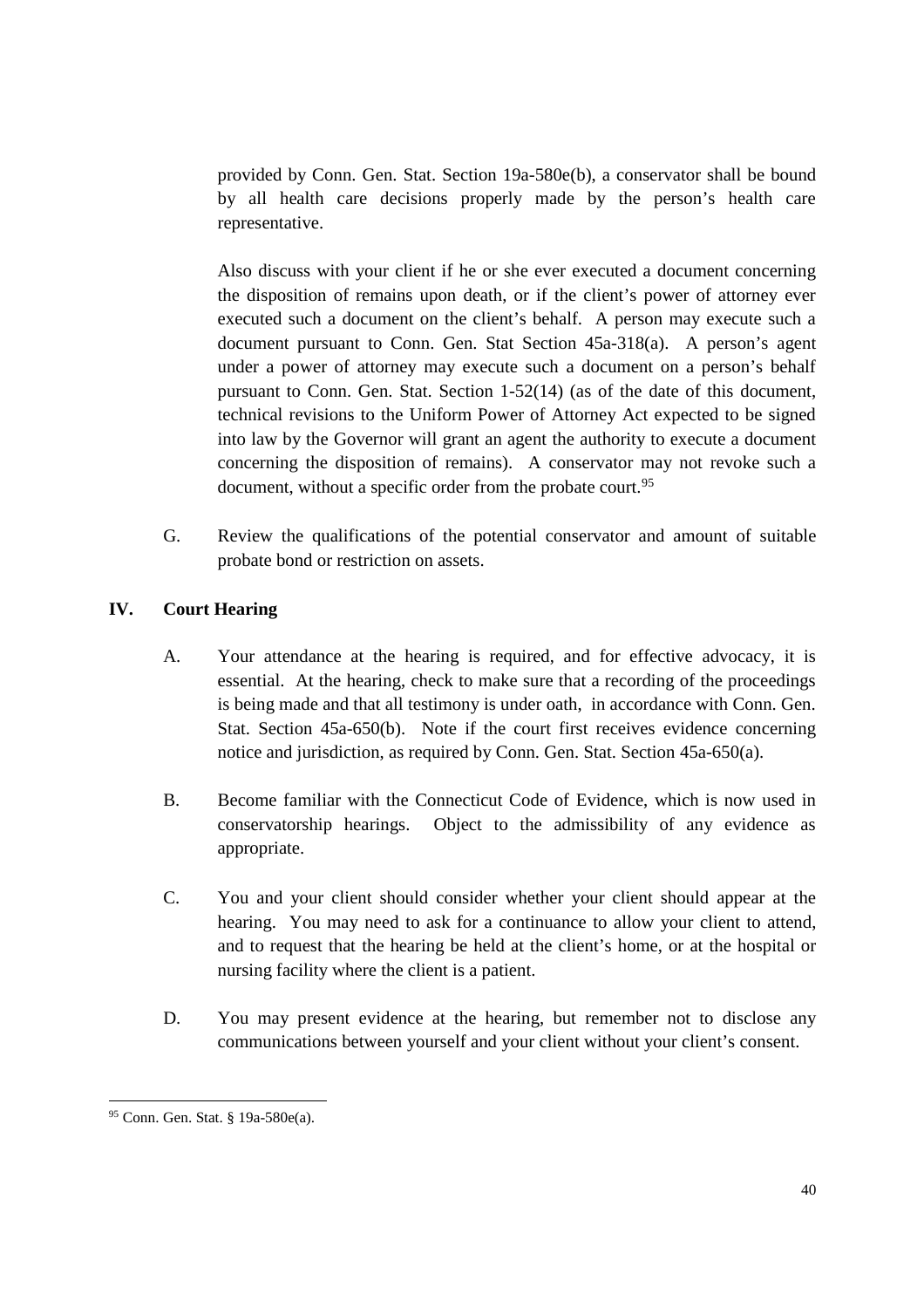provided by Conn. Gen. Stat. Section 19a-580e(b), a conservator shall be bound by all health care decisions properly made by the person's health care representative.

Also discuss with your client if he or she ever executed a document concerning the disposition of remains upon death, or if the client's power of attorney ever executed such a document on the client's behalf. A person may execute such a document pursuant to Conn. Gen. Stat Section 45a-318(a). A person's agent under a power of attorney may execute such a document on a person's behalf pursuant to Conn. Gen. Stat. Section 1-52(14) (as of the date of this document, technical revisions to the Uniform Power of Attorney Act expected to be signed into law by the Governor will grant an agent the authority to execute a document concerning the disposition of remains). A conservator may not revoke such a document, without a specific order from the probate court.[95]

G. Review the qualifications of the potential conservator and amount of suitable probate bond or restriction on assets.

## IV. Court Hearing

A. Your attendance at the hearing is required, and for effective advocacy, it is essential. At the hearing, check to make sure that a recording of the proceedings is being made and that all testimony is under oath, in accordance with Conn. Gen. Stat. Section 45a-650(b). Note if the court first receives evidence concerning notice and jurisdiction, as required by Conn. Gen. Stat. Section 45a-650(a).

B. Become familiar with the Connecticut Code of Evidence, which is now used in conservatorship hearings. Object to the admissibility of any evidence as appropriate.

C. You and your client should consider whether your client should appear at the hearing. You may need to ask for a continuance to allow your client to attend, and to request that the hearing be held at the client's home, or at the hospital or nursing facility where the client is a patient.

D. You may present evidence at the hearing, but remember not to disclose any communications between yourself and your client without your client's consent.

---

[95] Conn. Gen. Stat. § 19a-580e(a).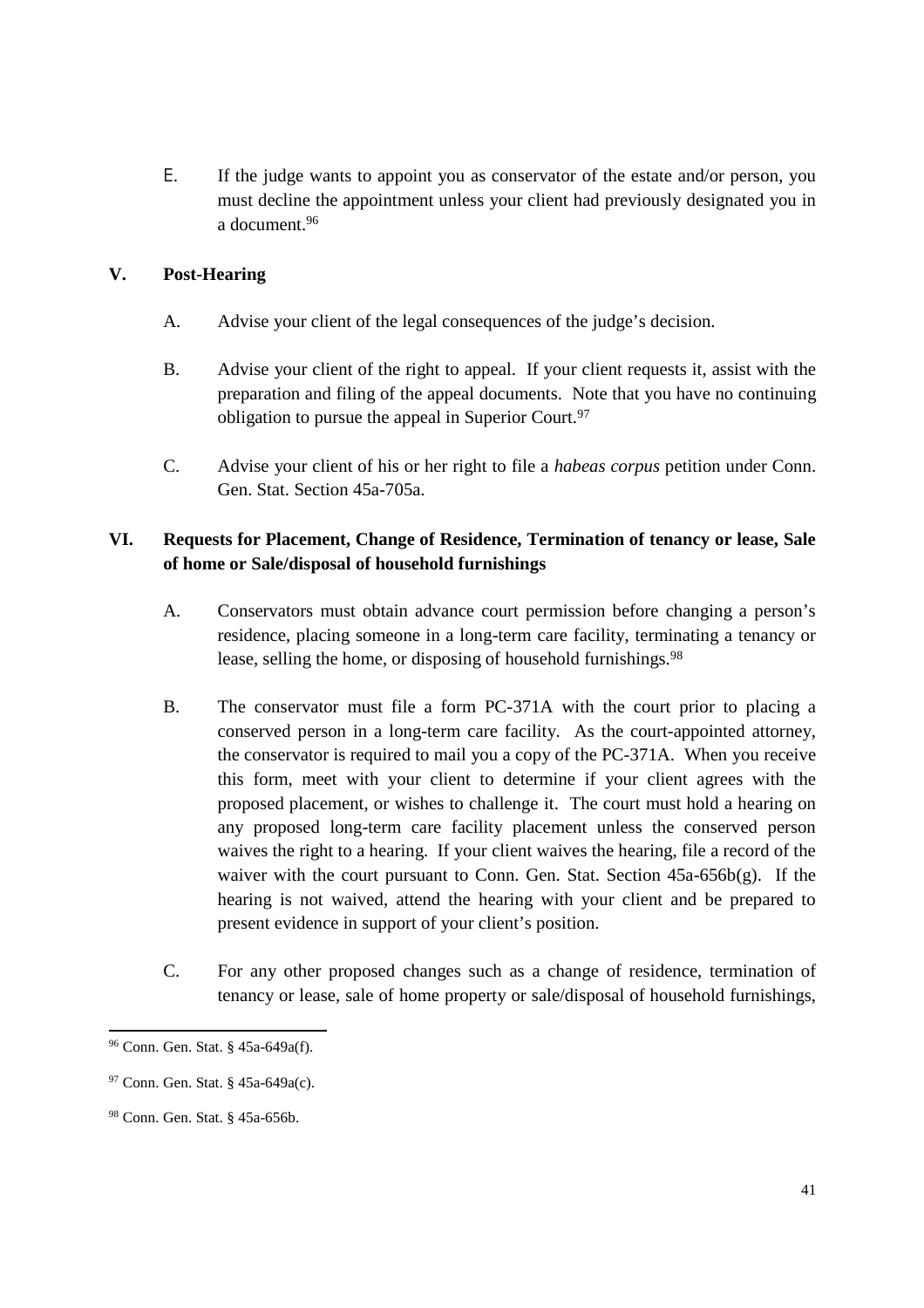E. If the judge wants to appoint you as conservator of the estate and/or person, you must decline the appointment unless your client had previously designated you in a document.[96]

## V. Post-Hearing

A. Advise your client of the legal consequences of the judge's decision.

B. Advise your client of the right to appeal. If your client requests it, assist with the preparation and filing of the appeal documents. Note that you have no continuing obligation to pursue the appeal in Superior Court.[97]

C. Advise your client of his or her right to file a *habeas corpus* petition under Conn. Gen. Stat. Section 45a-705a.

## VI. Requests for Placement, Change of Residence, Termination of tenancy or lease, Sale of home or Sale/disposal of household furnishings

A. Conservators must obtain advance court permission before changing a person's residence, placing someone in a long-term care facility, terminating a tenancy or lease, selling the home, or disposing of household furnishings.[98]

B. The conservator must file a form PC-371A with the court prior to placing a conserved person in a long-term care facility. As the court-appointed attorney, the conservator is required to mail you a copy of the PC-371A. When you receive this form, meet with your client to determine if your client agrees with the proposed placement, or wishes to challenge it. The court must hold a hearing on any proposed long-term care facility placement unless the conserved person waives the right to a hearing. If your client waives the hearing, file a record of the waiver with the court pursuant to Conn. Gen. Stat. Section 45a-656b(g). If the hearing is not waived, attend the hearing with your client and be prepared to present evidence in support of your client's position.

C. For any other proposed changes such as a change of residence, termination of tenancy or lease, sale of home property or sale/disposal of household furnishings,

---

[96] Conn. Gen. Stat. § 45a-649a(f).

[97] Conn. Gen. Stat. § 45a-649a(c).

[98] Conn. Gen. Stat. § 45a-656b.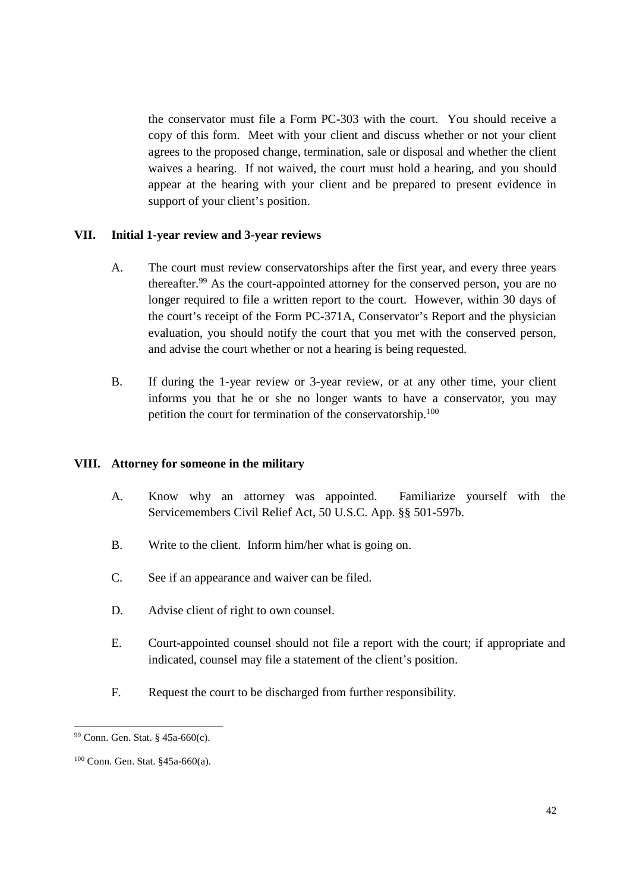the conservator must file a Form PC-303 with the court. You should receive a copy of this form. Meet with your client and discuss whether or not your client agrees to the proposed change, termination, sale or disposal and whether the client waives a hearing. If not waived, the court must hold a hearing, and you should appear at the hearing with your client and be prepared to present evidence in support of your client's position.

## VII. Initial 1-year review and 3-year reviews

A. The court must review conservatorships after the first year, and every three years thereafter.[99] As the court-appointed attorney for the conserved person, you are no longer required to file a written report to the court. However, within 30 days of the court's receipt of the Form PC-371A, Conservator's Report and the physician evaluation, you should notify the court that you met with the conserved person, and advise the court whether or not a hearing is being requested.

B. If during the 1-year review or 3-year review, or at any other time, your client informs you that he or she no longer wants to have a conservator, you may petition the court for termination of the conservatorship.[100]

## VIII. Attorney for someone in the military

A. Know why an attorney was appointed. Familiarize yourself with the Servicemembers Civil Relief Act, 50 U.S.C. App. §§ 501-597b.

B. Write to the client. Inform him/her what is going on.

C. See if an appearance and waiver can be filed.

D. Advise client of right to own counsel.

E. Court-appointed counsel should not file a report with the court; if appropriate and indicated, counsel may file a statement of the client's position.

F. Request the court to be discharged from further responsibility.

---

[99] Conn. Gen. Stat. § 45a-660(c).

[100] Conn. Gen. Stat. §45a-660(a).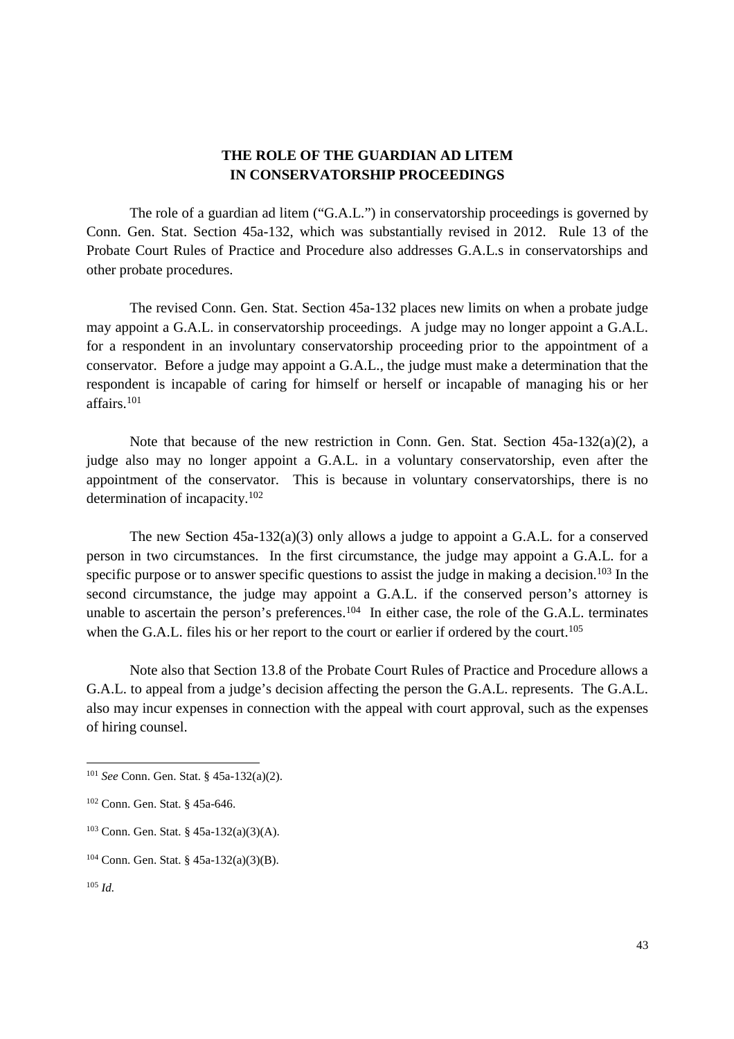## THE ROLE OF THE GUARDIAN AD LITEM IN CONSERVATORSHIP PROCEEDINGS

The role of a guardian ad litem ("G.A.L.") in conservatorship proceedings is governed by Conn. Gen. Stat. Section 45a-132, which was substantially revised in 2012. Rule 13 of the Probate Court Rules of Practice and Procedure also addresses G.A.L.s in conservatorships and other probate procedures.

The revised Conn. Gen. Stat. Section 45a-132 places new limits on when a probate judge may appoint a G.A.L. in conservatorship proceedings. A judge may no longer appoint a G.A.L. for a respondent in an involuntary conservatorship proceeding prior to the appointment of a conservator. Before a judge may appoint a G.A.L., the judge must make a determination that the respondent is incapable of caring for himself or herself or incapable of managing his or her affairs.[101]

Note that because of the new restriction in Conn. Gen. Stat. Section 45a-132(a)(2), a judge also may no longer appoint a G.A.L. in a voluntary conservatorship, even after the appointment of the conservator. This is because in voluntary conservatorships, there is no determination of incapacity.[102]

The new Section 45a-132(a)(3) only allows a judge to appoint a G.A.L. for a conserved person in two circumstances. In the first circumstance, the judge may appoint a G.A.L. for a specific purpose or to answer specific questions to assist the judge in making a decision.[103] In the second circumstance, the judge may appoint a G.A.L. if the conserved person's attorney is unable to ascertain the person's preferences.[104] In either case, the role of the G.A.L. terminates when the G.A.L. files his or her report to the court or earlier if ordered by the court.[105]

Note also that Section 13.8 of the Probate Court Rules of Practice and Procedure allows a G.A.L. to appeal from a judge's decision affecting the person the G.A.L. represents. The G.A.L. also may incur expenses in connection with the appeal with court approval, such as the expenses of hiring counsel.

---

[101] *See* Conn. Gen. Stat. § 45a-132(a)(2).

[102] Conn. Gen. Stat. § 45a-646.

[103] Conn. Gen. Stat. § 45a-132(a)(3)(A).

[104] Conn. Gen. Stat. § 45a-132(a)(3)(B).

[105] *Id.*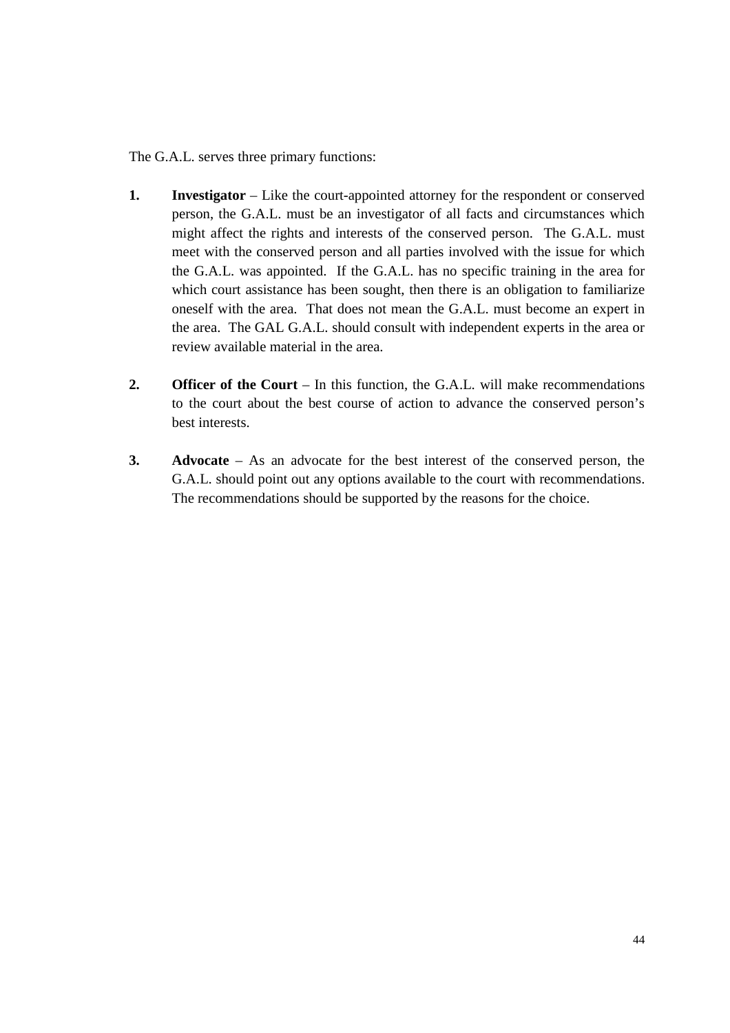The G.A.L. serves three primary functions:

1. **Investigator** – Like the court-appointed attorney for the respondent or conserved person, the G.A.L. must be an investigator of all facts and circumstances which might affect the rights and interests of the conserved person. The G.A.L. must meet with the conserved person and all parties involved with the issue for which the G.A.L. was appointed. If the G.A.L. has no specific training in the area for which court assistance has been sought, then there is an obligation to familiarize oneself with the area. That does not mean the G.A.L. must become an expert in the area. The GAL G.A.L. should consult with independent experts in the area or review available material in the area.

2. **Officer of the Court** – In this function, the G.A.L. will make recommendations to the court about the best course of action to advance the conserved person's best interests.

3. **Advocate** – As an advocate for the best interest of the conserved person, the G.A.L. should point out any options available to the court with recommendations. The recommendations should be supported by the reasons for the choice.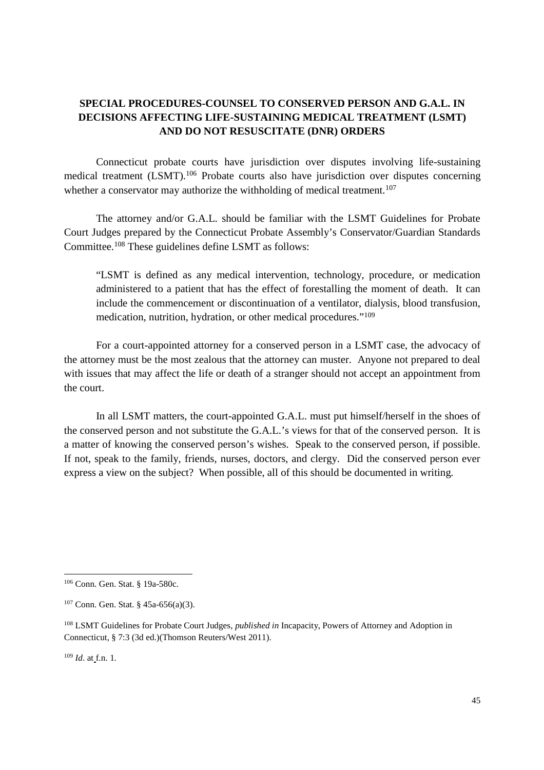**SPECIAL PROCEDURES-COUNSEL TO CONSERVED PERSON AND G.A.L. IN DECISIONS AFFECTING LIFE-SUSTAINING MEDICAL TREATMENT (LSMT) AND DO NOT RESUSCITATE (DNR) ORDERS**

Connecticut probate courts have jurisdiction over disputes involving life-sustaining medical treatment (LSMT).[106] Probate courts also have jurisdiction over disputes concerning whether a conservator may authorize the withholding of medical treatment.[107]

The attorney and/or G.A.L. should be familiar with the LSMT Guidelines for Probate Court Judges prepared by the Connecticut Probate Assembly's Conservator/Guardian Standards Committee.[108] These guidelines define LSMT as follows:

> "LSMT is defined as any medical intervention, technology, procedure, or medication administered to a patient that has the effect of forestalling the moment of death. It can include the commencement or discontinuation of a ventilator, dialysis, blood transfusion, medication, nutrition, hydration, or other medical procedures."[109]

For a court-appointed attorney for a conserved person in a LSMT case, the advocacy of the attorney must be the most zealous that the attorney can muster. Anyone not prepared to deal with issues that may affect the life or death of a stranger should not accept an appointment from the court.

In all LSMT matters, the court-appointed G.A.L. must put himself/herself in the shoes of the conserved person and not substitute the G.A.L.'s views for that of the conserved person. It is a matter of knowing the conserved person's wishes. Speak to the conserved person, if possible. If not, speak to the family, friends, nurses, doctors, and clergy. Did the conserved person ever express a view on the subject? When possible, all of this should be documented in writing.

---

[106] Conn. Gen. Stat. § 19a-580c.

[107] Conn. Gen. Stat. § 45a-656(a)(3).

[108] LSMT Guidelines for Probate Court Judges, *published in* Incapacity, Powers of Attorney and Adoption in Connecticut, § 7:3 (3d ed.)(Thomson Reuters/West 2011).

[109] *Id*. at f.n. 1.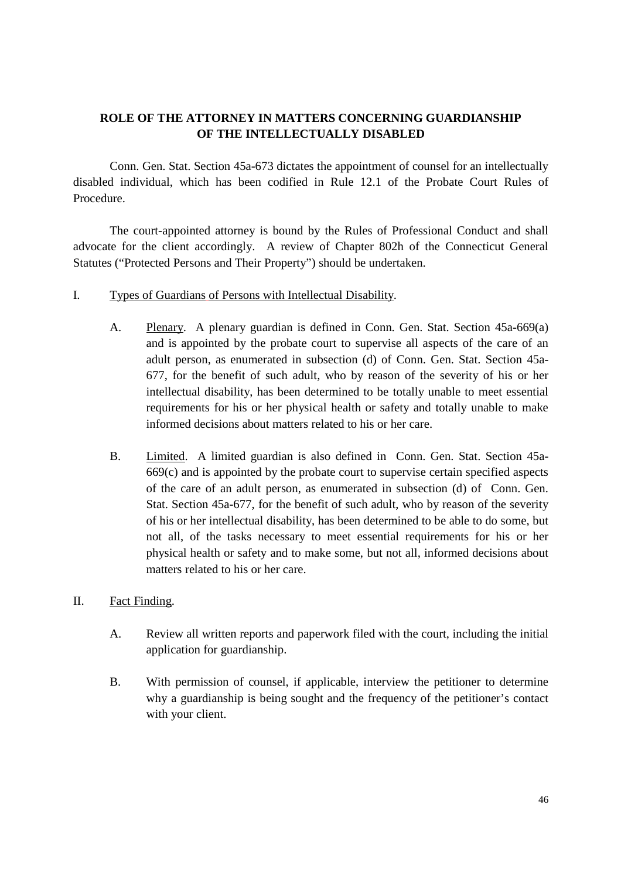**ROLE OF THE ATTORNEY IN MATTERS CONCERNING GUARDIANSHIP OF THE INTELLECTUALLY DISABLED**

Conn. Gen. Stat. Section 45a-673 dictates the appointment of counsel for an intellectually disabled individual, which has been codified in Rule 12.1 of the Probate Court Rules of Procedure.

The court-appointed attorney is bound by the Rules of Professional Conduct and shall advocate for the client accordingly. A review of Chapter 802h of the Connecticut General Statutes ("Protected Persons and Their Property") should be undertaken.

I. <u>Types of Guardians of Persons with Intellectual Disability</u>.

   A. <u>Plenary</u>. A plenary guardian is defined in Conn. Gen. Stat. Section 45a-669(a) and is appointed by the probate court to supervise all aspects of the care of an adult person, as enumerated in subsection (d) of Conn. Gen. Stat. Section 45a-677, for the benefit of such adult, who by reason of the severity of his or her intellectual disability, has been determined to be totally unable to meet essential requirements for his or her physical health or safety and totally unable to make informed decisions about matters related to his or her care.

   B. <u>Limited</u>. A limited guardian is also defined in Conn. Gen. Stat. Section 45a-669(c) and is appointed by the probate court to supervise certain specified aspects of the care of an adult person, as enumerated in subsection (d) of Conn. Gen. Stat. Section 45a-677, for the benefit of such adult, who by reason of the severity of his or her intellectual disability, has been determined to be able to do some, but not all, of the tasks necessary to meet essential requirements for his or her physical health or safety and to make some, but not all, informed decisions about matters related to his or her care.

II. <u>Fact Finding</u>.

   A. Review all written reports and paperwork filed with the court, including the initial application for guardianship.

   B. With permission of counsel, if applicable, interview the petitioner to determine why a guardianship is being sought and the frequency of the petitioner's contact with your client.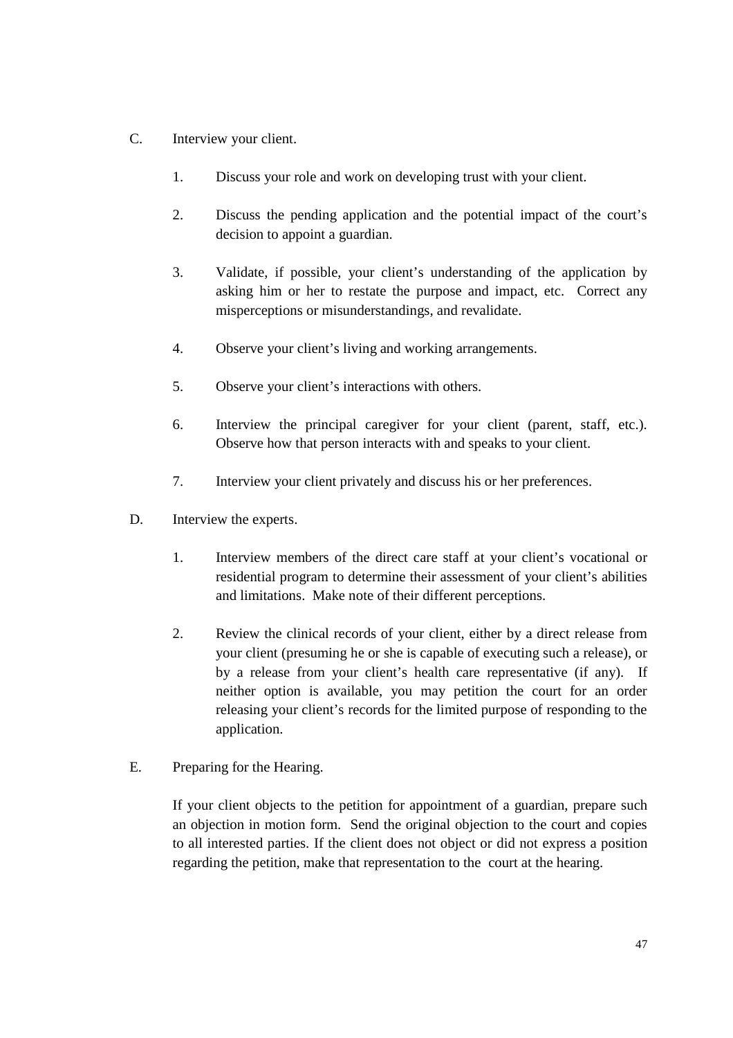C. Interview your client.

1. Discuss your role and work on developing trust with your client.

2. Discuss the pending application and the potential impact of the court's decision to appoint a guardian.

3. Validate, if possible, your client's understanding of the application by asking him or her to restate the purpose and impact, etc. Correct any misperceptions or misunderstandings, and revalidate.

4. Observe your client's living and working arrangements.

5. Observe your client's interactions with others.

6. Interview the principal caregiver for your client (parent, staff, etc.). Observe how that person interacts with and speaks to your client.

7. Interview your client privately and discuss his or her preferences.

D. Interview the experts.

1. Interview members of the direct care staff at your client's vocational or residential program to determine their assessment of your client's abilities and limitations. Make note of their different perceptions.

2. Review the clinical records of your client, either by a direct release from your client (presuming he or she is capable of executing such a release), or by a release from your client's health care representative (if any). If neither option is available, you may petition the court for an order releasing your client's records for the limited purpose of responding to the application.

E. Preparing for the Hearing.

If your client objects to the petition for appointment of a guardian, prepare such an objection in motion form. Send the original objection to the court and copies to all interested parties. If the client does not object or did not express a position regarding the petition, make that representation to the court at the hearing.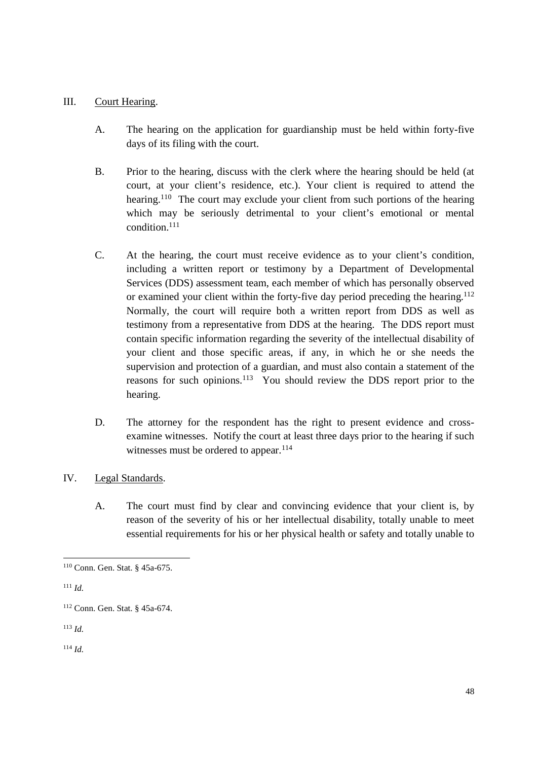III. Court Hearing.

A. The hearing on the application for guardianship must be held within forty-five days of its filing with the court.

B. Prior to the hearing, discuss with the clerk where the hearing should be held (at court, at your client's residence, etc.). Your client is required to attend the hearing.[110] The court may exclude your client from such portions of the hearing which may be seriously detrimental to your client's emotional or mental condition.[111]

C. At the hearing, the court must receive evidence as to your client's condition, including a written report or testimony by a Department of Developmental Services (DDS) assessment team, each member of which has personally observed or examined your client within the forty-five day period preceding the hearing.[112] Normally, the court will require both a written report from DDS as well as testimony from a representative from DDS at the hearing. The DDS report must contain specific information regarding the severity of the intellectual disability of your client and those specific areas, if any, in which he or she needs the supervision and protection of a guardian, and must also contain a statement of the reasons for such opinions.[113] You should review the DDS report prior to the hearing.

D. The attorney for the respondent has the right to present evidence and cross-examine witnesses. Notify the court at least three days prior to the hearing if such witnesses must be ordered to appear.[114]

IV. Legal Standards.

A. The court must find by clear and convincing evidence that your client is, by reason of the severity of his or her intellectual disability, totally unable to meet essential requirements for his or her physical health or safety and totally unable to

---

[110] Conn. Gen. Stat. § 45a-675.

[111] *Id.*

[112] Conn. Gen. Stat. § 45a-674.

[113] *Id.*

[114] *Id.*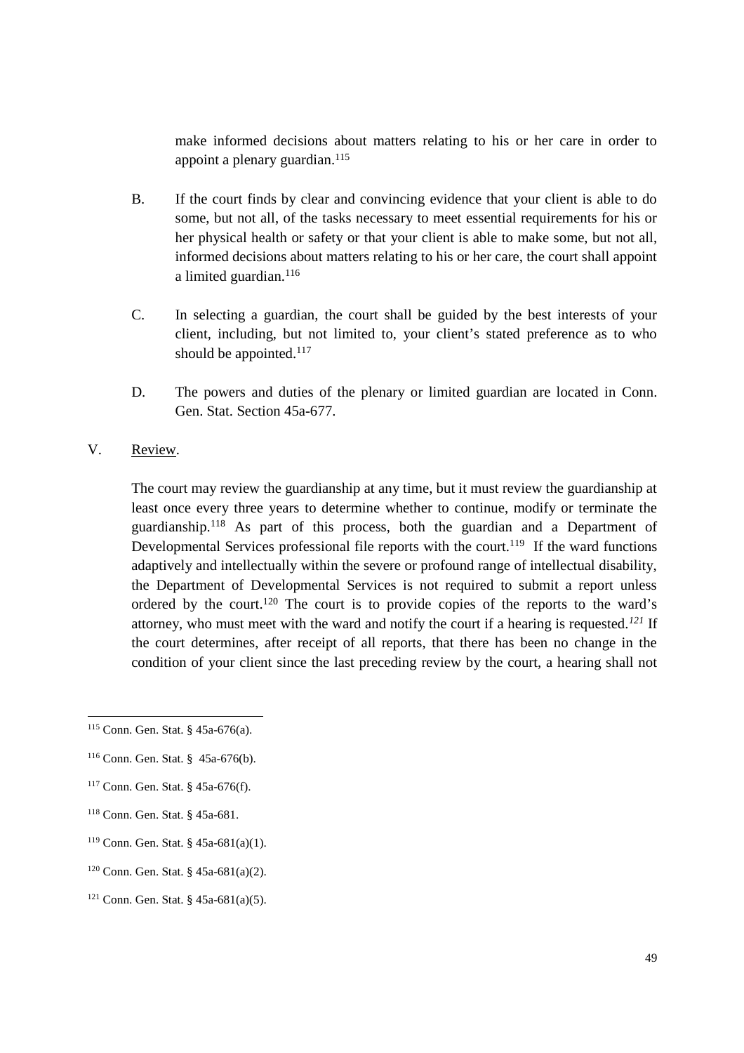make informed decisions about matters relating to his or her care in order to appoint a plenary guardian.[115]

B. If the court finds by clear and convincing evidence that your client is able to do some, but not all, of the tasks necessary to meet essential requirements for his or her physical health or safety or that your client is able to make some, but not all, informed decisions about matters relating to his or her care, the court shall appoint a limited guardian.[116]

C. In selecting a guardian, the court shall be guided by the best interests of your client, including, but not limited to, your client's stated preference as to who should be appointed.[117]

D. The powers and duties of the plenary or limited guardian are located in Conn. Gen. Stat. Section 45a-677.

V. Review.

The court may review the guardianship at any time, but it must review the guardianship at least once every three years to determine whether to continue, modify or terminate the guardianship.[118] As part of this process, both the guardian and a Department of Developmental Services professional file reports with the court.[119] If the ward functions adaptively and intellectually within the severe or profound range of intellectual disability, the Department of Developmental Services is not required to submit a report unless ordered by the court.[120] The court is to provide copies of the reports to the ward's attorney, who must meet with the ward and notify the court if a hearing is requested.[121] If the court determines, after receipt of all reports, that there has been no change in the condition of your client since the last preceding review by the court, a hearing shall not

---

[115] Conn. Gen. Stat. § 45a-676(a).

[116] Conn. Gen. Stat. § 45a-676(b).

[117] Conn. Gen. Stat. § 45a-676(f).

[118] Conn. Gen. Stat. § 45a-681.

[119] Conn. Gen. Stat. § 45a-681(a)(1).

[120] Conn. Gen. Stat. § 45a-681(a)(2).

[121] Conn. Gen. Stat. § 45a-681(a)(5).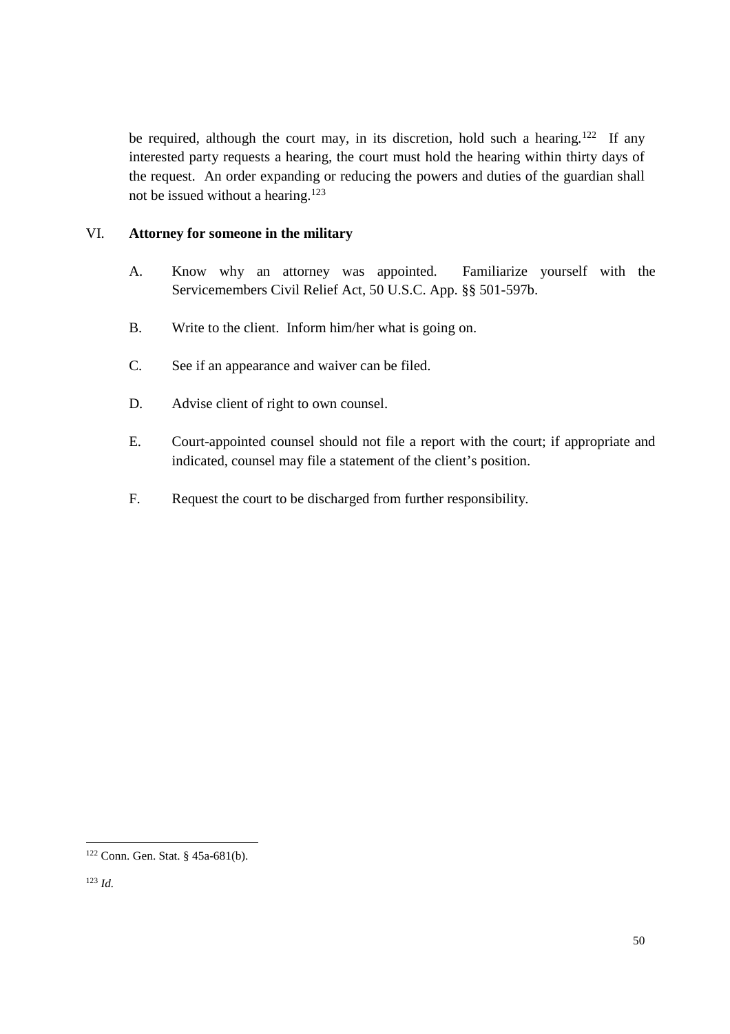be required, although the court may, in its discretion, hold such a hearing.[122] If any interested party requests a hearing, the court must hold the hearing within thirty days of the request. An order expanding or reducing the powers and duties of the guardian shall not be issued without a hearing.[123]

## VI. Attorney for someone in the military

A. Know why an attorney was appointed. Familiarize yourself with the Servicemembers Civil Relief Act, 50 U.S.C. App. §§ 501-597b.

B. Write to the client. Inform him/her what is going on.

C. See if an appearance and waiver can be filed.

D. Advise client of right to own counsel.

E. Court-appointed counsel should not file a report with the court; if appropriate and indicated, counsel may file a statement of the client's position.

F. Request the court to be discharged from further responsibility.

---

[122] Conn. Gen. Stat. § 45a-681(b).

[123] *Id.*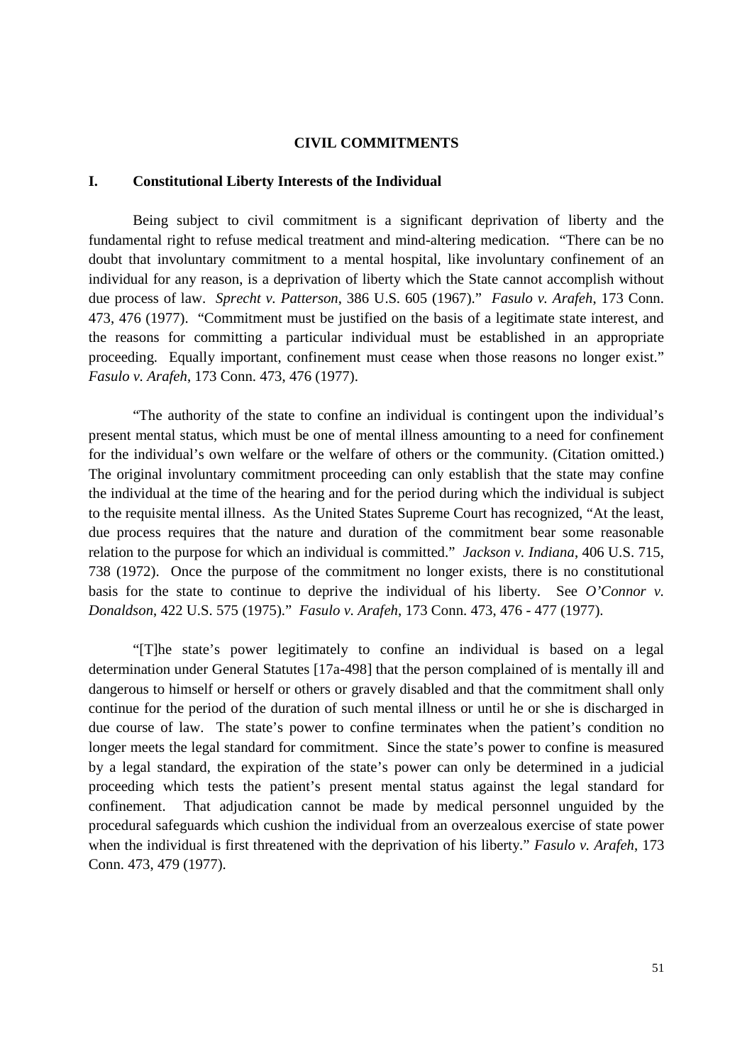## CIVIL COMMITMENTS

### I. Constitutional Liberty Interests of the Individual

Being subject to civil commitment is a significant deprivation of liberty and the fundamental right to refuse medical treatment and mind-altering medication. "There can be no doubt that involuntary commitment to a mental hospital, like involuntary confinement of an individual for any reason, is a deprivation of liberty which the State cannot accomplish without due process of law. *Sprecht v. Patterson*, 386 U.S. 605 (1967)." *Fasulo v. Arafeh*, 173 Conn. 473, 476 (1977). "Commitment must be justified on the basis of a legitimate state interest, and the reasons for committing a particular individual must be established in an appropriate proceeding. Equally important, confinement must cease when those reasons no longer exist." *Fasulo v. Arafeh*, 173 Conn. 473, 476 (1977).

"The authority of the state to confine an individual is contingent upon the individual's present mental status, which must be one of mental illness amounting to a need for confinement for the individual's own welfare or the welfare of others or the community. (Citation omitted.) The original involuntary commitment proceeding can only establish that the state may confine the individual at the time of the hearing and for the period during which the individual is subject to the requisite mental illness. As the United States Supreme Court has recognized, "At the least, due process requires that the nature and duration of the commitment bear some reasonable relation to the purpose for which an individual is committed." *Jackson v. Indiana*, 406 U.S. 715, 738 (1972). Once the purpose of the commitment no longer exists, there is no constitutional basis for the state to continue to deprive the individual of his liberty. See *O'Connor v. Donaldson*, 422 U.S. 575 (1975)." *Fasulo v. Arafeh*, 173 Conn. 473, 476 - 477 (1977).

"[T]he state's power legitimately to confine an individual is based on a legal determination under General Statutes [17a-498] that the person complained of is mentally ill and dangerous to himself or herself or others or gravely disabled and that the commitment shall only continue for the period of the duration of such mental illness or until he or she is discharged in due course of law. The state's power to confine terminates when the patient's condition no longer meets the legal standard for commitment. Since the state's power to confine is measured by a legal standard, the expiration of the state's power can only be determined in a judicial proceeding which tests the patient's present mental status against the legal standard for confinement. That adjudication cannot be made by medical personnel unguided by the procedural safeguards which cushion the individual from an overzealous exercise of state power when the individual is first threatened with the deprivation of his liberty." *Fasulo v. Arafeh*, 173 Conn. 473, 479 (1977).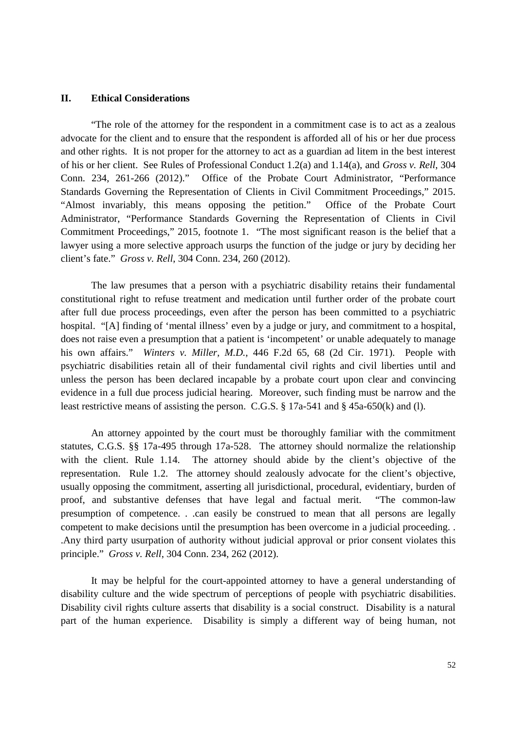## II. Ethical Considerations

"The role of the attorney for the respondent in a commitment case is to act as a zealous advocate for the client and to ensure that the respondent is afforded all of his or her due process and other rights. It is not proper for the attorney to act as a guardian ad litem in the best interest of his or her client. See Rules of Professional Conduct 1.2(a) and 1.14(a), and *Gross v. Rell*, 304 Conn. 234, 261-266 (2012)." Office of the Probate Court Administrator, "Performance Standards Governing the Representation of Clients in Civil Commitment Proceedings," 2015. "Almost invariably, this means opposing the petition." Office of the Probate Court Administrator, "Performance Standards Governing the Representation of Clients in Civil Commitment Proceedings," 2015, footnote 1. "The most significant reason is the belief that a lawyer using a more selective approach usurps the function of the judge or jury by deciding her client's fate." *Gross v. Rell*, 304 Conn. 234, 260 (2012).

The law presumes that a person with a psychiatric disability retains their fundamental constitutional right to refuse treatment and medication until further order of the probate court after full due process proceedings, even after the person has been committed to a psychiatric hospital. "[A] finding of 'mental illness' even by a judge or jury, and commitment to a hospital, does not raise even a presumption that a patient is 'incompetent' or unable adequately to manage his own affairs." *Winters v. Miller, M.D.*, 446 F.2d 65, 68 (2d Cir. 1971). People with psychiatric disabilities retain all of their fundamental civil rights and civil liberties until and unless the person has been declared incapable by a probate court upon clear and convincing evidence in a full due process judicial hearing. Moreover, such finding must be narrow and the least restrictive means of assisting the person. C.G.S. § 17a-541 and § 45a-650(k) and (l).

An attorney appointed by the court must be thoroughly familiar with the commitment statutes, C.G.S. §§ 17a-495 through 17a-528. The attorney should normalize the relationship with the client. Rule 1.14. The attorney should abide by the client's objective of the representation. Rule 1.2. The attorney should zealously advocate for the client's objective, usually opposing the commitment, asserting all jurisdictional, procedural, evidentiary, burden of proof, and substantive defenses that have legal and factual merit. "The common-law presumption of competence. . .can easily be construed to mean that all persons are legally competent to make decisions until the presumption has been overcome in a judicial proceeding. . .Any third party usurpation of authority without judicial approval or prior consent violates this principle." *Gross v. Rell*, 304 Conn. 234, 262 (2012).

It may be helpful for the court-appointed attorney to have a general understanding of disability culture and the wide spectrum of perceptions of people with psychiatric disabilities. Disability civil rights culture asserts that disability is a social construct. Disability is a natural part of the human experience. Disability is simply a different way of being human, not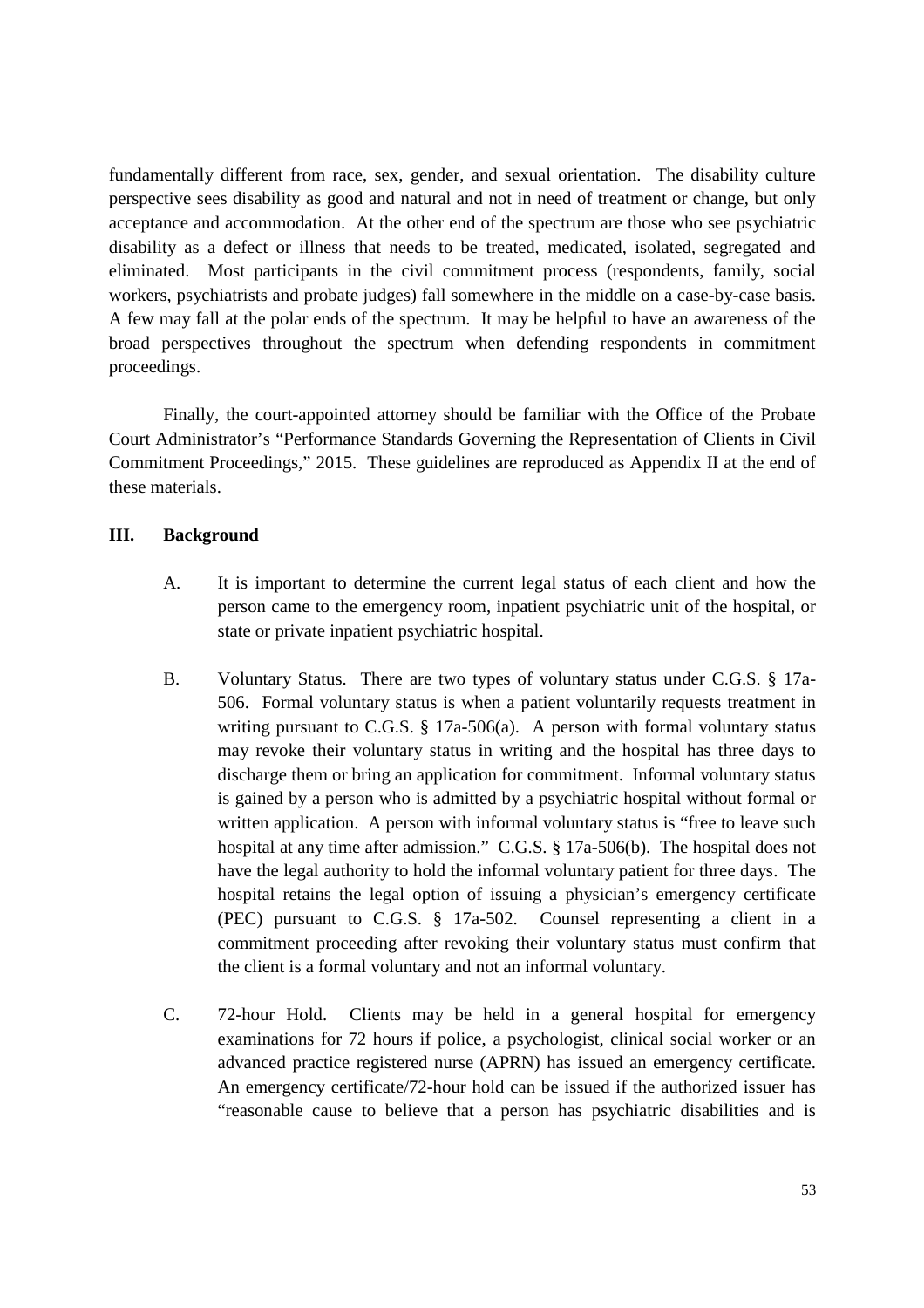fundamentally different from race, sex, gender, and sexual orientation. The disability culture perspective sees disability as good and natural and not in need of treatment or change, but only acceptance and accommodation. At the other end of the spectrum are those who see psychiatric disability as a defect or illness that needs to be treated, medicated, isolated, segregated and eliminated. Most participants in the civil commitment process (respondents, family, social workers, psychiatrists and probate judges) fall somewhere in the middle on a case-by-case basis. A few may fall at the polar ends of the spectrum. It may be helpful to have an awareness of the broad perspectives throughout the spectrum when defending respondents in commitment proceedings.

Finally, the court-appointed attorney should be familiar with the Office of the Probate Court Administrator's "Performance Standards Governing the Representation of Clients in Civil Commitment Proceedings," 2015. These guidelines are reproduced as Appendix II at the end of these materials.

## III. Background

A. It is important to determine the current legal status of each client and how the person came to the emergency room, inpatient psychiatric unit of the hospital, or state or private inpatient psychiatric hospital.

B. Voluntary Status. There are two types of voluntary status under C.G.S. § 17a-506. Formal voluntary status is when a patient voluntarily requests treatment in writing pursuant to C.G.S. § 17a-506(a). A person with formal voluntary status may revoke their voluntary status in writing and the hospital has three days to discharge them or bring an application for commitment. Informal voluntary status is gained by a person who is admitted by a psychiatric hospital without formal or written application. A person with informal voluntary status is "free to leave such hospital at any time after admission." C.G.S. § 17a-506(b). The hospital does not have the legal authority to hold the informal voluntary patient for three days. The hospital retains the legal option of issuing a physician's emergency certificate (PEC) pursuant to C.G.S. § 17a-502. Counsel representing a client in a commitment proceeding after revoking their voluntary status must confirm that the client is a formal voluntary and not an informal voluntary.

C. 72-hour Hold. Clients may be held in a general hospital for emergency examinations for 72 hours if police, a psychologist, clinical social worker or an advanced practice registered nurse (APRN) has issued an emergency certificate. An emergency certificate/72-hour hold can be issued if the authorized issuer has "reasonable cause to believe that a person has psychiatric disabilities and is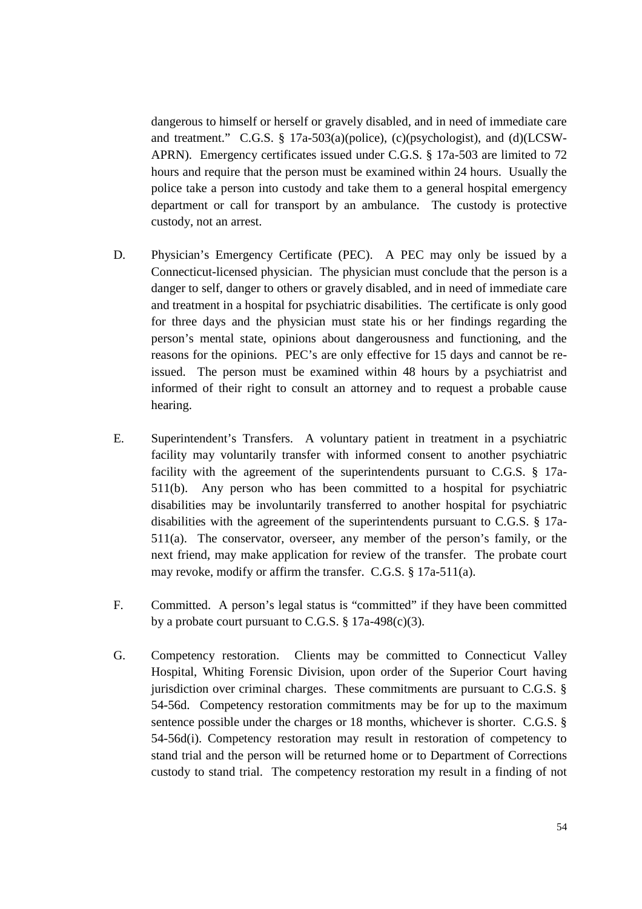dangerous to himself or herself or gravely disabled, and in need of immediate care and treatment." C.G.S. § 17a-503(a)(police), (c)(psychologist), and (d)(LCSW-APRN). Emergency certificates issued under C.G.S. § 17a-503 are limited to 72 hours and require that the person must be examined within 24 hours. Usually the police take a person into custody and take them to a general hospital emergency department or call for transport by an ambulance. The custody is protective custody, not an arrest.

D. Physician's Emergency Certificate (PEC). A PEC may only be issued by a Connecticut-licensed physician. The physician must conclude that the person is a danger to self, danger to others or gravely disabled, and in need of immediate care and treatment in a hospital for psychiatric disabilities. The certificate is only good for three days and the physician must state his or her findings regarding the person's mental state, opinions about dangerousness and functioning, and the reasons for the opinions. PEC's are only effective for 15 days and cannot be re-issued. The person must be examined within 48 hours by a psychiatrist and informed of their right to consult an attorney and to request a probable cause hearing.

E. Superintendent's Transfers. A voluntary patient in treatment in a psychiatric facility may voluntarily transfer with informed consent to another psychiatric facility with the agreement of the superintendents pursuant to C.G.S. § 17a-511(b). Any person who has been committed to a hospital for psychiatric disabilities may be involuntarily transferred to another hospital for psychiatric disabilities with the agreement of the superintendents pursuant to C.G.S. § 17a-511(a). The conservator, overseer, any member of the person's family, or the next friend, may make application for review of the transfer. The probate court may revoke, modify or affirm the transfer. C.G.S. § 17a-511(a).

F. Committed. A person's legal status is "committed" if they have been committed by a probate court pursuant to C.G.S. § 17a-498(c)(3).

G. Competency restoration. Clients may be committed to Connecticut Valley Hospital, Whiting Forensic Division, upon order of the Superior Court having jurisdiction over criminal charges. These commitments are pursuant to C.G.S. § 54-56d. Competency restoration commitments may be for up to the maximum sentence possible under the charges or 18 months, whichever is shorter. C.G.S. § 54-56d(i). Competency restoration may result in restoration of competency to stand trial and the person will be returned home or to Department of Corrections custody to stand trial. The competency restoration my result in a finding of not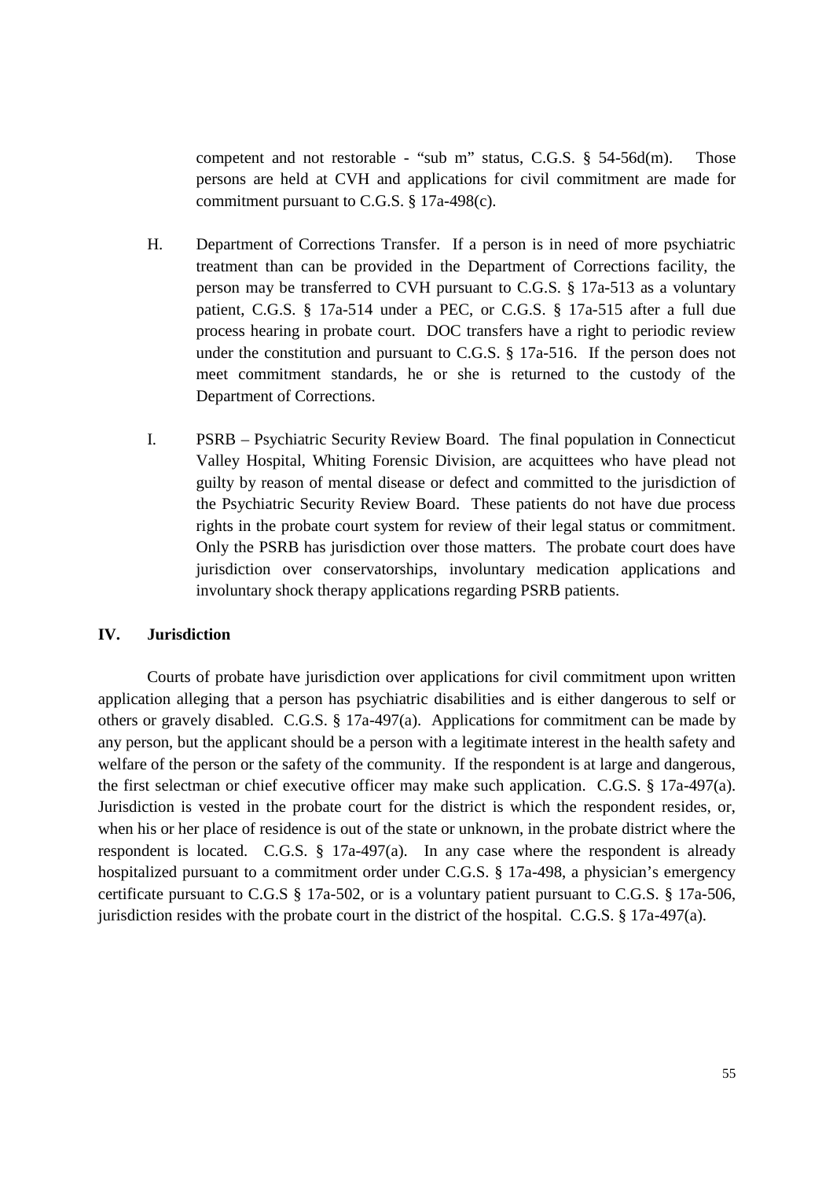competent and not restorable - "sub m" status, C.G.S. § 54-56d(m). Those persons are held at CVH and applications for civil commitment are made for commitment pursuant to C.G.S. § 17a-498(c).

H. Department of Corrections Transfer. If a person is in need of more psychiatric treatment than can be provided in the Department of Corrections facility, the person may be transferred to CVH pursuant to C.G.S. § 17a-513 as a voluntary patient, C.G.S. § 17a-514 under a PEC, or C.G.S. § 17a-515 after a full due process hearing in probate court. DOC transfers have a right to periodic review under the constitution and pursuant to C.G.S. § 17a-516. If the person does not meet commitment standards, he or she is returned to the custody of the Department of Corrections.

I. PSRB – Psychiatric Security Review Board. The final population in Connecticut Valley Hospital, Whiting Forensic Division, are acquittees who have plead not guilty by reason of mental disease or defect and committed to the jurisdiction of the Psychiatric Security Review Board. These patients do not have due process rights in the probate court system for review of their legal status or commitment. Only the PSRB has jurisdiction over those matters. The probate court does have jurisdiction over conservatorships, involuntary medication applications and involuntary shock therapy applications regarding PSRB patients.

## IV. Jurisdiction

Courts of probate have jurisdiction over applications for civil commitment upon written application alleging that a person has psychiatric disabilities and is either dangerous to self or others or gravely disabled. C.G.S. § 17a-497(a). Applications for commitment can be made by any person, but the applicant should be a person with a legitimate interest in the health safety and welfare of the person or the safety of the community. If the respondent is at large and dangerous, the first selectman or chief executive officer may make such application. C.G.S. § 17a-497(a). Jurisdiction is vested in the probate court for the district is which the respondent resides, or, when his or her place of residence is out of the state or unknown, in the probate district where the respondent is located. C.G.S. § 17a-497(a). In any case where the respondent is already hospitalized pursuant to a commitment order under C.G.S. § 17a-498, a physician's emergency certificate pursuant to C.G.S § 17a-502, or is a voluntary patient pursuant to C.G.S. § 17a-506, jurisdiction resides with the probate court in the district of the hospital. C.G.S. § 17a-497(a).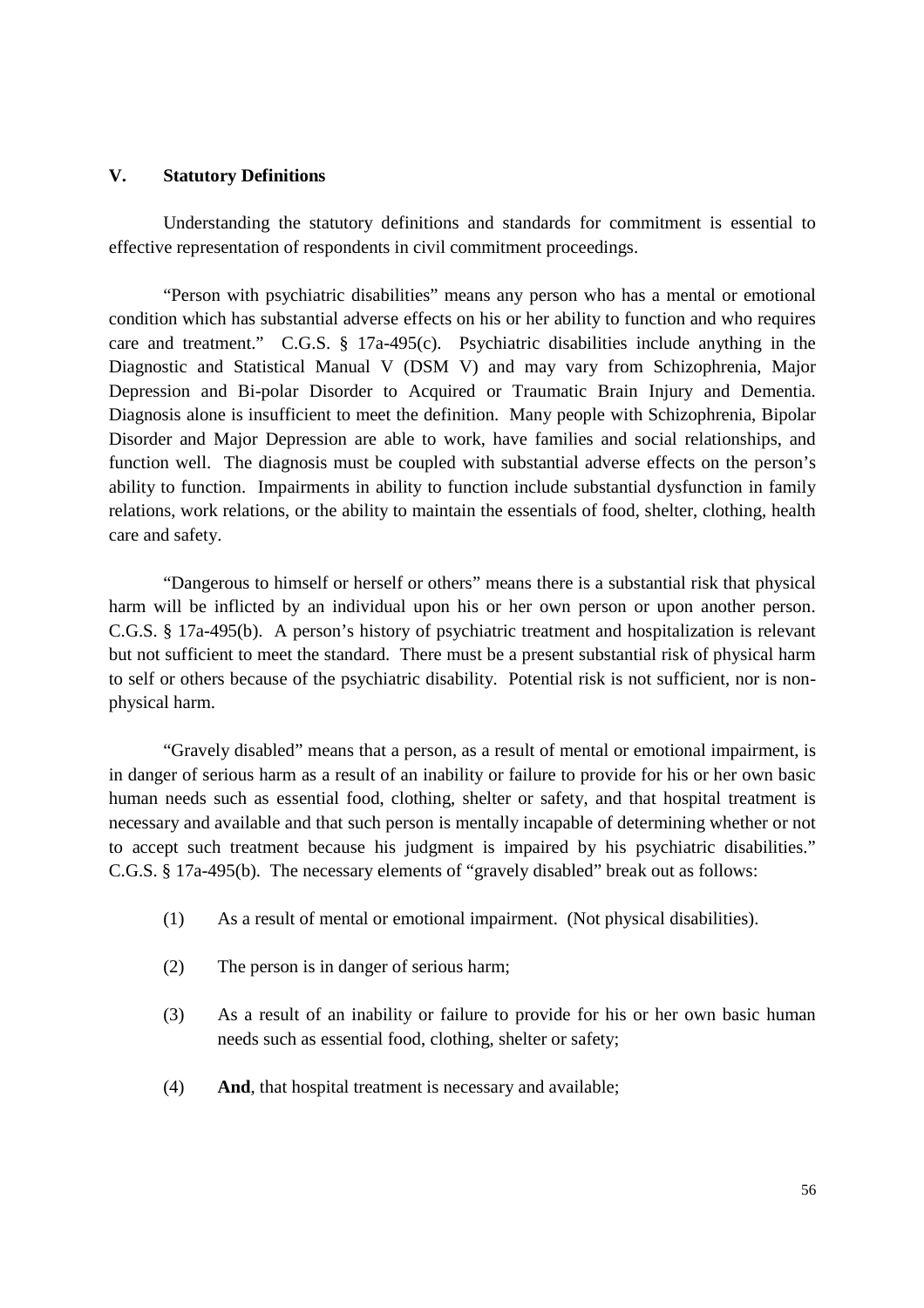## V. Statutory Definitions

Understanding the statutory definitions and standards for commitment is essential to effective representation of respondents in civil commitment proceedings.

"Person with psychiatric disabilities" means any person who has a mental or emotional condition which has substantial adverse effects on his or her ability to function and who requires care and treatment." C.G.S. § 17a-495(c). Psychiatric disabilities include anything in the Diagnostic and Statistical Manual V (DSM V) and may vary from Schizophrenia, Major Depression and Bi-polar Disorder to Acquired or Traumatic Brain Injury and Dementia. Diagnosis alone is insufficient to meet the definition. Many people with Schizophrenia, Bipolar Disorder and Major Depression are able to work, have families and social relationships, and function well. The diagnosis must be coupled with substantial adverse effects on the person's ability to function. Impairments in ability to function include substantial dysfunction in family relations, work relations, or the ability to maintain the essentials of food, shelter, clothing, health care and safety.

"Dangerous to himself or herself or others" means there is a substantial risk that physical harm will be inflicted by an individual upon his or her own person or upon another person. C.G.S. § 17a-495(b). A person's history of psychiatric treatment and hospitalization is relevant but not sufficient to meet the standard. There must be a present substantial risk of physical harm to self or others because of the psychiatric disability. Potential risk is not sufficient, nor is non-physical harm.

"Gravely disabled" means that a person, as a result of mental or emotional impairment, is in danger of serious harm as a result of an inability or failure to provide for his or her own basic human needs such as essential food, clothing, shelter or safety, and that hospital treatment is necessary and available and that such person is mentally incapable of determining whether or not to accept such treatment because his judgment is impaired by his psychiatric disabilities." C.G.S. § 17a-495(b). The necessary elements of "gravely disabled" break out as follows:

(1) As a result of mental or emotional impairment. (Not physical disabilities).

(2) The person is in danger of serious harm;

(3) As a result of an inability or failure to provide for his or her own basic human needs such as essential food, clothing, shelter or safety;

(4) **And**, that hospital treatment is necessary and available;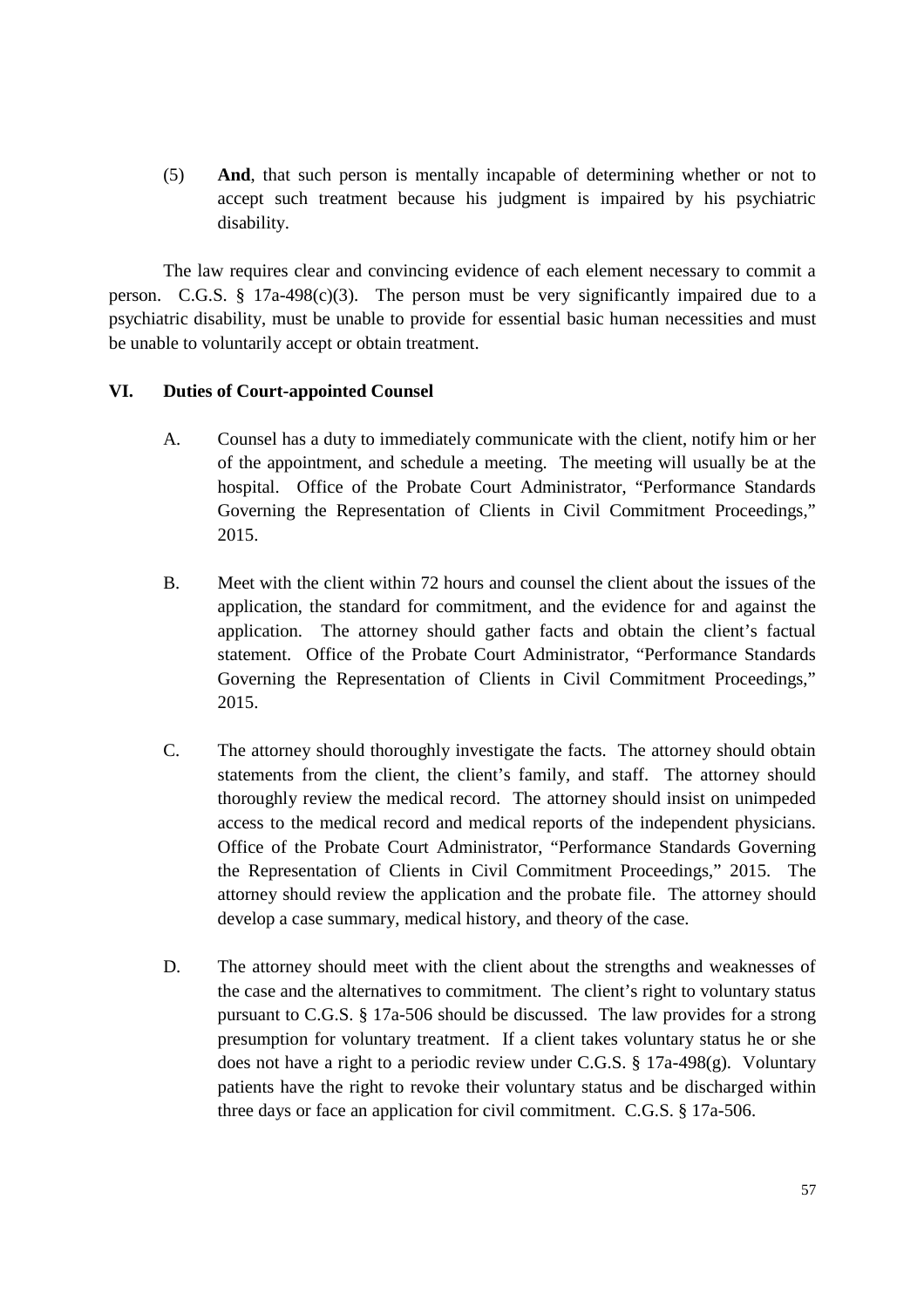(5) **And**, that such person is mentally incapable of determining whether or not to accept such treatment because his judgment is impaired by his psychiatric disability.

The law requires clear and convincing evidence of each element necessary to commit a person. C.G.S. § 17a-498(c)(3). The person must be very significantly impaired due to a psychiatric disability, must be unable to provide for essential basic human necessities and must be unable to voluntarily accept or obtain treatment.

## VI. Duties of Court-appointed Counsel

A. Counsel has a duty to immediately communicate with the client, notify him or her of the appointment, and schedule a meeting. The meeting will usually be at the hospital. Office of the Probate Court Administrator, "Performance Standards Governing the Representation of Clients in Civil Commitment Proceedings," 2015.

B. Meet with the client within 72 hours and counsel the client about the issues of the application, the standard for commitment, and the evidence for and against the application. The attorney should gather facts and obtain the client's factual statement. Office of the Probate Court Administrator, "Performance Standards Governing the Representation of Clients in Civil Commitment Proceedings," 2015.

C. The attorney should thoroughly investigate the facts. The attorney should obtain statements from the client, the client's family, and staff. The attorney should thoroughly review the medical record. The attorney should insist on unimpeded access to the medical record and medical reports of the independent physicians. Office of the Probate Court Administrator, "Performance Standards Governing the Representation of Clients in Civil Commitment Proceedings," 2015. The attorney should review the application and the probate file. The attorney should develop a case summary, medical history, and theory of the case.

D. The attorney should meet with the client about the strengths and weaknesses of the case and the alternatives to commitment. The client's right to voluntary status pursuant to C.G.S. § 17a-506 should be discussed. The law provides for a strong presumption for voluntary treatment. If a client takes voluntary status he or she does not have a right to a periodic review under C.G.S. § 17a-498(g). Voluntary patients have the right to revoke their voluntary status and be discharged within three days or face an application for civil commitment. C.G.S. § 17a-506.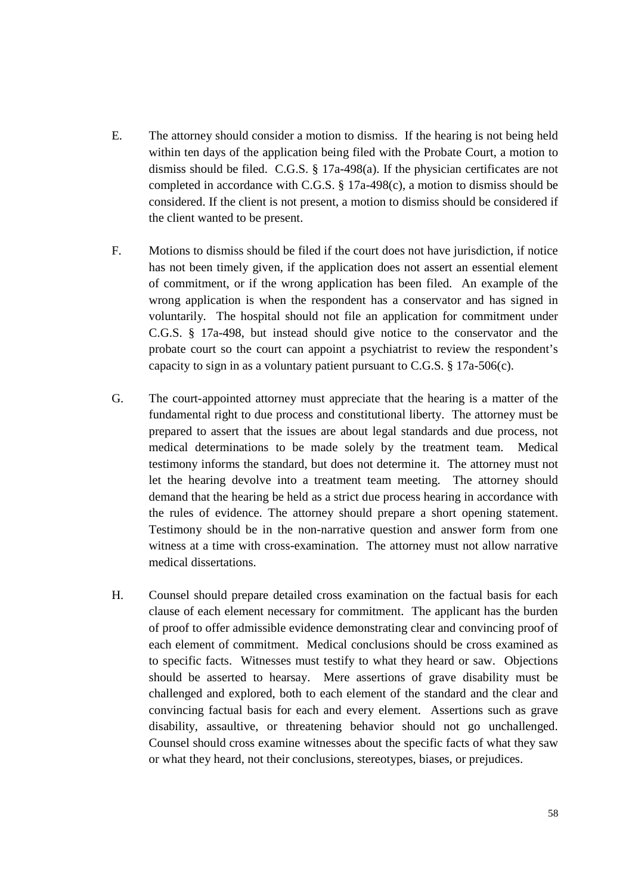E. The attorney should consider a motion to dismiss. If the hearing is not being held within ten days of the application being filed with the Probate Court, a motion to dismiss should be filed. C.G.S. § 17a-498(a). If the physician certificates are not completed in accordance with C.G.S. § 17a-498(c), a motion to dismiss should be considered. If the client is not present, a motion to dismiss should be considered if the client wanted to be present.

F. Motions to dismiss should be filed if the court does not have jurisdiction, if notice has not been timely given, if the application does not assert an essential element of commitment, or if the wrong application has been filed. An example of the wrong application is when the respondent has a conservator and has signed in voluntarily. The hospital should not file an application for commitment under C.G.S. § 17a-498, but instead should give notice to the conservator and the probate court so the court can appoint a psychiatrist to review the respondent's capacity to sign in as a voluntary patient pursuant to C.G.S. § 17a-506(c).

G. The court-appointed attorney must appreciate that the hearing is a matter of the fundamental right to due process and constitutional liberty. The attorney must be prepared to assert that the issues are about legal standards and due process, not medical determinations to be made solely by the treatment team. Medical testimony informs the standard, but does not determine it. The attorney must not let the hearing devolve into a treatment team meeting. The attorney should demand that the hearing be held as a strict due process hearing in accordance with the rules of evidence. The attorney should prepare a short opening statement. Testimony should be in the non-narrative question and answer form from one witness at a time with cross-examination. The attorney must not allow narrative medical dissertations.

H. Counsel should prepare detailed cross examination on the factual basis for each clause of each element necessary for commitment. The applicant has the burden of proof to offer admissible evidence demonstrating clear and convincing proof of each element of commitment. Medical conclusions should be cross examined as to specific facts. Witnesses must testify to what they heard or saw. Objections should be asserted to hearsay. Mere assertions of grave disability must be challenged and explored, both to each element of the standard and the clear and convincing factual basis for each and every element. Assertions such as grave disability, assaultive, or threatening behavior should not go unchallenged. Counsel should cross examine witnesses about the specific facts of what they saw or what they heard, not their conclusions, stereotypes, biases, or prejudices.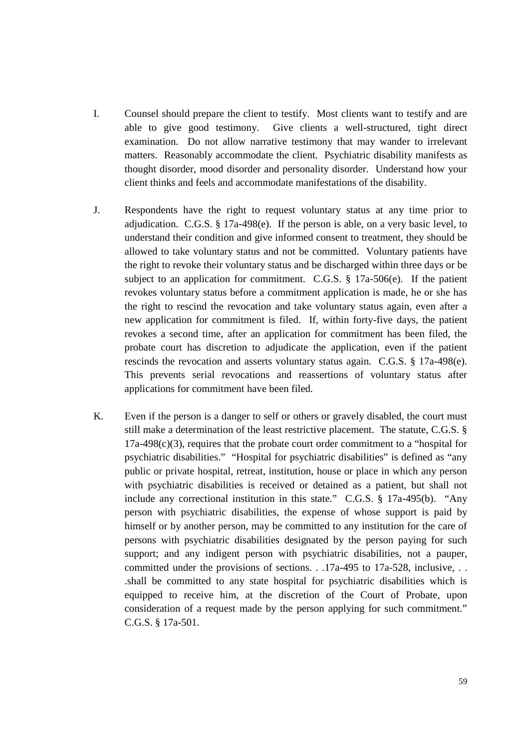I. Counsel should prepare the client to testify. Most clients want to testify and are able to give good testimony. Give clients a well-structured, tight direct examination. Do not allow narrative testimony that may wander to irrelevant matters. Reasonably accommodate the client. Psychiatric disability manifests as thought disorder, mood disorder and personality disorder. Understand how your client thinks and feels and accommodate manifestations of the disability.

J. Respondents have the right to request voluntary status at any time prior to adjudication. C.G.S. § 17a-498(e). If the person is able, on a very basic level, to understand their condition and give informed consent to treatment, they should be allowed to take voluntary status and not be committed. Voluntary patients have the right to revoke their voluntary status and be discharged within three days or be subject to an application for commitment. C.G.S. § 17a-506(e). If the patient revokes voluntary status before a commitment application is made, he or she has the right to rescind the revocation and take voluntary status again, even after a new application for commitment is filed. If, within forty-five days, the patient revokes a second time, after an application for commitment has been filed, the probate court has discretion to adjudicate the application, even if the patient rescinds the revocation and asserts voluntary status again. C.G.S. § 17a-498(e). This prevents serial revocations and reassertions of voluntary status after applications for commitment have been filed.

K. Even if the person is a danger to self or others or gravely disabled, the court must still make a determination of the least restrictive placement. The statute, C.G.S. § 17a-498(c)(3), requires that the probate court order commitment to a "hospital for psychiatric disabilities." "Hospital for psychiatric disabilities" is defined as "any public or private hospital, retreat, institution, house or place in which any person with psychiatric disabilities is received or detained as a patient, but shall not include any correctional institution in this state." C.G.S. § 17a-495(b). "Any person with psychiatric disabilities, the expense of whose support is paid by himself or by another person, may be committed to any institution for the care of persons with psychiatric disabilities designated by the person paying for such support; and any indigent person with psychiatric disabilities, not a pauper, committed under the provisions of sections. . .17a-495 to 17a-528, inclusive, . . .shall be committed to any state hospital for psychiatric disabilities which is equipped to receive him, at the discretion of the Court of Probate, upon consideration of a request made by the person applying for such commitment." C.G.S. § 17a-501.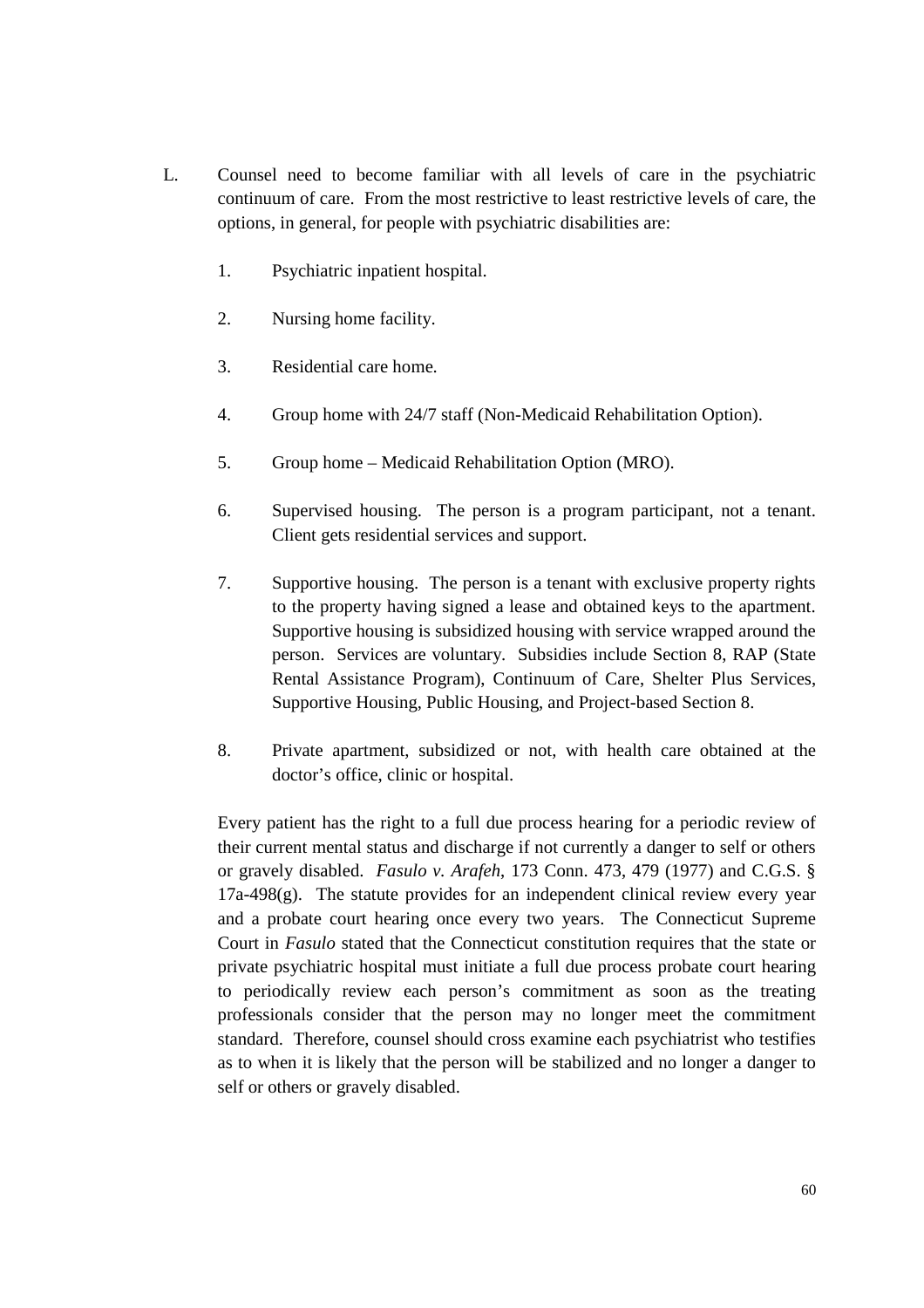L. Counsel need to become familiar with all levels of care in the psychiatric continuum of care. From the most restrictive to least restrictive levels of care, the options, in general, for people with psychiatric disabilities are:

1. Psychiatric inpatient hospital.

2. Nursing home facility.

3. Residential care home.

4. Group home with 24/7 staff (Non-Medicaid Rehabilitation Option).

5. Group home – Medicaid Rehabilitation Option (MRO).

6. Supervised housing. The person is a program participant, not a tenant. Client gets residential services and support.

7. Supportive housing. The person is a tenant with exclusive property rights to the property having signed a lease and obtained keys to the apartment. Supportive housing is subsidized housing with service wrapped around the person. Services are voluntary. Subsidies include Section 8, RAP (State Rental Assistance Program), Continuum of Care, Shelter Plus Services, Supportive Housing, Public Housing, and Project-based Section 8.

8. Private apartment, subsidized or not, with health care obtained at the doctor's office, clinic or hospital.

Every patient has the right to a full due process hearing for a periodic review of their current mental status and discharge if not currently a danger to self or others or gravely disabled. *Fasulo v. Arafeh*, 173 Conn. 473, 479 (1977) and C.G.S. § 17a-498(g). The statute provides for an independent clinical review every year and a probate court hearing once every two years. The Connecticut Supreme Court in *Fasulo* stated that the Connecticut constitution requires that the state or private psychiatric hospital must initiate a full due process probate court hearing to periodically review each person's commitment as soon as the treating professionals consider that the person may no longer meet the commitment standard. Therefore, counsel should cross examine each psychiatrist who testifies as to when it is likely that the person will be stabilized and no longer a danger to self or others or gravely disabled.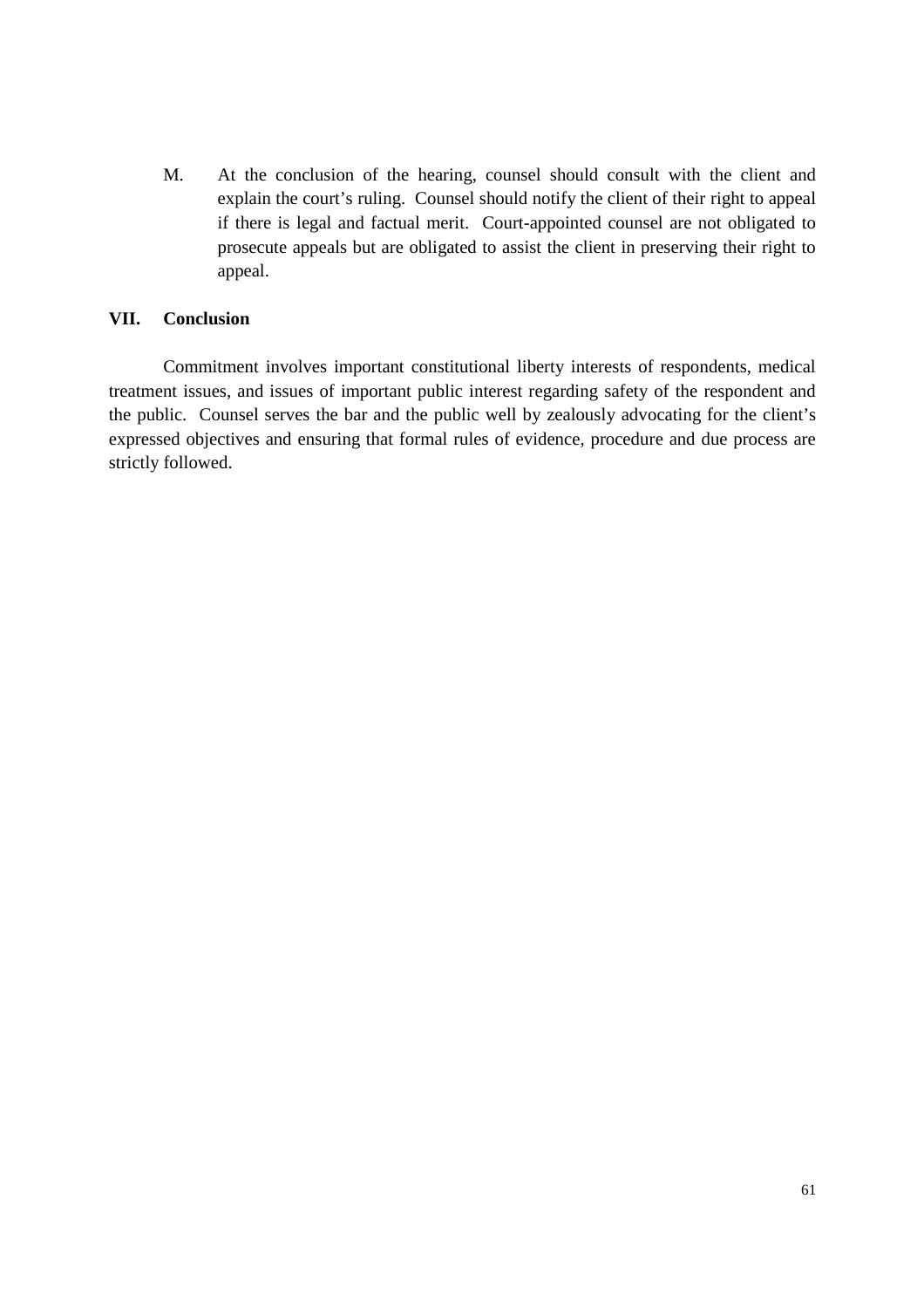M. At the conclusion of the hearing, counsel should consult with the client and explain the court's ruling. Counsel should notify the client of their right to appeal if there is legal and factual merit. Court-appointed counsel are not obligated to prosecute appeals but are obligated to assist the client in preserving their right to appeal.

## VII. Conclusion

Commitment involves important constitutional liberty interests of respondents, medical treatment issues, and issues of important public interest regarding safety of the respondent and the public. Counsel serves the bar and the public well by zealously advocating for the client's expressed objectives and ensuring that formal rules of evidence, procedure and due process are strictly followed.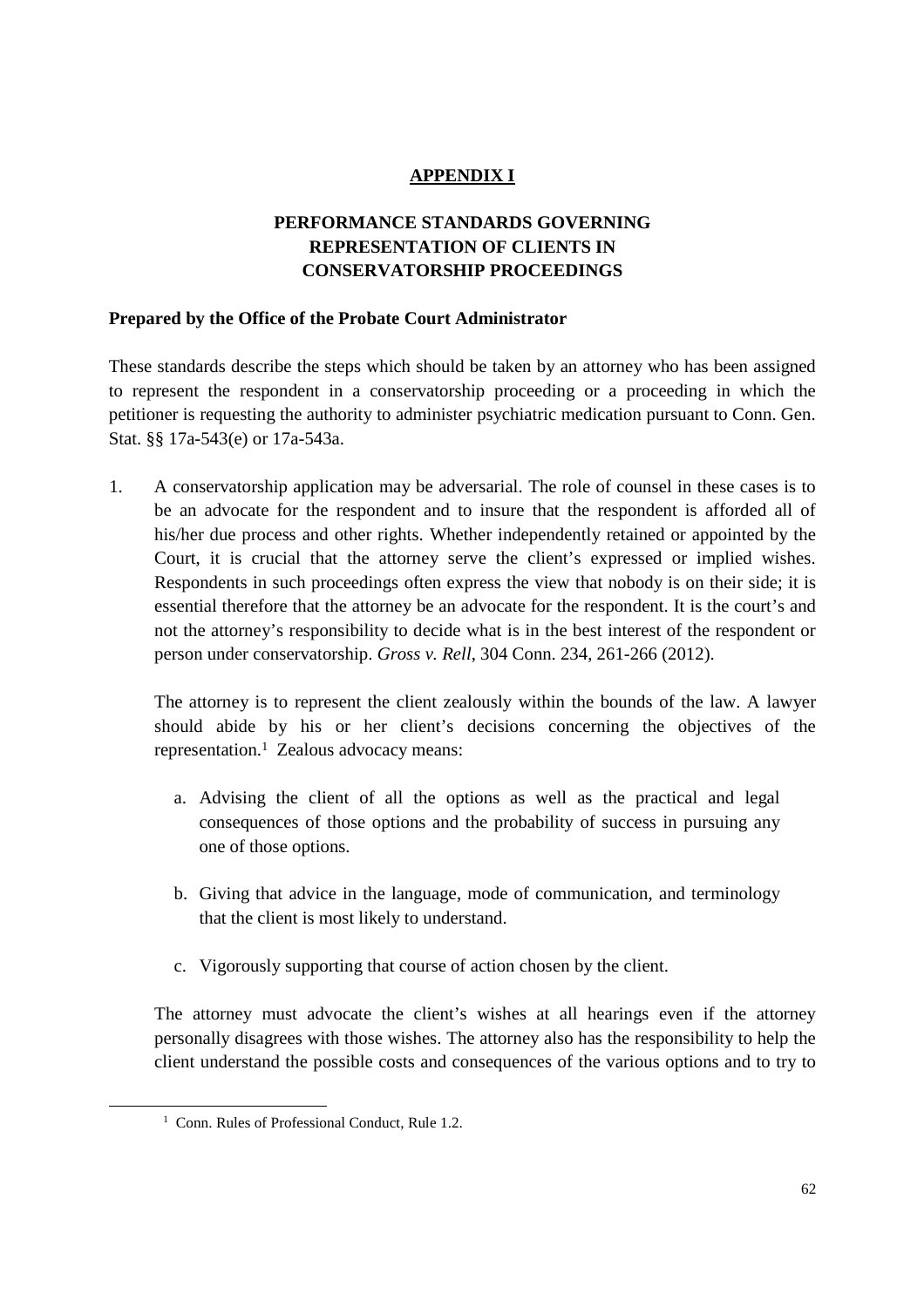## APPENDIX I

## PERFORMANCE STANDARDS GOVERNING REPRESENTATION OF CLIENTS IN CONSERVATORSHIP PROCEEDINGS

**Prepared by the Office of the Probate Court Administrator**

These standards describe the steps which should be taken by an attorney who has been assigned to represent the respondent in a conservatorship proceeding or a proceeding in which the petitioner is requesting the authority to administer psychiatric medication pursuant to Conn. Gen. Stat. §§ 17a-543(e) or 17a-543a.

1. A conservatorship application may be adversarial. The role of counsel in these cases is to be an advocate for the respondent and to insure that the respondent is afforded all of his/her due process and other rights. Whether independently retained or appointed by the Court, it is crucial that the attorney serve the client's expressed or implied wishes. Respondents in such proceedings often express the view that nobody is on their side; it is essential therefore that the attorney be an advocate for the respondent. It is the court's and not the attorney's responsibility to decide what is in the best interest of the respondent or person under conservatorship. *Gross v. Rell*, 304 Conn. 234, 261-266 (2012).

   The attorney is to represent the client zealously within the bounds of the law. A lawyer should abide by his or her client's decisions concerning the objectives of the representation.[1] Zealous advocacy means:

   a. Advising the client of all the options as well as the practical and legal consequences of those options and the probability of success in pursuing any one of those options.

   b. Giving that advice in the language, mode of communication, and terminology that the client is most likely to understand.

   c. Vigorously supporting that course of action chosen by the client.

   The attorney must advocate the client's wishes at all hearings even if the attorney personally disagrees with those wishes. The attorney also has the responsibility to help the client understand the possible costs and consequences of the various options and to try to

---

[1] Conn. Rules of Professional Conduct, Rule 1.2.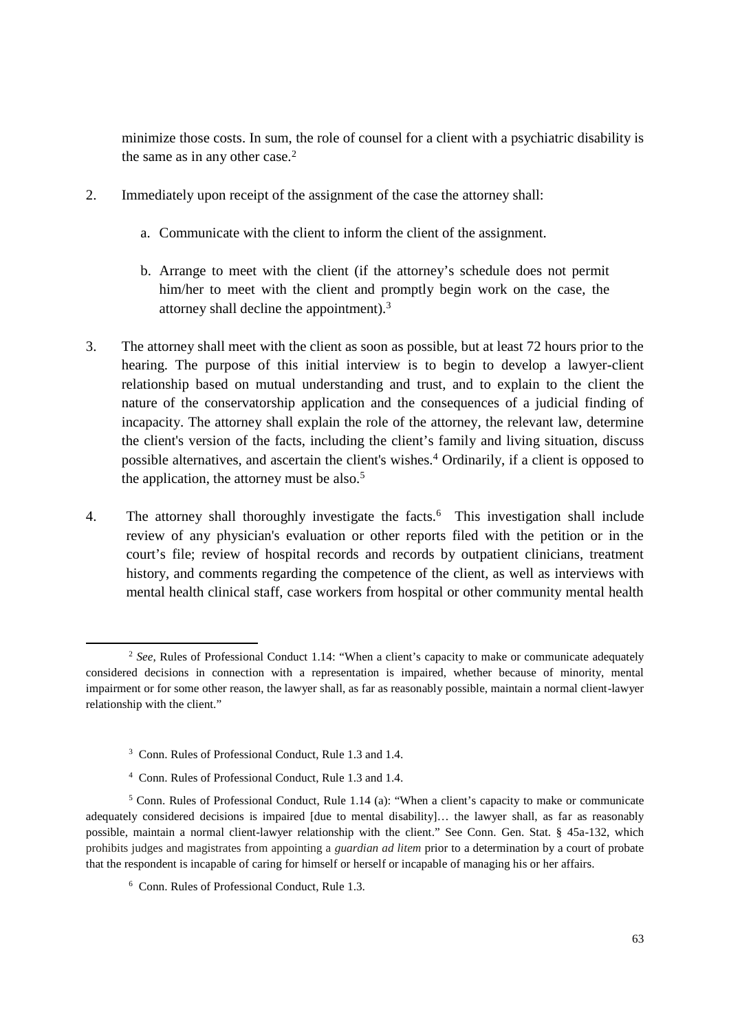minimize those costs. In sum, the role of counsel for a client with a psychiatric disability is the same as in any other case.[2]

2. Immediately upon receipt of the assignment of the case the attorney shall:

   a. Communicate with the client to inform the client of the assignment.

   b. Arrange to meet with the client (if the attorney's schedule does not permit him/her to meet with the client and promptly begin work on the case, the attorney shall decline the appointment).[3]

3. The attorney shall meet with the client as soon as possible, but at least 72 hours prior to the hearing. The purpose of this initial interview is to begin to develop a lawyer-client relationship based on mutual understanding and trust, and to explain to the client the nature of the conservatorship application and the consequences of a judicial finding of incapacity. The attorney shall explain the role of the attorney, the relevant law, determine the client's version of the facts, including the client's family and living situation, discuss possible alternatives, and ascertain the client's wishes.[4] Ordinarily, if a client is opposed to the application, the attorney must be also.[5]

4. The attorney shall thoroughly investigate the facts.[6] This investigation shall include review of any physician's evaluation or other reports filed with the petition or in the court's file; review of hospital records and records by outpatient clinicians, treatment history, and comments regarding the competence of the client, as well as interviews with mental health clinical staff, case workers from hospital or other community mental health

---

[2] *See*, Rules of Professional Conduct 1.14: "When a client's capacity to make or communicate adequately considered decisions in connection with a representation is impaired, whether because of minority, mental impairment or for some other reason, the lawyer shall, as far as reasonably possible, maintain a normal client-lawyer relationship with the client."

[3] Conn. Rules of Professional Conduct, Rule 1.3 and 1.4.

[4] Conn. Rules of Professional Conduct, Rule 1.3 and 1.4.

[5] Conn. Rules of Professional Conduct, Rule 1.14 (a): "When a client's capacity to make or communicate adequately considered decisions is impaired [due to mental disability]… the lawyer shall, as far as reasonably possible, maintain a normal client-lawyer relationship with the client." See Conn. Gen. Stat. § 45a-132, which prohibits judges and magistrates from appointing a *guardian ad litem* prior to a determination by a court of probate that the respondent is incapable of caring for himself or herself or incapable of managing his or her affairs.

[6] Conn. Rules of Professional Conduct, Rule 1.3.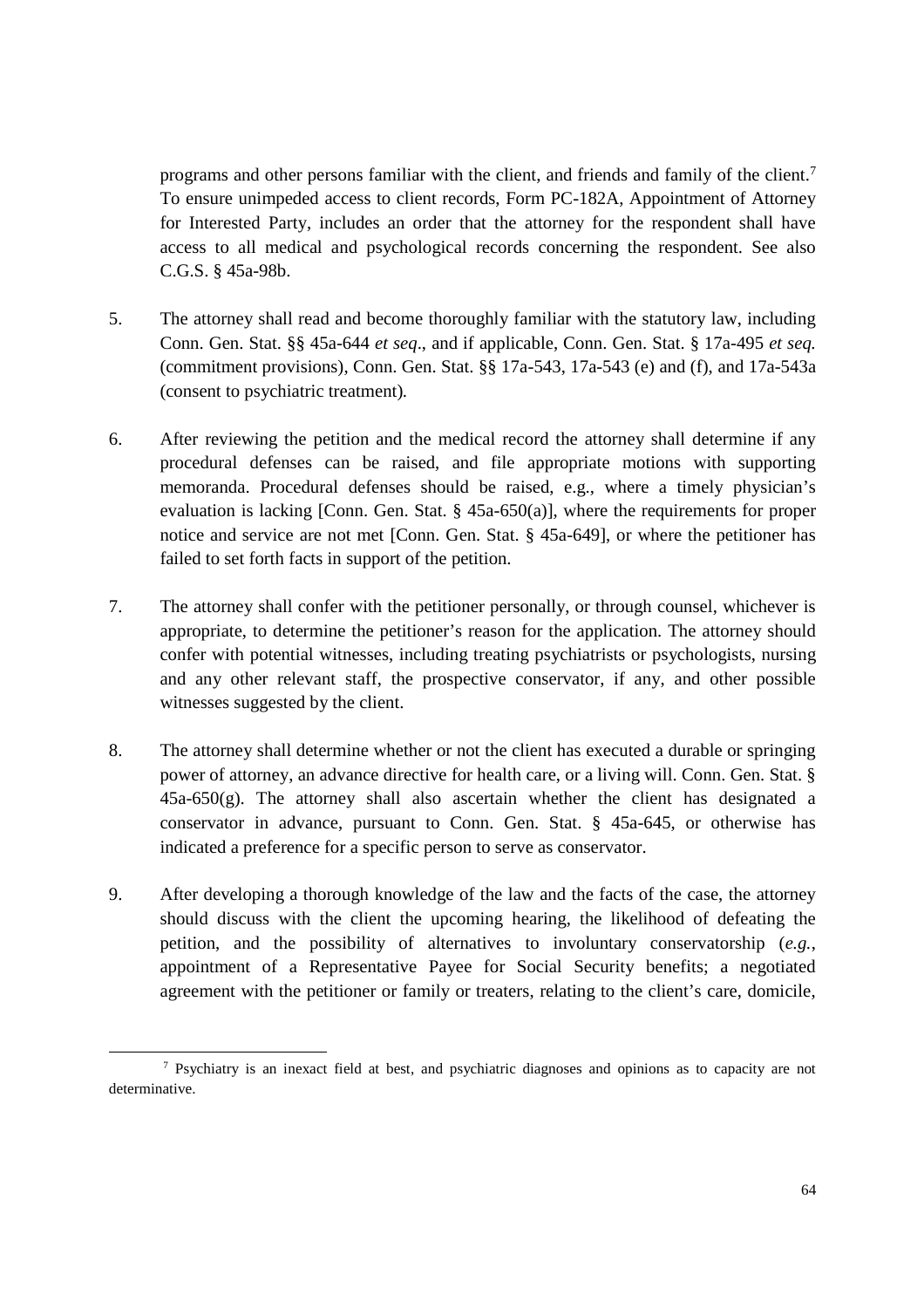programs and other persons familiar with the client, and friends and family of the client.[7] To ensure unimpeded access to client records, Form PC-182A, Appointment of Attorney for Interested Party, includes an order that the attorney for the respondent shall have access to all medical and psychological records concerning the respondent. See also C.G.S. § 45a-98b.

5. The attorney shall read and become thoroughly familiar with the statutory law, including Conn. Gen. Stat. §§ 45a-644 *et seq*., and if applicable, Conn. Gen. Stat. § 17a-495 *et seq.* (commitment provisions), Conn. Gen. Stat. §§ 17a-543, 17a-543 (e) and (f), and 17a-543a (consent to psychiatric treatment).

6. After reviewing the petition and the medical record the attorney shall determine if any procedural defenses can be raised, and file appropriate motions with supporting memoranda. Procedural defenses should be raised, e.g., where a timely physician's evaluation is lacking [Conn. Gen. Stat. § 45a-650(a)], where the requirements for proper notice and service are not met [Conn. Gen. Stat. § 45a-649], or where the petitioner has failed to set forth facts in support of the petition.

7. The attorney shall confer with the petitioner personally, or through counsel, whichever is appropriate, to determine the petitioner's reason for the application. The attorney should confer with potential witnesses, including treating psychiatrists or psychologists, nursing and any other relevant staff, the prospective conservator, if any, and other possible witnesses suggested by the client.

8. The attorney shall determine whether or not the client has executed a durable or springing power of attorney, an advance directive for health care, or a living will. Conn. Gen. Stat. § 45a-650(g). The attorney shall also ascertain whether the client has designated a conservator in advance, pursuant to Conn. Gen. Stat. § 45a-645, or otherwise has indicated a preference for a specific person to serve as conservator.

9. After developing a thorough knowledge of the law and the facts of the case, the attorney should discuss with the client the upcoming hearing, the likelihood of defeating the petition, and the possibility of alternatives to involuntary conservatorship (*e.g.*, appointment of a Representative Payee for Social Security benefits; a negotiated agreement with the petitioner or family or treaters, relating to the client's care, domicile,

[7] Psychiatry is an inexact field at best, and psychiatric diagnoses and opinions as to capacity are not determinative.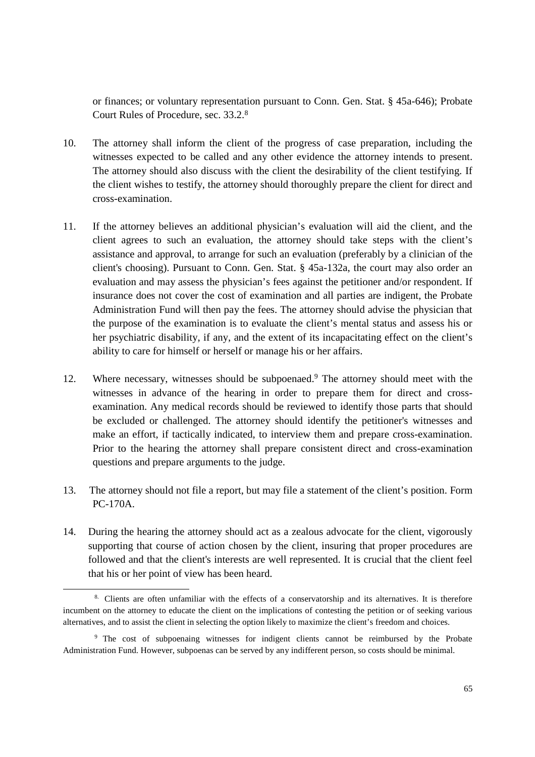or finances; or voluntary representation pursuant to Conn. Gen. Stat. § 45a-646); Probate Court Rules of Procedure, sec. 33.2.[8]

10. The attorney shall inform the client of the progress of case preparation, including the witnesses expected to be called and any other evidence the attorney intends to present. The attorney should also discuss with the client the desirability of the client testifying. If the client wishes to testify, the attorney should thoroughly prepare the client for direct and cross-examination.

11. If the attorney believes an additional physician's evaluation will aid the client, and the client agrees to such an evaluation, the attorney should take steps with the client's assistance and approval, to arrange for such an evaluation (preferably by a clinician of the client's choosing). Pursuant to Conn. Gen. Stat. § 45a-132a, the court may also order an evaluation and may assess the physician's fees against the petitioner and/or respondent. If insurance does not cover the cost of examination and all parties are indigent, the Probate Administration Fund will then pay the fees. The attorney should advise the physician that the purpose of the examination is to evaluate the client's mental status and assess his or her psychiatric disability, if any, and the extent of its incapacitating effect on the client's ability to care for himself or herself or manage his or her affairs.

12. Where necessary, witnesses should be subpoenaed.[9] The attorney should meet with the witnesses in advance of the hearing in order to prepare them for direct and cross-examination. Any medical records should be reviewed to identify those parts that should be excluded or challenged. The attorney should identify the petitioner's witnesses and make an effort, if tactically indicated, to interview them and prepare cross-examination. Prior to the hearing the attorney shall prepare consistent direct and cross-examination questions and prepare arguments to the judge.

13. The attorney should not file a report, but may file a statement of the client's position. Form PC-170A.

14. During the hearing the attorney should act as a zealous advocate for the client, vigorously supporting that course of action chosen by the client, insuring that proper procedures are followed and that the client's interests are well represented. It is crucial that the client feel that his or her point of view has been heard.

---

[8] Clients are often unfamiliar with the effects of a conservatorship and its alternatives. It is therefore incumbent on the attorney to educate the client on the implications of contesting the petition or of seeking various alternatives, and to assist the client in selecting the option likely to maximize the client's freedom and choices.

[9] The cost of subpoenaing witnesses for indigent clients cannot be reimbursed by the Probate Administration Fund. However, subpoenas can be served by any indifferent person, so costs should be minimal.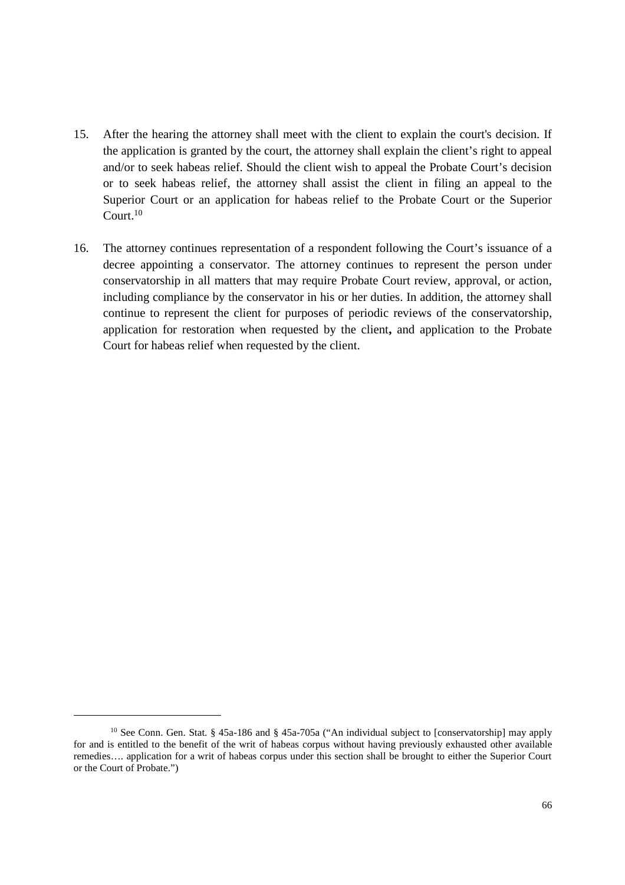15. After the hearing the attorney shall meet with the client to explain the court's decision. If the application is granted by the court, the attorney shall explain the client's right to appeal and/or to seek habeas relief. Should the client wish to appeal the Probate Court's decision or to seek habeas relief, the attorney shall assist the client in filing an appeal to the Superior Court or an application for habeas relief to the Probate Court or the Superior Court.[10]

16. The attorney continues representation of a respondent following the Court's issuance of a decree appointing a conservator. The attorney continues to represent the person under conservatorship in all matters that may require Probate Court review, approval, or action, including compliance by the conservator in his or her duties. In addition, the attorney shall continue to represent the client for purposes of periodic reviews of the conservatorship, application for restoration when requested by the client**,** and application to the Probate Court for habeas relief when requested by the client.

---

[10] See Conn. Gen. Stat. § 45a-186 and § 45a-705a ("An individual subject to [conservatorship] may apply for and is entitled to the benefit of the writ of habeas corpus without having previously exhausted other available remedies…. application for a writ of habeas corpus under this section shall be brought to either the Superior Court or the Court of Probate.")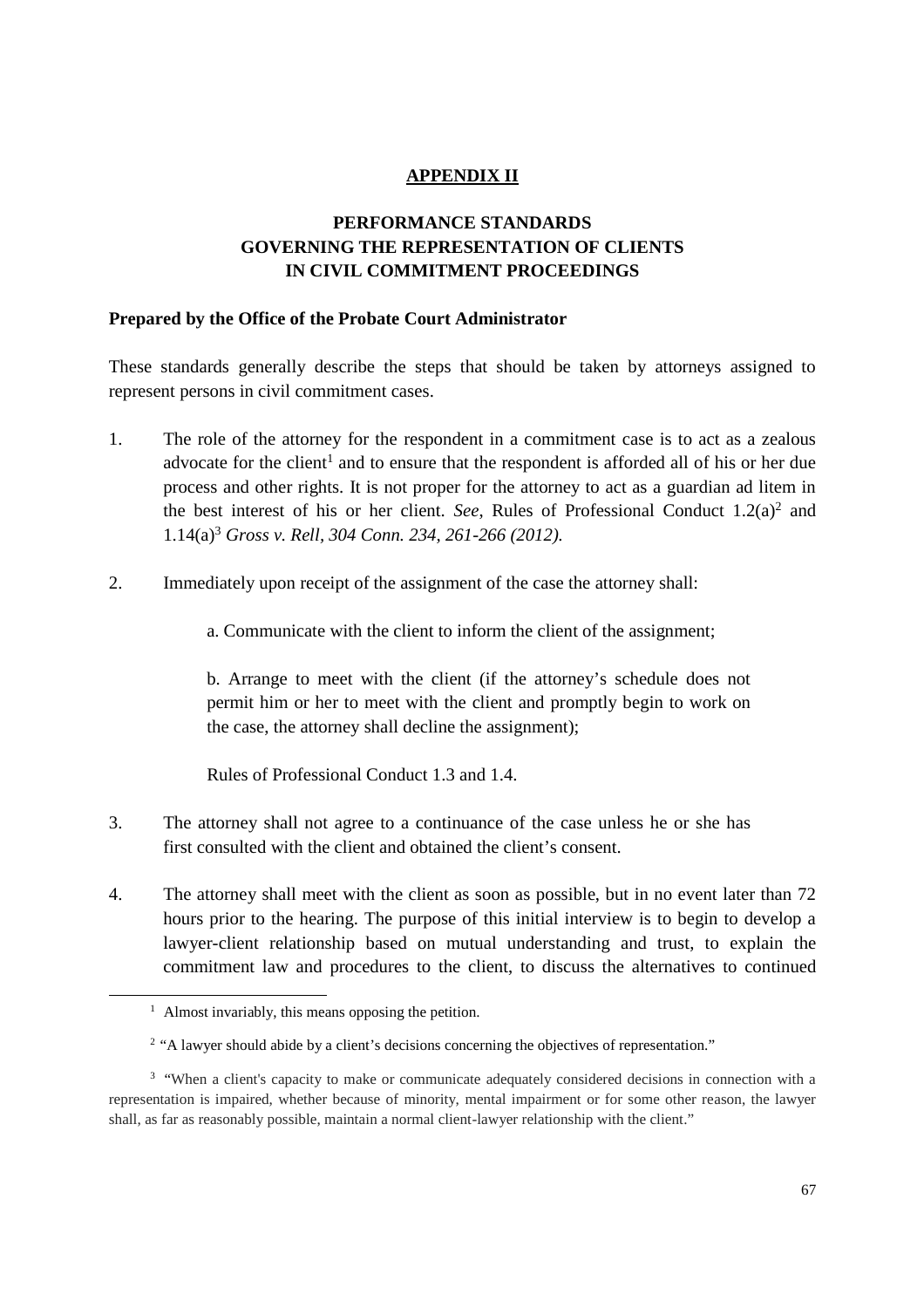**APPENDIX II**

## PERFORMANCE STANDARDS GOVERNING THE REPRESENTATION OF CLIENTS IN CIVIL COMMITMENT PROCEEDINGS

**Prepared by the Office of the Probate Court Administrator**

These standards generally describe the steps that should be taken by attorneys assigned to represent persons in civil commitment cases.

1. The role of the attorney for the respondent in a commitment case is to act as a zealous advocate for the client[1] and to ensure that the respondent is afforded all of his or her due process and other rights. It is not proper for the attorney to act as a guardian ad litem in the best interest of his or her client. *See*, Rules of Professional Conduct 1.2(a)[2] and 1.14(a)[3] *Gross v. Rell, 304 Conn. 234, 261-266 (2012).*

2. Immediately upon receipt of the assignment of the case the attorney shall:

   a. Communicate with the client to inform the client of the assignment;

   b. Arrange to meet with the client (if the attorney's schedule does not permit him or her to meet with the client and promptly begin to work on the case, the attorney shall decline the assignment);

   Rules of Professional Conduct 1.3 and 1.4.

3. The attorney shall not agree to a continuance of the case unless he or she has first consulted with the client and obtained the client's consent.

4. The attorney shall meet with the client as soon as possible, but in no event later than 72 hours prior to the hearing. The purpose of this initial interview is to begin to develop a lawyer-client relationship based on mutual understanding and trust, to explain the commitment law and procedures to the client, to discuss the alternatives to continued

---

[1] Almost invariably, this means opposing the petition.

[2] "A lawyer should abide by a client's decisions concerning the objectives of representation."

[3] "When a client's capacity to make or communicate adequately considered decisions in connection with a representation is impaired, whether because of minority, mental impairment or for some other reason, the lawyer shall, as far as reasonably possible, maintain a normal client-lawyer relationship with the client."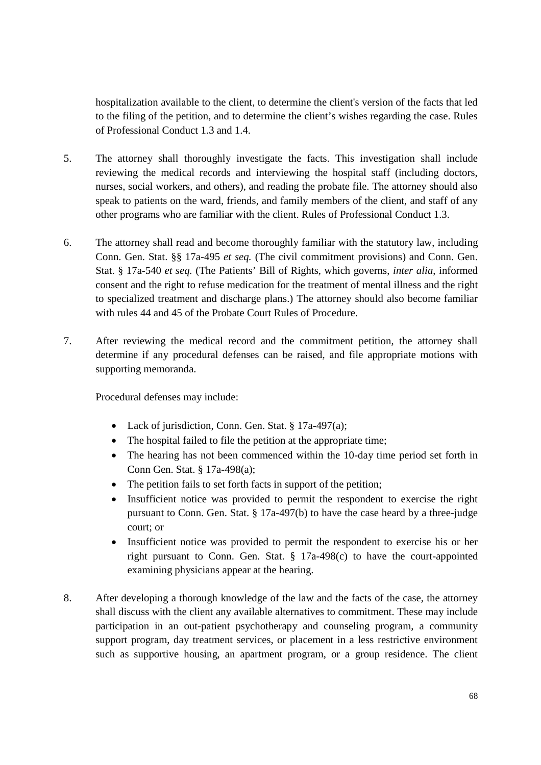hospitalization available to the client, to determine the client's version of the facts that led to the filing of the petition, and to determine the client's wishes regarding the case. Rules of Professional Conduct 1.3 and 1.4.

5. The attorney shall thoroughly investigate the facts. This investigation shall include reviewing the medical records and interviewing the hospital staff (including doctors, nurses, social workers, and others), and reading the probate file. The attorney should also speak to patients on the ward, friends, and family members of the client, and staff of any other programs who are familiar with the client. Rules of Professional Conduct 1.3.

6. The attorney shall read and become thoroughly familiar with the statutory law, including Conn. Gen. Stat. §§ 17a-495 *et seq.* (The civil commitment provisions) and Conn. Gen. Stat. § 17a-540 *et seq.* (The Patients' Bill of Rights, which governs, *inter alia*, informed consent and the right to refuse medication for the treatment of mental illness and the right to specialized treatment and discharge plans.) The attorney should also become familiar with rules 44 and 45 of the Probate Court Rules of Procedure.

7. After reviewing the medical record and the commitment petition, the attorney shall determine if any procedural defenses can be raised, and file appropriate motions with supporting memoranda.

   Procedural defenses may include:

   - Lack of jurisdiction, Conn. Gen. Stat. § 17a-497(a);
   - The hospital failed to file the petition at the appropriate time;
   - The hearing has not been commenced within the 10-day time period set forth in Conn Gen. Stat. § 17a-498(a);
   - The petition fails to set forth facts in support of the petition;
   - Insufficient notice was provided to permit the respondent to exercise the right pursuant to Conn. Gen. Stat. § 17a-497(b) to have the case heard by a three-judge court; or
   - Insufficient notice was provided to permit the respondent to exercise his or her right pursuant to Conn. Gen. Stat. § 17a-498(c) to have the court-appointed examining physicians appear at the hearing.

8. After developing a thorough knowledge of the law and the facts of the case, the attorney shall discuss with the client any available alternatives to commitment. These may include participation in an out-patient psychotherapy and counseling program, a community support program, day treatment services, or placement in a less restrictive environment such as supportive housing, an apartment program, or a group residence. The client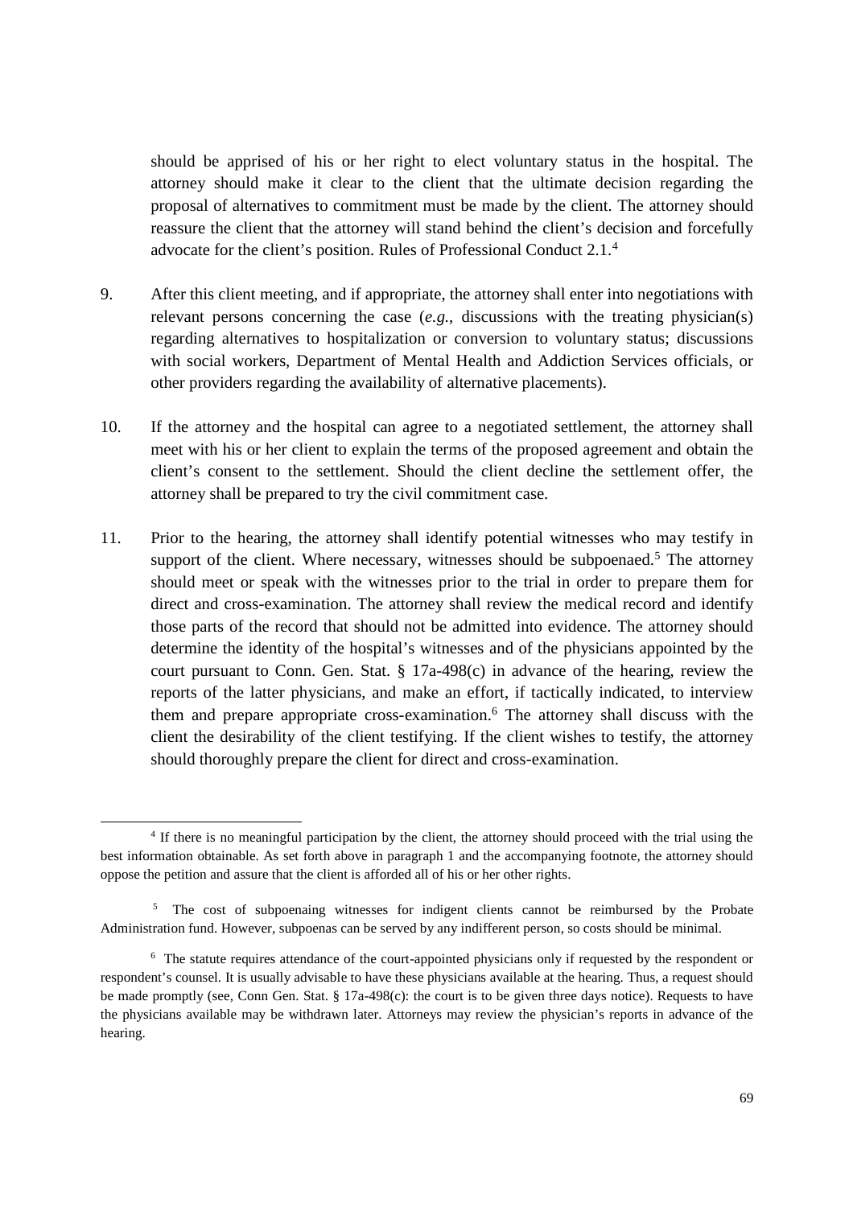should be apprised of his or her right to elect voluntary status in the hospital. The attorney should make it clear to the client that the ultimate decision regarding the proposal of alternatives to commitment must be made by the client. The attorney should reassure the client that the attorney will stand behind the client's decision and forcefully advocate for the client's position. Rules of Professional Conduct 2.1.[4]

9. After this client meeting, and if appropriate, the attorney shall enter into negotiations with relevant persons concerning the case (*e.g.*, discussions with the treating physician(s) regarding alternatives to hospitalization or conversion to voluntary status; discussions with social workers, Department of Mental Health and Addiction Services officials, or other providers regarding the availability of alternative placements).

10. If the attorney and the hospital can agree to a negotiated settlement, the attorney shall meet with his or her client to explain the terms of the proposed agreement and obtain the client's consent to the settlement. Should the client decline the settlement offer, the attorney shall be prepared to try the civil commitment case.

11. Prior to the hearing, the attorney shall identify potential witnesses who may testify in support of the client. Where necessary, witnesses should be subpoenaed.[5] The attorney should meet or speak with the witnesses prior to the trial in order to prepare them for direct and cross-examination. The attorney shall review the medical record and identify those parts of the record that should not be admitted into evidence. The attorney should determine the identity of the hospital's witnesses and of the physicians appointed by the court pursuant to Conn. Gen. Stat. § 17a-498(c) in advance of the hearing, review the reports of the latter physicians, and make an effort, if tactically indicated, to interview them and prepare appropriate cross-examination.[6] The attorney shall discuss with the client the desirability of the client testifying. If the client wishes to testify, the attorney should thoroughly prepare the client for direct and cross-examination.

---

[4] If there is no meaningful participation by the client, the attorney should proceed with the trial using the best information obtainable. As set forth above in paragraph 1 and the accompanying footnote, the attorney should oppose the petition and assure that the client is afforded all of his or her other rights.

[5] The cost of subpoenaing witnesses for indigent clients cannot be reimbursed by the Probate Administration fund. However, subpoenas can be served by any indifferent person, so costs should be minimal.

[6] The statute requires attendance of the court-appointed physicians only if requested by the respondent or respondent's counsel. It is usually advisable to have these physicians available at the hearing. Thus, a request should be made promptly (see, Conn Gen. Stat. § 17a-498(c): the court is to be given three days notice). Requests to have the physicians available may be withdrawn later. Attorneys may review the physician's reports in advance of the hearing.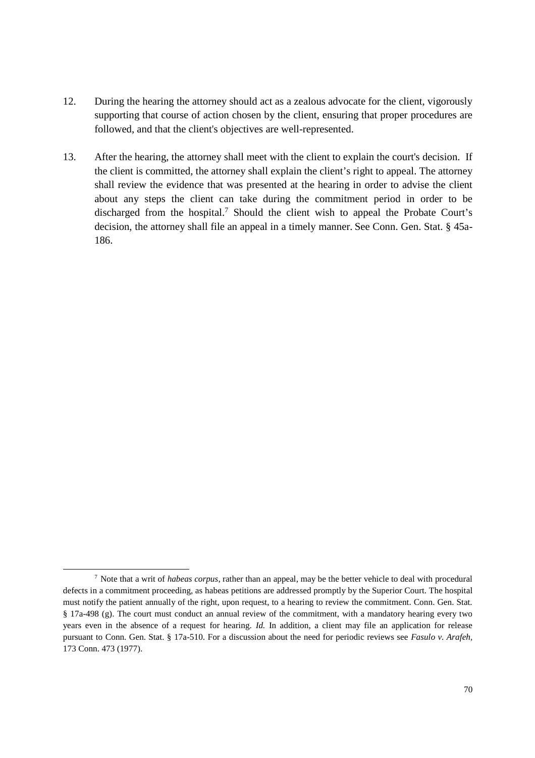12. During the hearing the attorney should act as a zealous advocate for the client, vigorously supporting that course of action chosen by the client, ensuring that proper procedures are followed, and that the client's objectives are well-represented.

13. After the hearing, the attorney shall meet with the client to explain the court's decision. If the client is committed, the attorney shall explain the client's right to appeal. The attorney shall review the evidence that was presented at the hearing in order to advise the client about any steps the client can take during the commitment period in order to be discharged from the hospital.[7] Should the client wish to appeal the Probate Court's decision, the attorney shall file an appeal in a timely manner. See Conn. Gen. Stat. § 45a-186.

---

[7] Note that a writ of *habeas corpus*, rather than an appeal, may be the better vehicle to deal with procedural defects in a commitment proceeding, as habeas petitions are addressed promptly by the Superior Court. The hospital must notify the patient annually of the right, upon request, to a hearing to review the commitment. Conn. Gen. Stat. § 17a-498 (g). The court must conduct an annual review of the commitment, with a mandatory hearing every two years even in the absence of a request for hearing. *Id.* In addition, a client may file an application for release pursuant to Conn. Gen. Stat. § 17a-510. For a discussion about the need for periodic reviews see *Fasulo v. Arafeh*, 173 Conn. 473 (1977).